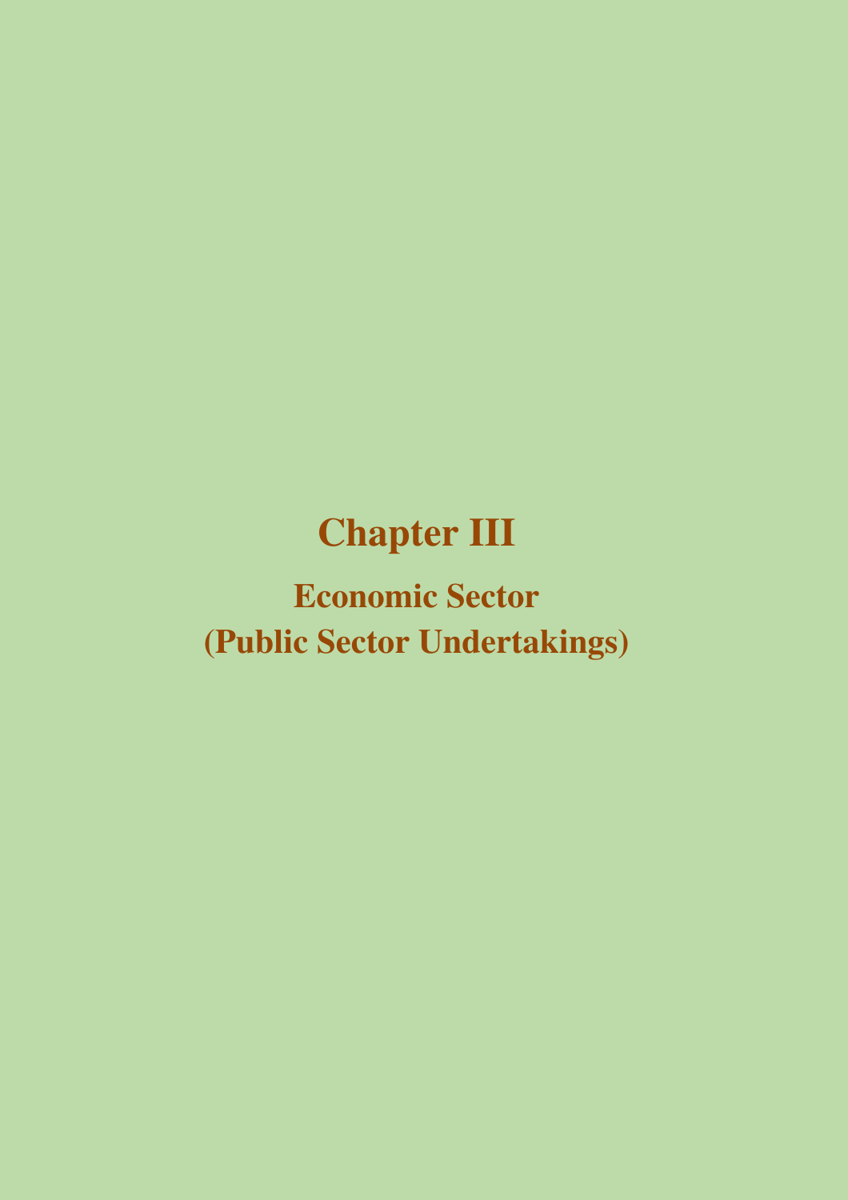# Chapter III

## Economic Sector
## (Public Sector Undertakings)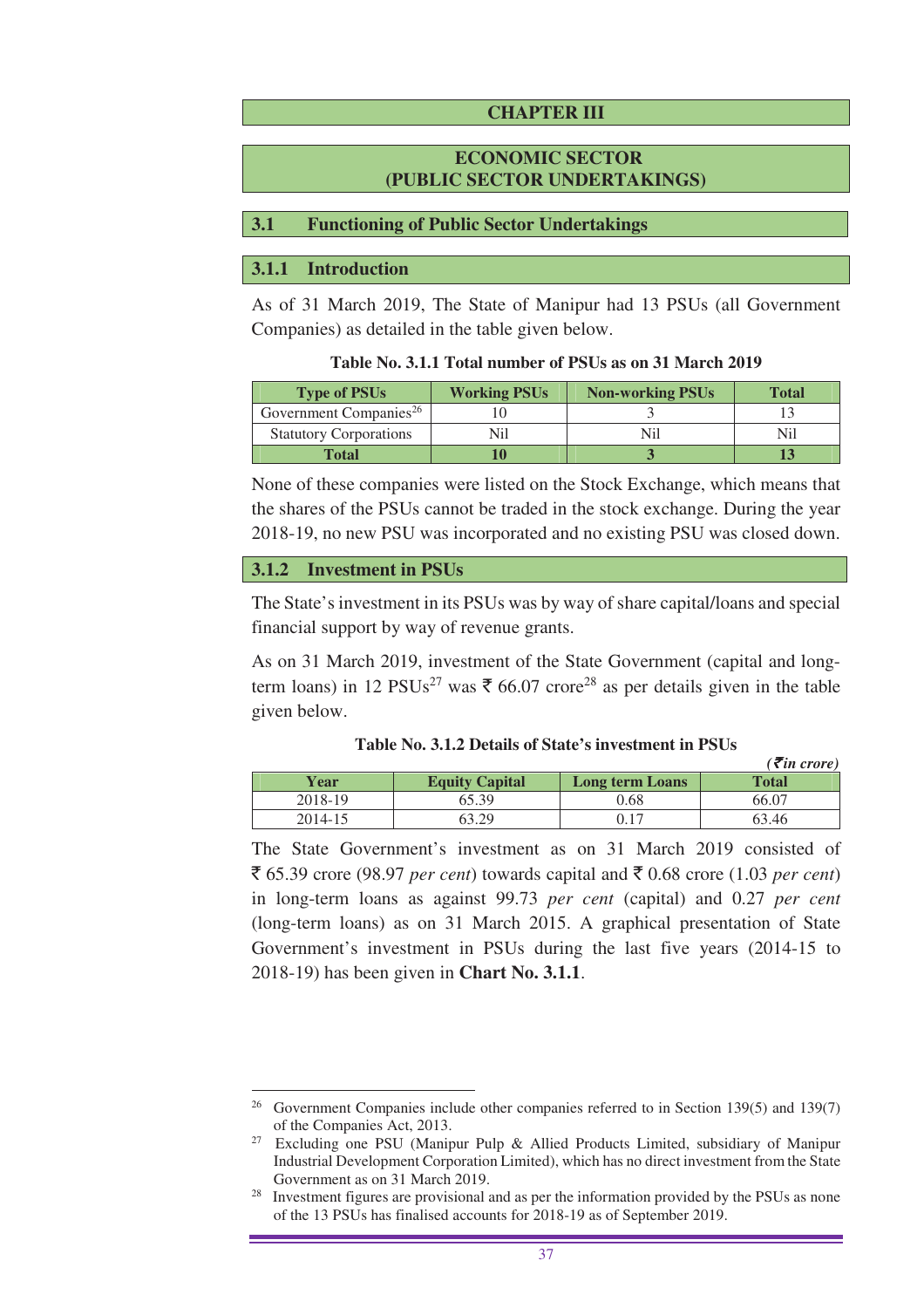# CHAPTER III

# ECONOMIC SECTOR (PUBLIC SECTOR UNDERTAKINGS)

## 3.1 Functioning of Public Sector Undertakings

### 3.1.1 Introduction

As of 31 March 2019, The State of Manipur had 13 PSUs (all Government Companies) as detailed in the table given below.

**Table No. 3.1.1 Total number of PSUs as on 31 March 2019**

| Type of PSUs | Working PSUs | Non-working PSUs | Total |
|---|---|---|---|
| Government Companies[26] | 10 | 3 | 13 |
| Statutory Corporations | Nil | Nil | Nil |
| **Total** | **10** | **3** | **13** |

None of these companies were listed on the Stock Exchange, which means that the shares of the PSUs cannot be traded in the stock exchange. During the year 2018-19, no new PSU was incorporated and no existing PSU was closed down.

### 3.1.2 Investment in PSUs

The State's investment in its PSUs was by way of share capital/loans and special financial support by way of revenue grants.

As on 31 March 2019, investment of the State Government (capital and long-term loans) in 12 PSUs[27] was ₹ 66.07 crore[28] as per details given in the table given below.

**Table No. 3.1.2 Details of State's investment in PSUs**

*(₹ in crore)*

| Year | Equity Capital | Long term Loans | Total |
|---|---|---|---|
| 2018-19 | 65.39 | 0.68 | 66.07 |
| 2014-15 | 63.29 | 0.17 | 63.46 |

The State Government's investment as on 31 March 2019 consisted of ₹ 65.39 crore (98.97 *per cent*) towards capital and ₹ 0.68 crore (1.03 *per cent*) in long-term loans as against 99.73 *per cent* (capital) and 0.27 *per cent* (long-term loans) as on 31 March 2015. A graphical presentation of State Government's investment in PSUs during the last five years (2014-15 to 2018-19) has been given in **Chart No. 3.1.1**.

---

[26] Government Companies include other companies referred to in Section 139(5) and 139(7) of the Companies Act, 2013.

[27] Excluding one PSU (Manipur Pulp & Allied Products Limited, subsidiary of Manipur Industrial Development Corporation Limited), which has no direct investment from the State Government as on 31 March 2019.

[28] Investment figures are provisional and as per the information provided by the PSUs as none of the 13 PSUs has finalised accounts for 2018-19 as of September 2019.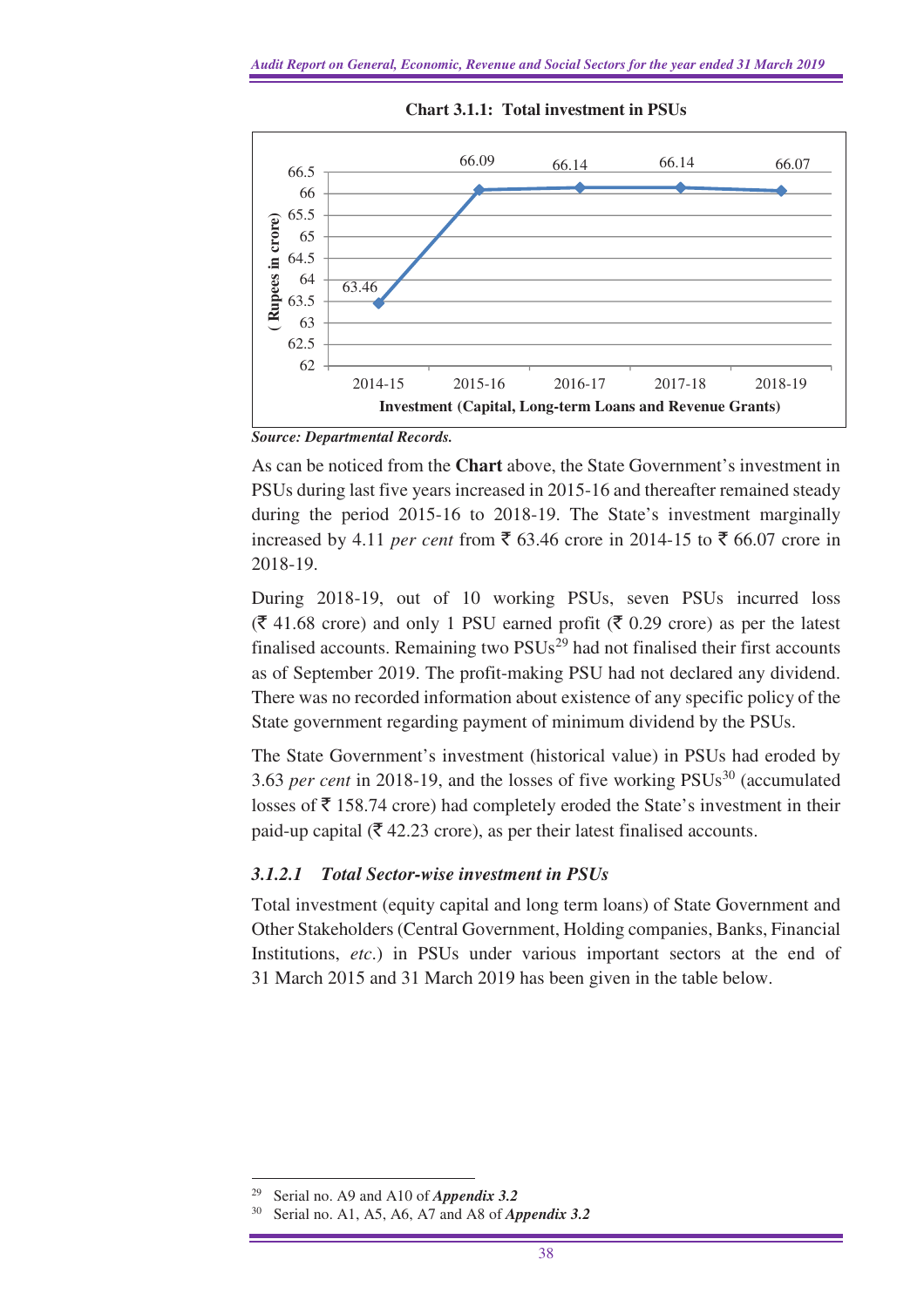**Chart 3.1.1: Total investment in PSUs**

| Year | Investment (Capital, Long-term Loans and Revenue Grants) (Rupees in crore) |
|---|---|
| 2014-15 | 63.46 |
| 2015-16 | 66.09 |
| 2016-17 | 66.14 |
| 2017-18 | 66.14 |
| 2018-19 | 66.07 |

***Source: Departmental Records.***

As can be noticed from the **Chart** above, the State Government's investment in PSUs during last five years increased in 2015-16 and thereafter remained steady during the period 2015-16 to 2018-19. The State's investment marginally increased by 4.11 *per cent* from ₹ 63.46 crore in 2014-15 to ₹ 66.07 crore in 2018-19.

During 2018-19, out of 10 working PSUs, seven PSUs incurred loss (₹ 41.68 crore) and only 1 PSU earned profit (₹ 0.29 crore) as per the latest finalised accounts. Remaining two PSUs[29] had not finalised their first accounts as of September 2019. The profit-making PSU had not declared any dividend. There was no recorded information about existence of any specific policy of the State government regarding payment of minimum dividend by the PSUs.

The State Government's investment (historical value) in PSUs had eroded by 3.63 *per cent* in 2018-19, and the losses of five working PSUs[30] (accumulated losses of ₹ 158.74 crore) had completely eroded the State's investment in their paid-up capital (₹ 42.23 crore), as per their latest finalised accounts.

### *3.1.2.1 Total Sector-wise investment in PSUs*

Total investment (equity capital and long term loans) of State Government and Other Stakeholders (Central Government, Holding companies, Banks, Financial Institutions, *etc.*) in PSUs under various important sectors at the end of 31 March 2015 and 31 March 2019 has been given in the table below.

---

[29] Serial no. A9 and A10 of ***Appendix 3.2***

[30] Serial no. A1, A5, A6, A7 and A8 of ***Appendix 3.2***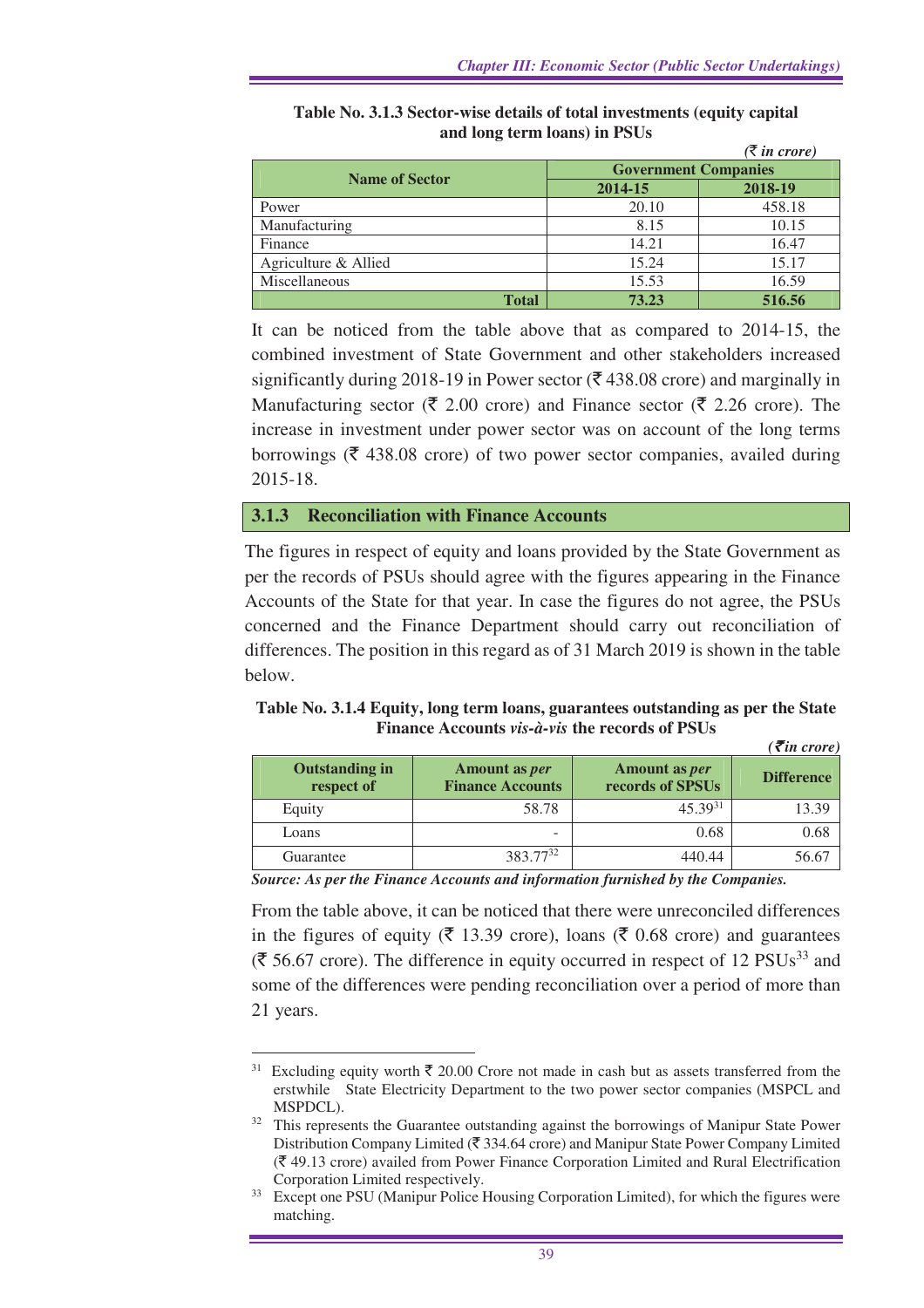**Table No. 3.1.3 Sector-wise details of total investments (equity capital and long term loans) in PSUs**

*(₹ in crore)*

| Name of Sector | Government Companies | |
|---|---|---|
| | 2014-15 | 2018-19 |
| Power | 20.10 | 458.18 |
| Manufacturing | 8.15 | 10.15 |
| Finance | 14.21 | 16.47 |
| Agriculture & Allied | 15.24 | 15.17 |
| Miscellaneous | 15.53 | 16.59 |
| **Total** | **73.23** | **516.56** |

It can be noticed from the table above that as compared to 2014-15, the combined investment of State Government and other stakeholders increased significantly during 2018-19 in Power sector (₹ 438.08 crore) and marginally in Manufacturing sector (₹ 2.00 crore) and Finance sector (₹ 2.26 crore). The increase in investment under power sector was on account of the long terms borrowings (₹ 438.08 crore) of two power sector companies, availed during 2015-18.

### 3.1.3 Reconciliation with Finance Accounts

The figures in respect of equity and loans provided by the State Government as per the records of PSUs should agree with the figures appearing in the Finance Accounts of the State for that year. In case the figures do not agree, the PSUs concerned and the Finance Department should carry out reconciliation of differences. The position in this regard as of 31 March 2019 is shown in the table below.

**Table No. 3.1.4 Equity, long term loans, guarantees outstanding as per the State Finance Accounts *vis-à-vis* the records of PSUs**

*(₹in crore)*

| Outstanding in respect of | Amount as *per* Finance Accounts | Amount as *per* records of SPSUs | Difference |
|---|---|---|---|
| Equity | 58.78 | 45.39[31] | 13.39 |
| Loans | - | 0.68 | 0.68 |
| Guarantee | 383.77[32] | 440.44 | 56.67 |

***Source: As per the Finance Accounts and information furnished by the Companies.***

From the table above, it can be noticed that there were unreconciled differences in the figures of equity (₹ 13.39 crore), loans (₹ 0.68 crore) and guarantees (₹ 56.67 crore). The difference in equity occurred in respect of 12 PSUs[33] and some of the differences were pending reconciliation over a period of more than 21 years.

---

[31] Excluding equity worth ₹ 20.00 Crore not made in cash but as assets transferred from the erstwhile State Electricity Department to the two power sector companies (MSPCL and MSPDCL).

[32] This represents the Guarantee outstanding against the borrowings of Manipur State Power Distribution Company Limited (₹ 334.64 crore) and Manipur State Power Company Limited (₹ 49.13 crore) availed from Power Finance Corporation Limited and Rural Electrification Corporation Limited respectively.

[33] Except one PSU (Manipur Police Housing Corporation Limited), for which the figures were matching.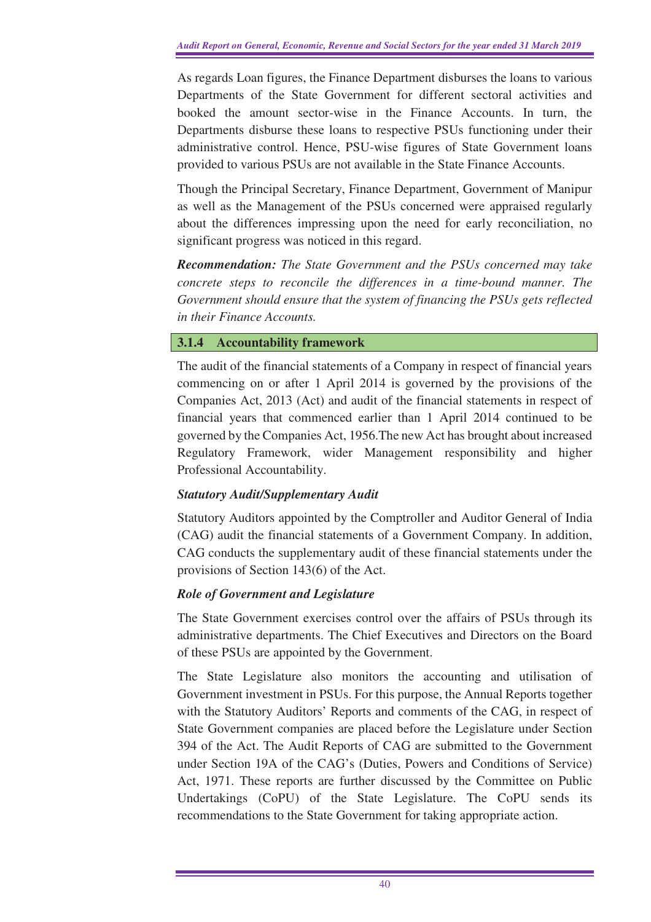As regards Loan figures, the Finance Department disburses the loans to various Departments of the State Government for different sectoral activities and booked the amount sector-wise in the Finance Accounts. In turn, the Departments disburse these loans to respective PSUs functioning under their administrative control. Hence, PSU-wise figures of State Government loans provided to various PSUs are not available in the State Finance Accounts.

Though the Principal Secretary, Finance Department, Government of Manipur as well as the Management of the PSUs concerned were appraised regularly about the differences impressing upon the need for early reconciliation, no significant progress was noticed in this regard.

***Recommendation:*** *The State Government and the PSUs concerned may take concrete steps to reconcile the differences in a time-bound manner. The Government should ensure that the system of financing the PSUs gets reflected in their Finance Accounts.*

### 3.1.4 Accountability framework

The audit of the financial statements of a Company in respect of financial years commencing on or after 1 April 2014 is governed by the provisions of the Companies Act, 2013 (Act) and audit of the financial statements in respect of financial years that commenced earlier than 1 April 2014 continued to be governed by the Companies Act, 1956.The new Act has brought about increased Regulatory Framework, wider Management responsibility and higher Professional Accountability.

***Statutory Audit/Supplementary Audit***

Statutory Auditors appointed by the Comptroller and Auditor General of India (CAG) audit the financial statements of a Government Company. In addition, CAG conducts the supplementary audit of these financial statements under the provisions of Section 143(6) of the Act.

***Role of Government and Legislature***

The State Government exercises control over the affairs of PSUs through its administrative departments. The Chief Executives and Directors on the Board of these PSUs are appointed by the Government.

The State Legislature also monitors the accounting and utilisation of Government investment in PSUs. For this purpose, the Annual Reports together with the Statutory Auditors' Reports and comments of the CAG, in respect of State Government companies are placed before the Legislature under Section 394 of the Act. The Audit Reports of CAG are submitted to the Government under Section 19A of the CAG's (Duties, Powers and Conditions of Service) Act, 1971. These reports are further discussed by the Committee on Public Undertakings (CoPU) of the State Legislature. The CoPU sends its recommendations to the State Government for taking appropriate action.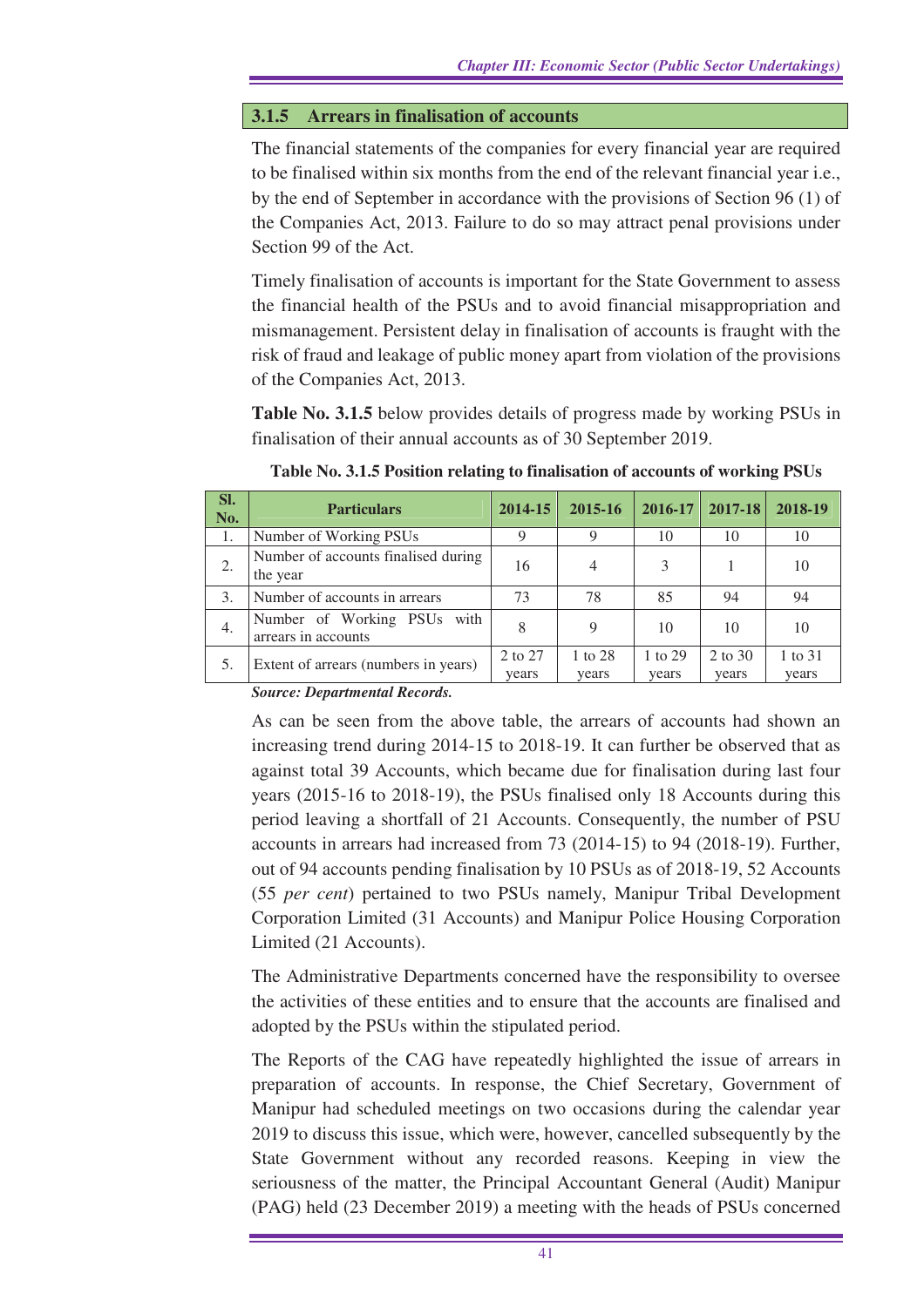### 3.1.5 Arrears in finalisation of accounts

The financial statements of the companies for every financial year are required to be finalised within six months from the end of the relevant financial year i.e., by the end of September in accordance with the provisions of Section 96 (1) of the Companies Act, 2013. Failure to do so may attract penal provisions under Section 99 of the Act.

Timely finalisation of accounts is important for the State Government to assess the financial health of the PSUs and to avoid financial misappropriation and mismanagement. Persistent delay in finalisation of accounts is fraught with the risk of fraud and leakage of public money apart from violation of the provisions of the Companies Act, 2013.

**Table No. 3.1.5** below provides details of progress made by working PSUs in finalisation of their annual accounts as of 30 September 2019.

**Table No. 3.1.5 Position relating to finalisation of accounts of working PSUs**

| Sl. No. | Particulars | 2014-15 | 2015-16 | 2016-17 | 2017-18 | 2018-19 |
|---|---|---|---|---|---|---|
| 1. | Number of Working PSUs | 9 | 9 | 10 | 10 | 10 |
| 2. | Number of accounts finalised during the year | 16 | 4 | 3 | 1 | 10 |
| 3. | Number of accounts in arrears | 73 | 78 | 85 | 94 | 94 |
| 4. | Number of Working PSUs with arrears in accounts | 8 | 9 | 10 | 10 | 10 |
| 5. | Extent of arrears (numbers in years) | 2 to 27 years | 1 to 28 years | 1 to 29 years | 2 to 30 years | 1 to 31 years |

***Source: Departmental Records.***

As can be seen from the above table, the arrears of accounts had shown an increasing trend during 2014-15 to 2018-19. It can further be observed that as against total 39 Accounts, which became due for finalisation during last four years (2015-16 to 2018-19), the PSUs finalised only 18 Accounts during this period leaving a shortfall of 21 Accounts. Consequently, the number of PSU accounts in arrears had increased from 73 (2014-15) to 94 (2018-19). Further, out of 94 accounts pending finalisation by 10 PSUs as of 2018-19, 52 Accounts (55 *per cent*) pertained to two PSUs namely, Manipur Tribal Development Corporation Limited (31 Accounts) and Manipur Police Housing Corporation Limited (21 Accounts).

The Administrative Departments concerned have the responsibility to oversee the activities of these entities and to ensure that the accounts are finalised and adopted by the PSUs within the stipulated period.

The Reports of the CAG have repeatedly highlighted the issue of arrears in preparation of accounts. In response, the Chief Secretary, Government of Manipur had scheduled meetings on two occasions during the calendar year 2019 to discuss this issue, which were, however, cancelled subsequently by the State Government without any recorded reasons. Keeping in view the seriousness of the matter, the Principal Accountant General (Audit) Manipur (PAG) held (23 December 2019) a meeting with the heads of PSUs concerned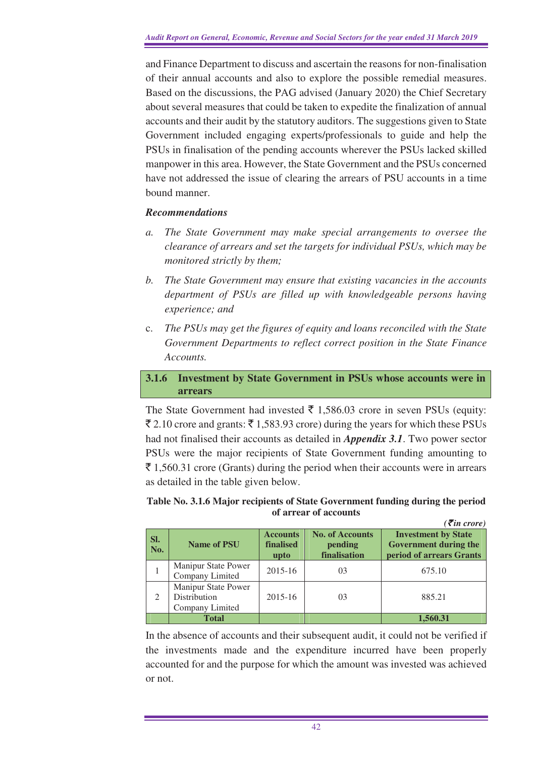and Finance Department to discuss and ascertain the reasons for non-finalisation of their annual accounts and also to explore the possible remedial measures. Based on the discussions, the PAG advised (January 2020) the Chief Secretary about several measures that could be taken to expedite the finalization of annual accounts and their audit by the statutory auditors. The suggestions given to State Government included engaging experts/professionals to guide and help the PSUs in finalisation of the pending accounts wherever the PSUs lacked skilled manpower in this area. However, the State Government and the PSUs concerned have not addressed the issue of clearing the arrears of PSU accounts in a time bound manner.

***Recommendations***

*a. The State Government may make special arrangements to oversee the clearance of arrears and set the targets for individual PSUs, which may be monitored strictly by them;*

*b. The State Government may ensure that existing vacancies in the accounts department of PSUs are filled up with knowledgeable persons having experience; and*

*c. The PSUs may get the figures of equity and loans reconciled with the State Government Departments to reflect correct position in the State Finance Accounts.*

### 3.1.6 Investment by State Government in PSUs whose accounts were in arrears

The State Government had invested ₹ 1,586.03 crore in seven PSUs (equity: ₹ 2.10 crore and grants: ₹ 1,583.93 crore) during the years for which these PSUs had not finalised their accounts as detailed in ***Appendix 3.1***. Two power sector PSUs were the major recipients of State Government funding amounting to ₹ 1,560.31 crore (Grants) during the period when their accounts were in arrears as detailed in the table given below.

**Table No. 3.1.6 Major recipients of State Government funding during the period of arrear of accounts**

*(₹ in crore)*

| Sl. No. | Name of PSU | Accounts finalised upto | No. of Accounts pending finalisation | Investment by State Government during the period of arrears Grants |
|---|---|---|---|---|
| 1 | Manipur State Power Company Limited | 2015-16 | 03 | 675.10 |
| 2 | Manipur State Power Distribution Company Limited | 2015-16 | 03 | 885.21 |
| | **Total** | | | **1,560.31** |

In the absence of accounts and their subsequent audit, it could not be verified if the investments made and the expenditure incurred have been properly accounted for and the purpose for which the amount was invested was achieved or not.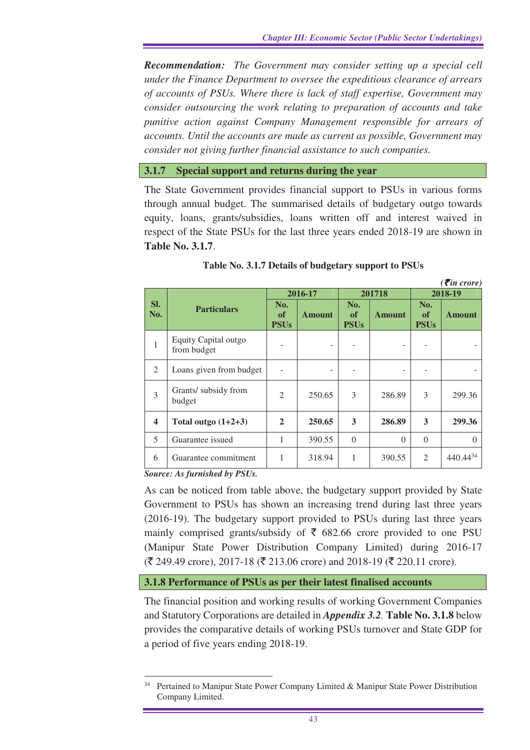***Recommendation:*** *The Government may consider setting up a special cell under the Finance Department to oversee the expeditious clearance of arrears of accounts of PSUs. Where there is lack of staff expertise, Government may consider outsourcing the work relating to preparation of accounts and take punitive action against Company Management responsible for arrears of accounts. Until the accounts are made as current as possible, Government may consider not giving further financial assistance to such companies.*

### 3.1.7 Special support and returns during the year

The State Government provides financial support to PSUs in various forms through annual budget. The summarised details of budgetary outgo towards equity, loans, grants/subsidies, loans written off and interest waived in respect of the State PSUs for the last three years ended 2018-19 are shown in **Table No. 3.1.7**.

**Table No. 3.1.7 Details of budgetary support to PSUs**

*(₹in crore)*

| Sl. No. | Particulars | 2016-17 | | 201718 | | 2018-19 | |
|---|---|---|---|---|---|---|---|
| | | No. of PSUs | Amount | No. of PSUs | Amount | No. of PSUs | Amount |
| 1 | Equity Capital outgo from budget | - | - | - | - | - | - |
| 2 | Loans given from budget | - | - | - | - | - | - |
| 3 | Grants/ subsidy from budget | 2 | 250.65 | 3 | 286.89 | 3 | 299.36 |
| **4** | **Total outgo (1+2+3)** | **2** | **250.65** | **3** | **286.89** | **3** | **299.36** |
| 5 | Guarantee issued | 1 | 390.55 | 0 | 0 | 0 | 0 |
| 6 | Guarantee commitment | 1 | 318.94 | 1 | 390.55 | 2 | 440.44[34] |

***Source: As furnished by PSUs.***

As can be noticed from table above, the budgetary support provided by State Government to PSUs has shown an increasing trend during last three years (2016-19). The budgetary support provided to PSUs during last three years mainly comprised grants/subsidy of ₹ 682.66 crore provided to one PSU (Manipur State Power Distribution Company Limited) during 2016-17 (₹ 249.49 crore), 2017-18 (₹ 213.06 crore) and 2018-19 (₹ 220.11 crore).

### 3.1.8 Performance of PSUs as per their latest finalised accounts

The financial position and working results of working Government Companies and Statutory Corporations are detailed in ***Appendix 3.2***. **Table No. 3.1.8** below provides the comparative details of working PSUs turnover and State GDP for a period of five years ending 2018-19.

---

[34] Pertained to Manipur State Power Company Limited & Manipur State Power Distribution Company Limited.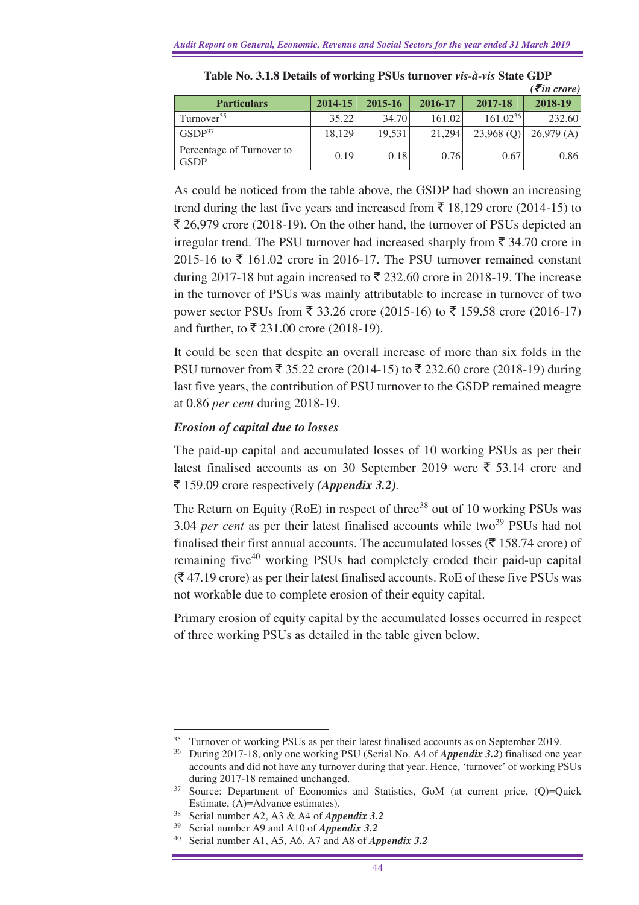**Table No. 3.1.8 Details of working PSUs turnover *vis-à-vis* State GDP**

*(₹ in crore)*

| Particulars | 2014-15 | 2015-16 | 2016-17 | 2017-18 | 2018-19 |
|---|---|---|---|---|---|
| Turnover[35] | 35.22 | 34.70 | 161.02 | 161.02[36] | 232.60 |
| GSDP[37] | 18,129 | 19,531 | 21,294 | 23,968 (Q) | 26,979 (A) |
| Percentage of Turnover to GSDP | 0.19 | 0.18 | 0.76 | 0.67 | 0.86 |

As could be noticed from the table above, the GSDP had shown an increasing trend during the last five years and increased from ₹ 18,129 crore (2014-15) to ₹ 26,979 crore (2018-19). On the other hand, the turnover of PSUs depicted an irregular trend. The PSU turnover had increased sharply from ₹ 34.70 crore in 2015-16 to ₹ 161.02 crore in 2016-17. The PSU turnover remained constant during 2017-18 but again increased to ₹ 232.60 crore in 2018-19. The increase in the turnover of PSUs was mainly attributable to increase in turnover of two power sector PSUs from ₹ 33.26 crore (2015-16) to ₹ 159.58 crore (2016-17) and further, to ₹ 231.00 crore (2018-19).

It could be seen that despite an overall increase of more than six folds in the PSU turnover from ₹ 35.22 crore (2014-15) to ₹ 232.60 crore (2018-19) during last five years, the contribution of PSU turnover to the GSDP remained meagre at 0.86 *per cent* during 2018-19.

### *Erosion of capital due to losses*

The paid-up capital and accumulated losses of 10 working PSUs as per their latest finalised accounts as on 30 September 2019 were ₹ 53.14 crore and ₹ 159.09 crore respectively ***(Appendix 3.2)***.

The Return on Equity (RoE) in respect of three[38] out of 10 working PSUs was 3.04 *per cent* as per their latest finalised accounts while two[39] PSUs had not finalised their first annual accounts. The accumulated losses (₹ 158.74 crore) of remaining five[40] working PSUs had completely eroded their paid-up capital (₹ 47.19 crore) as per their latest finalised accounts. RoE of these five PSUs was not workable due to complete erosion of their equity capital.

Primary erosion of equity capital by the accumulated losses occurred in respect of three working PSUs as detailed in the table given below.

---

[35] Turnover of working PSUs as per their latest finalised accounts as on September 2019.

[36] During 2017-18, only one working PSU (Serial No. A4 of ***Appendix 3.2***) finalised one year accounts and did not have any turnover during that year. Hence, 'turnover' of working PSUs during 2017-18 remained unchanged.

[37] Source: Department of Economics and Statistics, GoM (at current price, (Q)=Quick Estimate, (A)=Advance estimates).

[38] Serial number A2, A3 & A4 of ***Appendix 3.2***

[39] Serial number A9 and A10 of ***Appendix 3.2***

[40] Serial number A1, A5, A6, A7 and A8 of ***Appendix 3.2***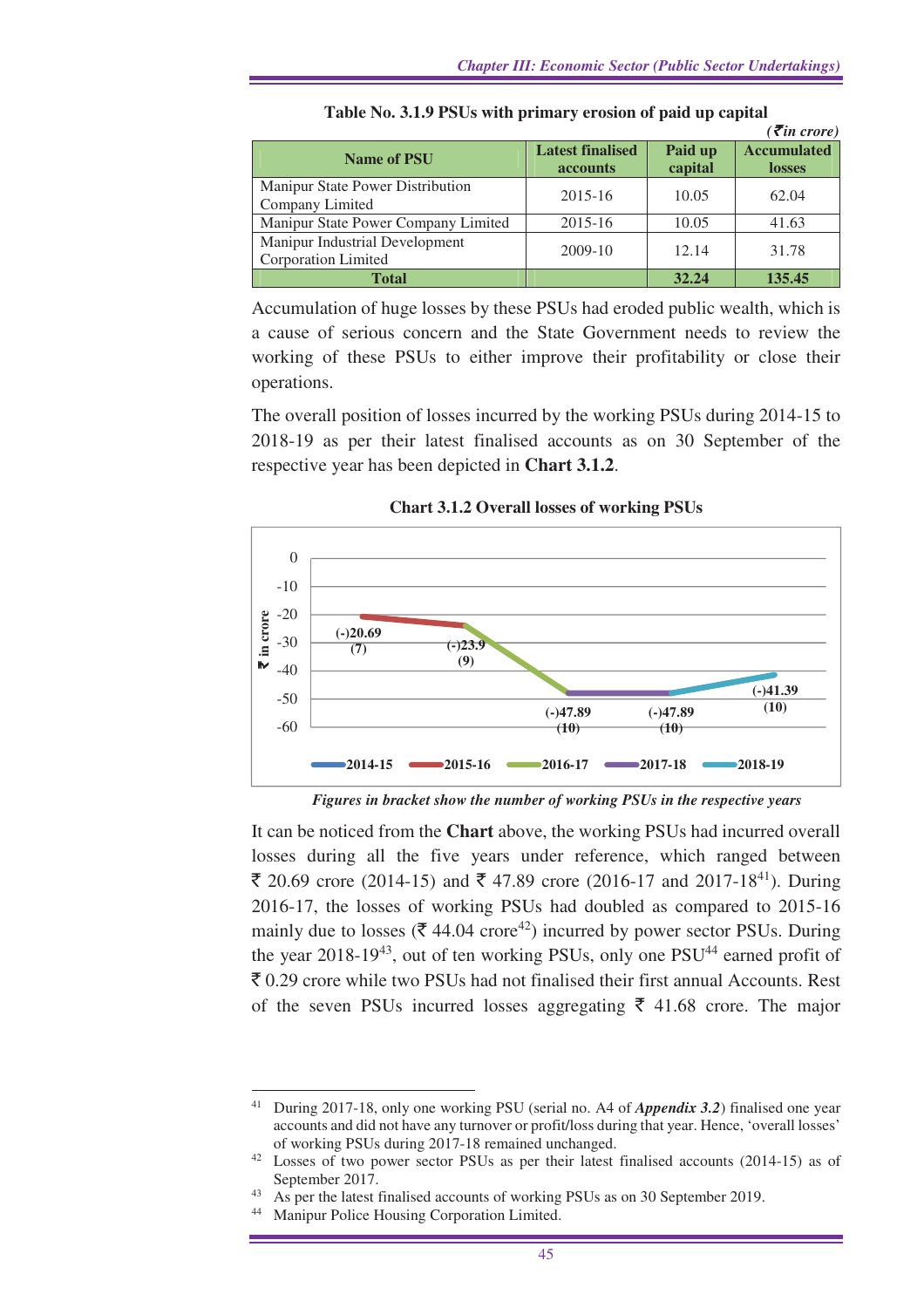**Table No. 3.1.9 PSUs with primary erosion of paid up capital**

*(₹in crore)*

| Name of PSU | Latest finalised accounts | Paid up capital | Accumulated losses |
|---|---|---|---|
| Manipur State Power Distribution Company Limited | 2015-16 | 10.05 | 62.04 |
| Manipur State Power Company Limited | 2015-16 | 10.05 | 41.63 |
| Manipur Industrial Development Corporation Limited | 2009-10 | 12.14 | 31.78 |
| **Total** | | **32.24** | **135.45** |

Accumulation of huge losses by these PSUs had eroded public wealth, which is a cause of serious concern and the State Government needs to review the working of these PSUs to either improve their profitability or close their operations.

The overall position of losses incurred by the working PSUs during 2014-15 to 2018-19 as per their latest finalised accounts as on 30 September of the respective year has been depicted in **Chart 3.1.2**.

**Chart 3.1.2 Overall losses of working PSUs**

| Year | Losses (₹ in crore) | Number of working PSUs |
|---|---|---|
| 2014-15 | (-)20.69 | (7) |
| 2015-16 | (-)23.9 | (9) |
| 2016-17 | (-)47.89 | (10) |
| 2017-18 | (-)47.89 | (10) |
| 2018-19 | (-)41.39 | (10) |

*Figures in bracket show the number of working PSUs in the respective years*

It can be noticed from the **Chart** above, the working PSUs had incurred overall losses during all the five years under reference, which ranged between ₹ 20.69 crore (2014-15) and ₹ 47.89 crore (2016-17 and 2017-18[41]). During 2016-17, the losses of working PSUs had doubled as compared to 2015-16 mainly due to losses (₹ 44.04 crore[42]) incurred by power sector PSUs. During the year 2018-19[43], out of ten working PSUs, only one PSU[44] earned profit of ₹ 0.29 crore while two PSUs had not finalised their first annual Accounts. Rest of the seven PSUs incurred losses aggregating ₹ 41.68 crore. The major

---

[41] During 2017-18, only one working PSU (serial no. A4 of ***Appendix 3.2***) finalised one year accounts and did not have any turnover or profit/loss during that year. Hence, 'overall losses' of working PSUs during 2017-18 remained unchanged.

[42] Losses of two power sector PSUs as per their latest finalised accounts (2014-15) as of September 2017.

[43] As per the latest finalised accounts of working PSUs as on 30 September 2019.

[44] Manipur Police Housing Corporation Limited.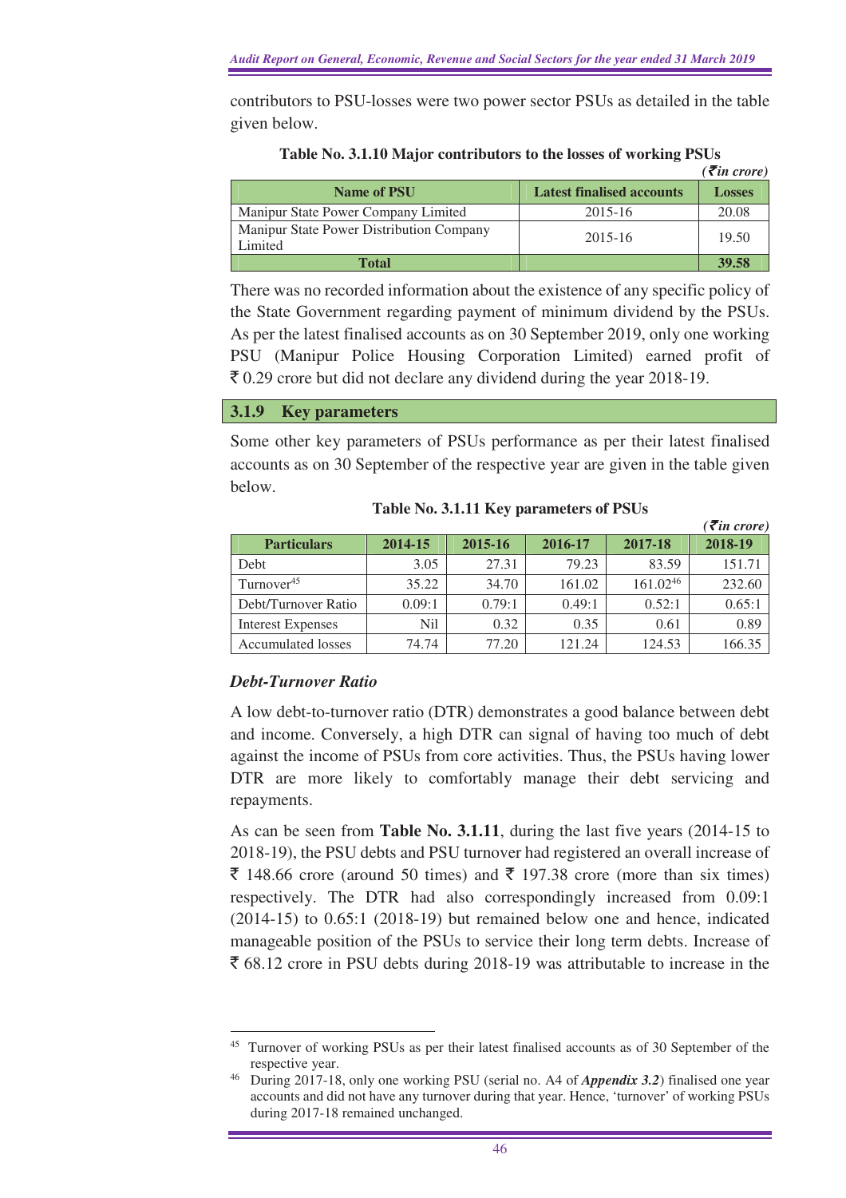contributors to PSU-losses were two power sector PSUs as detailed in the table given below.

**Table No. 3.1.10 Major contributors to the losses of working PSUs**

*(₹in crore)*

| Name of PSU | Latest finalised accounts | Losses |
|---|---|---|
| Manipur State Power Company Limited | 2015-16 | 20.08 |
| Manipur State Power Distribution Company Limited | 2015-16 | 19.50 |
| **Total** | | **39.58** |

There was no recorded information about the existence of any specific policy of the State Government regarding payment of minimum dividend by the PSUs. As per the latest finalised accounts as on 30 September 2019, only one working PSU (Manipur Police Housing Corporation Limited) earned profit of ₹ 0.29 crore but did not declare any dividend during the year 2018-19.

## 3.1.9 Key parameters

Some other key parameters of PSUs performance as per their latest finalised accounts as on 30 September of the respective year are given in the table given below.

**Table No. 3.1.11 Key parameters of PSUs**

*(₹in crore)*

| Particulars | 2014-15 | 2015-16 | 2016-17 | 2017-18 | 2018-19 |
|---|---|---|---|---|---|
| Debt | 3.05 | 27.31 | 79.23 | 83.59 | 151.71 |
| Turnover[45] | 35.22 | 34.70 | 161.02 | 161.02[46] | 232.60 |
| Debt/Turnover Ratio | 0.09:1 | 0.79:1 | 0.49:1 | 0.52:1 | 0.65:1 |
| Interest Expenses | Nil | 0.32 | 0.35 | 0.61 | 0.89 |
| Accumulated losses | 74.74 | 77.20 | 121.24 | 124.53 | 166.35 |

### *Debt-Turnover Ratio*

A low debt-to-turnover ratio (DTR) demonstrates a good balance between debt and income. Conversely, a high DTR can signal of having too much of debt against the income of PSUs from core activities. Thus, the PSUs having lower DTR are more likely to comfortably manage their debt servicing and repayments.

As can be seen from **Table No. 3.1.11**, during the last five years (2014-15 to 2018-19), the PSU debts and PSU turnover had registered an overall increase of ₹ 148.66 crore (around 50 times) and ₹ 197.38 crore (more than six times) respectively. The DTR had also correspondingly increased from 0.09:1 (2014-15) to 0.65:1 (2018-19) but remained below one and hence, indicated manageable position of the PSUs to service their long term debts. Increase of ₹ 68.12 crore in PSU debts during 2018-19 was attributable to increase in the

---

[45] Turnover of working PSUs as per their latest finalised accounts as of 30 September of the respective year.

[46] During 2017-18, only one working PSU (serial no. A4 of ***Appendix 3.2***) finalised one year accounts and did not have any turnover during that year. Hence, 'turnover' of working PSUs during 2017-18 remained unchanged.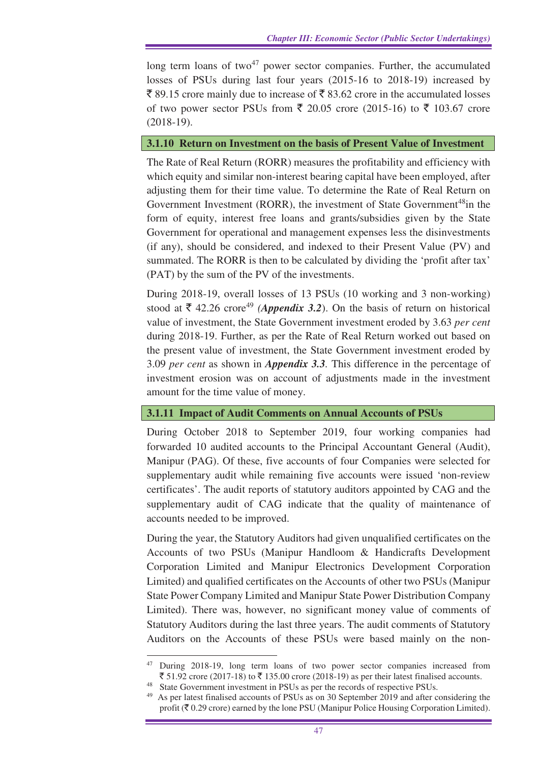long term loans of two[47] power sector companies. Further, the accumulated losses of PSUs during last four years (2015-16 to 2018-19) increased by ₹ 89.15 crore mainly due to increase of ₹ 83.62 crore in the accumulated losses of two power sector PSUs from ₹ 20.05 crore (2015-16) to ₹ 103.67 crore (2018-19).

### 3.1.10 Return on Investment on the basis of Present Value of Investment

The Rate of Real Return (RORR) measures the profitability and efficiency with which equity and similar non-interest bearing capital have been employed, after adjusting them for their time value. To determine the Rate of Real Return on Government Investment (RORR), the investment of State Government[48]in the form of equity, interest free loans and grants/subsidies given by the State Government for operational and management expenses less the disinvestments (if any), should be considered, and indexed to their Present Value (PV) and summated. The RORR is then to be calculated by dividing the 'profit after tax' (PAT) by the sum of the PV of the investments.

During 2018-19, overall losses of 13 PSUs (10 working and 3 non-working) stood at ₹ 42.26 crore[49] (***Appendix 3.2***). On the basis of return on historical value of investment, the State Government investment eroded by 3.63 *per cent* during 2018-19. Further, as per the Rate of Real Return worked out based on the present value of investment, the State Government investment eroded by 3.09 *per cent* as shown in ***Appendix 3.3***. This difference in the percentage of investment erosion was on account of adjustments made in the investment amount for the time value of money.

### 3.1.11 Impact of Audit Comments on Annual Accounts of PSUs

During October 2018 to September 2019, four working companies had forwarded 10 audited accounts to the Principal Accountant General (Audit), Manipur (PAG). Of these, five accounts of four Companies were selected for supplementary audit while remaining five accounts were issued 'non-review certificates'. The audit reports of statutory auditors appointed by CAG and the supplementary audit of CAG indicate that the quality of maintenance of accounts needed to be improved.

During the year, the Statutory Auditors had given unqualified certificates on the Accounts of two PSUs (Manipur Handloom & Handicrafts Development Corporation Limited and Manipur Electronics Development Corporation Limited) and qualified certificates on the Accounts of other two PSUs (Manipur State Power Company Limited and Manipur State Power Distribution Company Limited). There was, however, no significant money value of comments of Statutory Auditors during the last three years. The audit comments of Statutory Auditors on the Accounts of these PSUs were based mainly on the non-

---

[47] During 2018-19, long term loans of two power sector companies increased from ₹ 51.92 crore (2017-18) to ₹ 135.00 crore (2018-19) as per their latest finalised accounts.

[48] State Government investment in PSUs as per the records of respective PSUs.

[49] As per latest finalised accounts of PSUs as on 30 September 2019 and after considering the profit (₹ 0.29 crore) earned by the lone PSU (Manipur Police Housing Corporation Limited).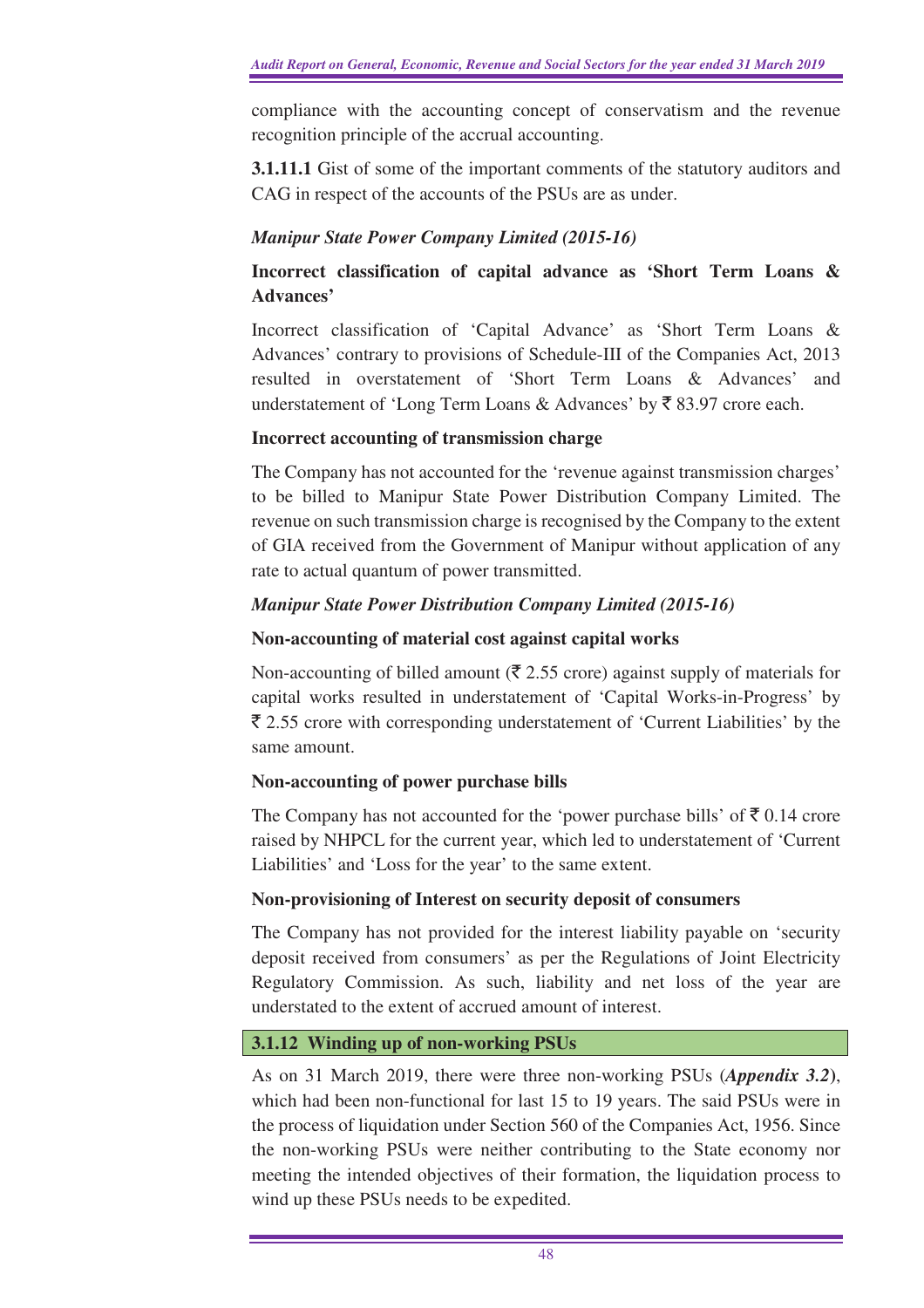compliance with the accounting concept of conservatism and the revenue recognition principle of the accrual accounting.

**3.1.11.1** Gist of some of the important comments of the statutory auditors and CAG in respect of the accounts of the PSUs are as under.

*Manipur State Power Company Limited (2015-16)*

**Incorrect classification of capital advance as 'Short Term Loans & Advances'**

Incorrect classification of 'Capital Advance' as 'Short Term Loans & Advances' contrary to provisions of Schedule-III of the Companies Act, 2013 resulted in overstatement of 'Short Term Loans & Advances' and understatement of 'Long Term Loans & Advances' by ₹ 83.97 crore each.

**Incorrect accounting of transmission charge**

The Company has not accounted for the 'revenue against transmission charges' to be billed to Manipur State Power Distribution Company Limited. The revenue on such transmission charge is recognised by the Company to the extent of GIA received from the Government of Manipur without application of any rate to actual quantum of power transmitted.

*Manipur State Power Distribution Company Limited (2015-16)*

**Non-accounting of material cost against capital works**

Non-accounting of billed amount (₹ 2.55 crore) against supply of materials for capital works resulted in understatement of 'Capital Works-in-Progress' by ₹ 2.55 crore with corresponding understatement of 'Current Liabilities' by the same amount.

**Non-accounting of power purchase bills**

The Company has not accounted for the 'power purchase bills' of ₹ 0.14 crore raised by NHPCL for the current year, which led to understatement of 'Current Liabilities' and 'Loss for the year' to the same extent.

**Non-provisioning of Interest on security deposit of consumers**

The Company has not provided for the interest liability payable on 'security deposit received from consumers' as per the Regulations of Joint Electricity Regulatory Commission. As such, liability and net loss of the year are understated to the extent of accrued amount of interest.

### 3.1.12 Winding up of non-working PSUs

As on 31 March 2019, there were three non-working PSUs (***Appendix 3.2***), which had been non-functional for last 15 to 19 years. The said PSUs were in the process of liquidation under Section 560 of the Companies Act, 1956. Since the non-working PSUs were neither contributing to the State economy nor meeting the intended objectives of their formation, the liquidation process to wind up these PSUs needs to be expedited.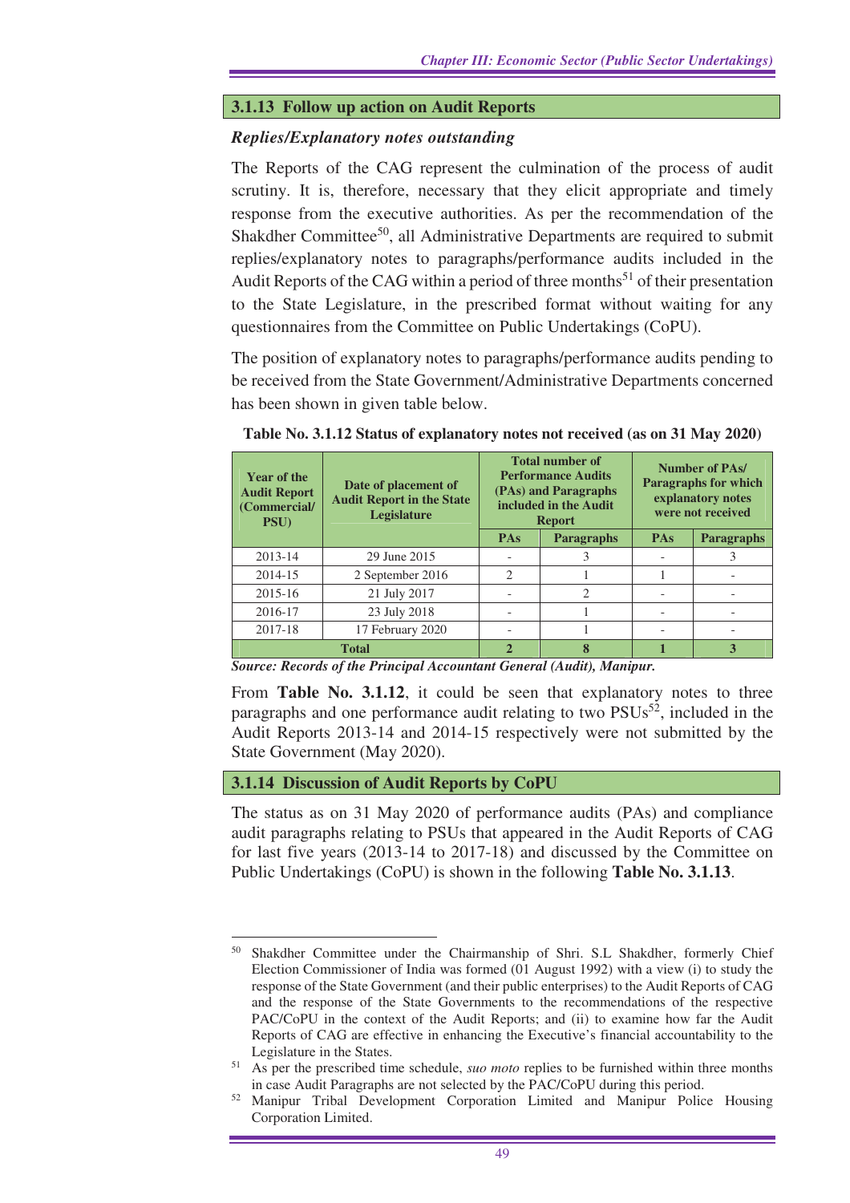## 3.1.13 Follow up action on Audit Reports

### *Replies/Explanatory notes outstanding*

The Reports of the CAG represent the culmination of the process of audit scrutiny. It is, therefore, necessary that they elicit appropriate and timely response from the executive authorities. As per the recommendation of the Shakdher Committee[50], all Administrative Departments are required to submit replies/explanatory notes to paragraphs/performance audits included in the Audit Reports of the CAG within a period of three months[51] of their presentation to the State Legislature, in the prescribed format without waiting for any questionnaires from the Committee on Public Undertakings (CoPU).

The position of explanatory notes to paragraphs/performance audits pending to be received from the State Government/Administrative Departments concerned has been shown in given table below.

**Table No. 3.1.12 Status of explanatory notes not received (as on 31 May 2020)**

| Year of the Audit Report (Commercial/ PSU) | Date of placement of Audit Report in the State Legislature | Total number of Performance Audits (PAs) and Paragraphs included in the Audit Report | | Number of PAs/ Paragraphs for which explanatory notes were not received | |
|---|---|---|---|---|---|
| | | PAs | Paragraphs | PAs | Paragraphs |
| 2013-14 | 29 June 2015 | - | 3 | - | 3 |
| 2014-15 | 2 September 2016 | 2 | 1 | 1 | - |
| 2015-16 | 21 July 2017 | - | 2 | - | - |
| 2016-17 | 23 July 2018 | - | 1 | - | - |
| 2017-18 | 17 February 2020 | - | 1 | - | - |
| **Total** | | **2** | **8** | **1** | **3** |

*Source: Records of the Principal Accountant General (Audit), Manipur.*

From **Table No. 3.1.12**, it could be seen that explanatory notes to three paragraphs and one performance audit relating to two PSUs[52], included in the Audit Reports 2013-14 and 2014-15 respectively were not submitted by the State Government (May 2020).

## 3.1.14 Discussion of Audit Reports by CoPU

The status as on 31 May 2020 of performance audits (PAs) and compliance audit paragraphs relating to PSUs that appeared in the Audit Reports of CAG for last five years (2013-14 to 2017-18) and discussed by the Committee on Public Undertakings (CoPU) is shown in the following **Table No. 3.1.13**.

---

[50] Shakdher Committee under the Chairmanship of Shri. S.L Shakdher, formerly Chief Election Commissioner of India was formed (01 August 1992) with a view (i) to study the response of the State Government (and their public enterprises) to the Audit Reports of CAG and the response of the State Governments to the recommendations of the respective PAC/CoPU in the context of the Audit Reports; and (ii) to examine how far the Audit Reports of CAG are effective in enhancing the Executive's financial accountability to the Legislature in the States.

[51] As per the prescribed time schedule, *suo moto* replies to be furnished within three months in case Audit Paragraphs are not selected by the PAC/CoPU during this period.

[52] Manipur Tribal Development Corporation Limited and Manipur Police Housing Corporation Limited.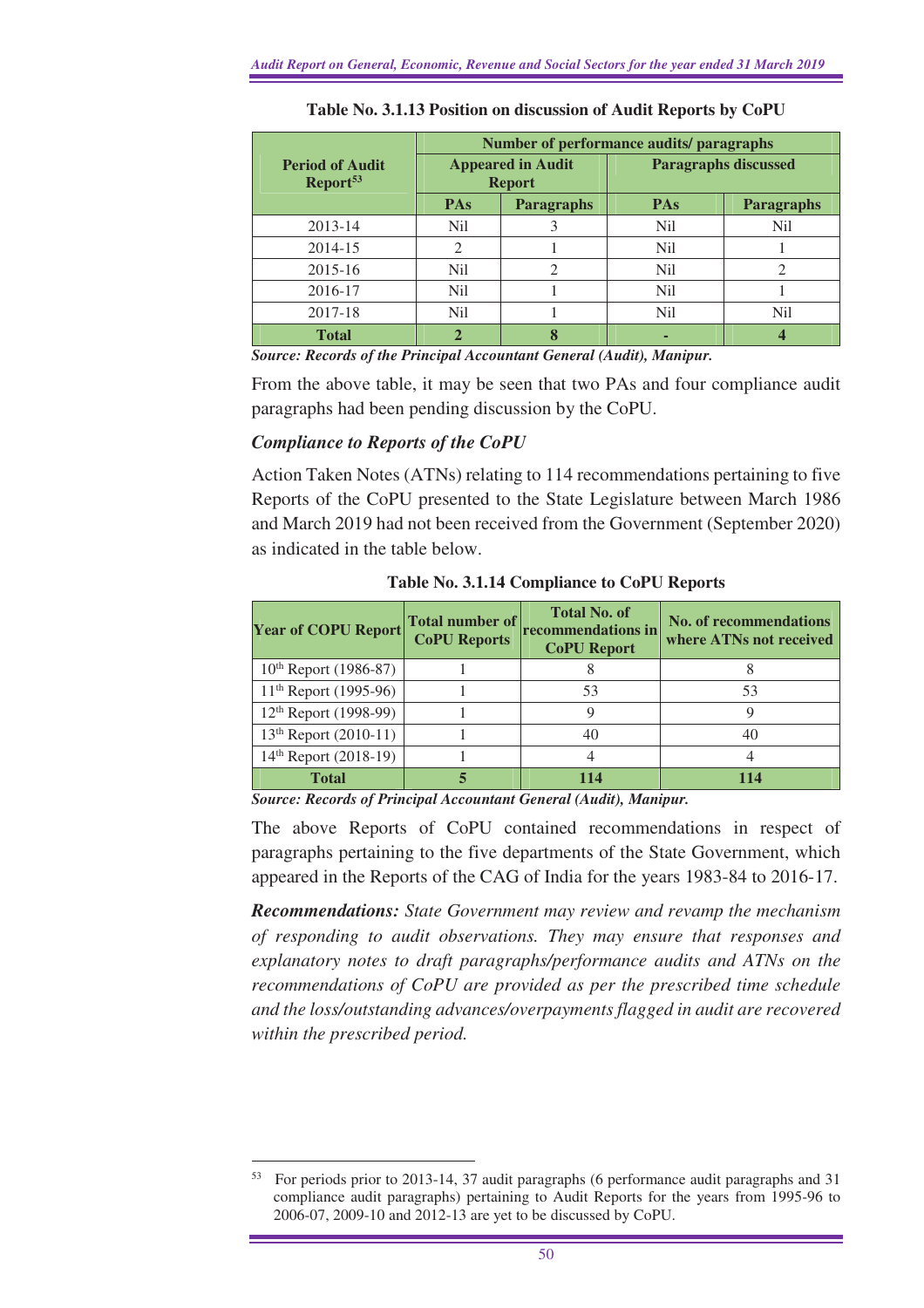**Table No. 3.1.13 Position on discussion of Audit Reports by CoPU**

| Period of Audit Report[53] | Number of performance audits/ paragraphs | | | |
|---|---|---|---|---|
| | Appeared in Audit Report | | Paragraphs discussed | |
| | PAs | Paragraphs | PAs | Paragraphs |
| 2013-14 | Nil | 3 | Nil | Nil |
| 2014-15 | 2 | 1 | Nil | 1 |
| 2015-16 | Nil | 2 | Nil | 2 |
| 2016-17 | Nil | 1 | Nil | 1 |
| 2017-18 | Nil | 1 | Nil | Nil |
| **Total** | **2** | **8** | **-** | **4** |

***Source: Records of the Principal Accountant General (Audit), Manipur.***

From the above table, it may be seen that two PAs and four compliance audit paragraphs had been pending discussion by the CoPU.

### *Compliance to Reports of the CoPU*

Action Taken Notes (ATNs) relating to 114 recommendations pertaining to five Reports of the CoPU presented to the State Legislature between March 1986 and March 2019 had not been received from the Government (September 2020) as indicated in the table below.

**Table No. 3.1.14 Compliance to CoPU Reports**

| Year of COPU Report | Total number of CoPU Reports | Total No. of recommendations in CoPU Report | No. of recommendations where ATNs not received |
|---|---|---|---|
| 10th Report (1986-87) | 1 | 8 | 8 |
| 11th Report (1995-96) | 1 | 53 | 53 |
| 12th Report (1998-99) | 1 | 9 | 9 |
| 13th Report (2010-11) | 1 | 40 | 40 |
| 14th Report (2018-19) | 1 | 4 | 4 |
| **Total** | **5** | **114** | **114** |

***Source: Records of Principal Accountant General (Audit), Manipur.***

The above Reports of CoPU contained recommendations in respect of paragraphs pertaining to the five departments of the State Government, which appeared in the Reports of the CAG of India for the years 1983-84 to 2016-17.

***Recommendations:*** *State Government may review and revamp the mechanism of responding to audit observations. They may ensure that responses and explanatory notes to draft paragraphs/performance audits and ATNs on the recommendations of CoPU are provided as per the prescribed time schedule and the loss/outstanding advances/overpayments flagged in audit are recovered within the prescribed period.*

---

[53] For periods prior to 2013-14, 37 audit paragraphs (6 performance audit paragraphs and 31 compliance audit paragraphs) pertaining to Audit Reports for the years from 1995-96 to 2006-07, 2009-10 and 2012-13 are yet to be discussed by CoPU.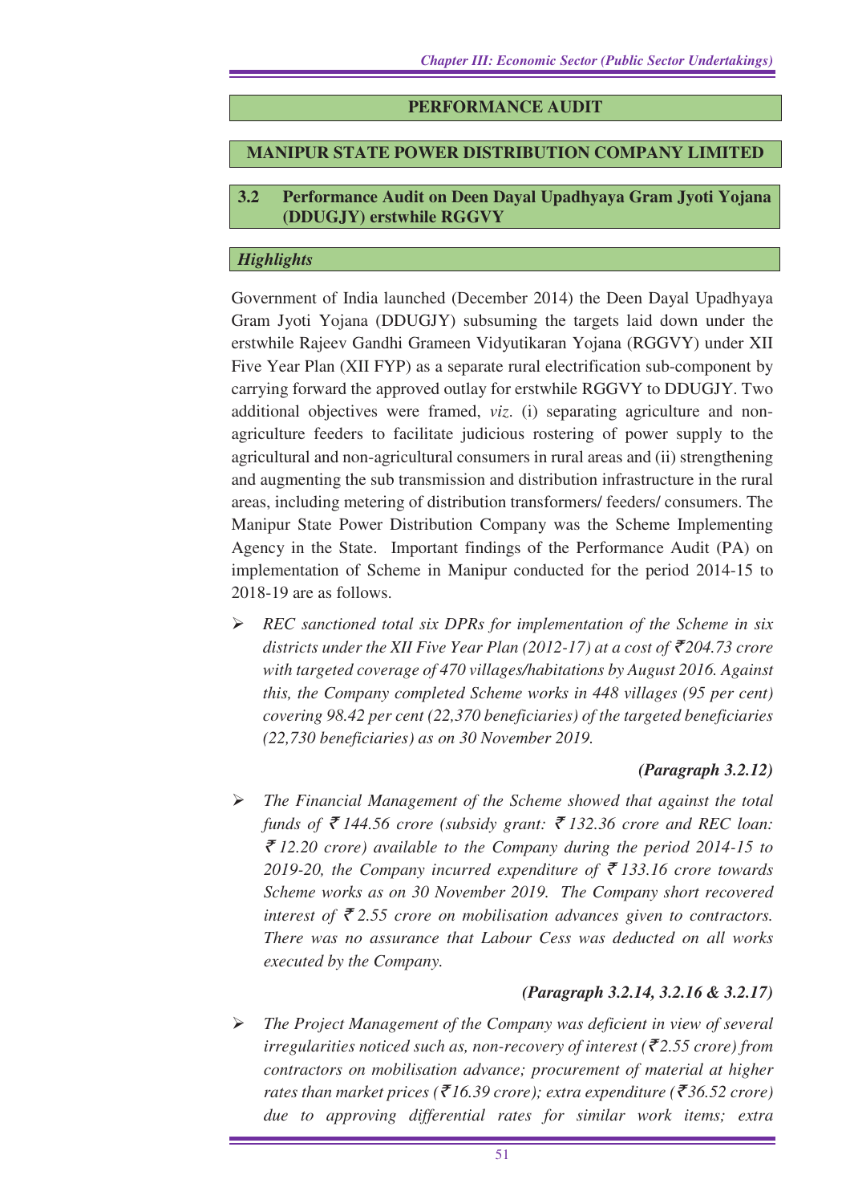## PERFORMANCE AUDIT

## MANIPUR STATE POWER DISTRIBUTION COMPANY LIMITED

### 3.2 Performance Audit on Deen Dayal Upadhyaya Gram Jyoti Yojana (DDUGJY) erstwhile RGGVY

#### *Highlights*

Government of India launched (December 2014) the Deen Dayal Upadhyaya Gram Jyoti Yojana (DDUGJY) subsuming the targets laid down under the erstwhile Rajeev Gandhi Grameen Vidyutikaran Yojana (RGGVY) under XII Five Year Plan (XII FYP) as a separate rural electrification sub-component by carrying forward the approved outlay for erstwhile RGGVY to DDUGJY. Two additional objectives were framed, *viz.* (i) separating agriculture and non-agriculture feeders to facilitate judicious rostering of power supply to the agricultural and non-agricultural consumers in rural areas and (ii) strengthening and augmenting the sub transmission and distribution infrastructure in the rural areas, including metering of distribution transformers/ feeders/ consumers. The Manipur State Power Distribution Company was the Scheme Implementing Agency in the State. Important findings of the Performance Audit (PA) on implementation of Scheme in Manipur conducted for the period 2014-15 to 2018-19 are as follows.

- *REC sanctioned total six DPRs for implementation of the Scheme in six districts under the XII Five Year Plan (2012-17) at a cost of ₹204.73 crore with targeted coverage of 470 villages/habitations by August 2016. Against this, the Company completed Scheme works in 448 villages (95 per cent) covering 98.42 per cent (22,370 beneficiaries) of the targeted beneficiaries (22,730 beneficiaries) as on 30 November 2019.*

  ***(Paragraph 3.2.12)***

- *The Financial Management of the Scheme showed that against the total funds of ₹ 144.56 crore (subsidy grant: ₹ 132.36 crore and REC loan: ₹ 12.20 crore) available to the Company during the period 2014-15 to 2019-20, the Company incurred expenditure of ₹ 133.16 crore towards Scheme works as on 30 November 2019. The Company short recovered interest of ₹ 2.55 crore on mobilisation advances given to contractors. There was no assurance that Labour Cess was deducted on all works executed by the Company.*

  ***(Paragraph 3.2.14, 3.2.16 & 3.2.17)***

- *The Project Management of the Company was deficient in view of several irregularities noticed such as, non-recovery of interest (₹2.55 crore) from contractors on mobilisation advance; procurement of material at higher rates than market prices (₹16.39 crore); extra expenditure (₹36.52 crore) due to approving differential rates for similar work items; extra*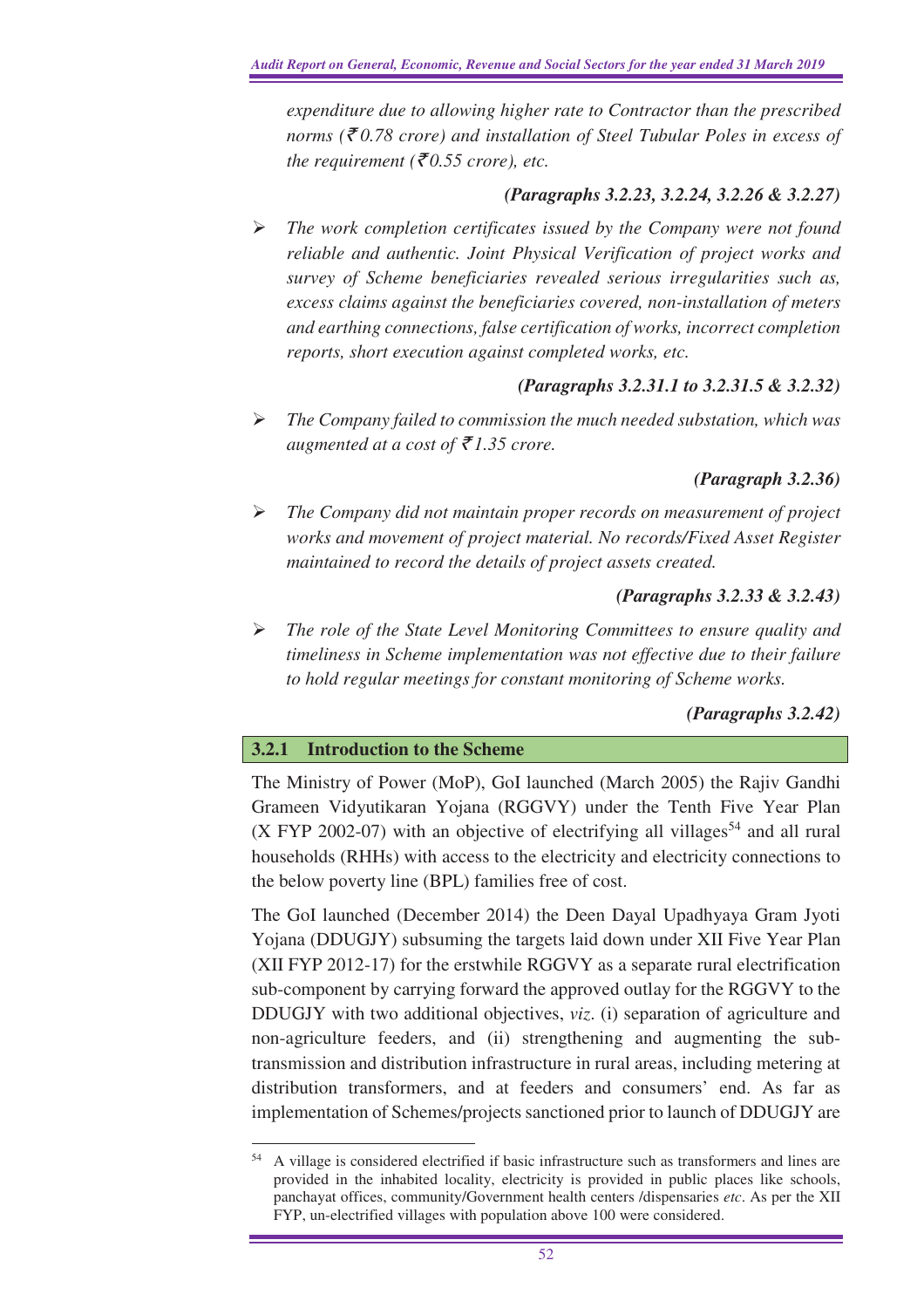*expenditure due to allowing higher rate to Contractor than the prescribed norms (₹ 0.78 crore) and installation of Steel Tubular Poles in excess of the requirement (₹ 0.55 crore), etc.*

***(Paragraphs 3.2.23, 3.2.24, 3.2.26 & 3.2.27)***

- *The work completion certificates issued by the Company were not found reliable and authentic. Joint Physical Verification of project works and survey of Scheme beneficiaries revealed serious irregularities such as, excess claims against the beneficiaries covered, non-installation of meters and earthing connections, false certification of works, incorrect completion reports, short execution against completed works, etc.*

***(Paragraphs 3.2.31.1 to 3.2.31.5 & 3.2.32)***

- *The Company failed to commission the much needed substation, which was augmented at a cost of ₹ 1.35 crore.*

***(Paragraph 3.2.36)***

- *The Company did not maintain proper records on measurement of project works and movement of project material. No records/Fixed Asset Register maintained to record the details of project assets created.*

***(Paragraphs 3.2.33 & 3.2.43)***

- *The role of the State Level Monitoring Committees to ensure quality and timeliness in Scheme implementation was not effective due to their failure to hold regular meetings for constant monitoring of Scheme works.*

***(Paragraphs 3.2.42)***

### 3.2.1 Introduction to the Scheme

The Ministry of Power (MoP), GoI launched (March 2005) the Rajiv Gandhi Grameen Vidyutikaran Yojana (RGGVY) under the Tenth Five Year Plan (X FYP 2002-07) with an objective of electrifying all villages[54] and all rural households (RHHs) with access to the electricity and electricity connections to the below poverty line (BPL) families free of cost.

The GoI launched (December 2014) the Deen Dayal Upadhyaya Gram Jyoti Yojana (DDUGJY) subsuming the targets laid down under XII Five Year Plan (XII FYP 2012-17) for the erstwhile RGGVY as a separate rural electrification sub-component by carrying forward the approved outlay for the RGGVY to the DDUGJY with two additional objectives, *viz*. (i) separation of agriculture and non-agriculture feeders, and (ii) strengthening and augmenting the sub-transmission and distribution infrastructure in rural areas, including metering at distribution transformers, and at feeders and consumers' end. As far as implementation of Schemes/projects sanctioned prior to launch of DDUGJY are

---

[54] A village is considered electrified if basic infrastructure such as transformers and lines are provided in the inhabited locality, electricity is provided in public places like schools, panchayat offices, community/Government health centers /dispensaries *etc*. As per the XII FYP, un-electrified villages with population above 100 were considered.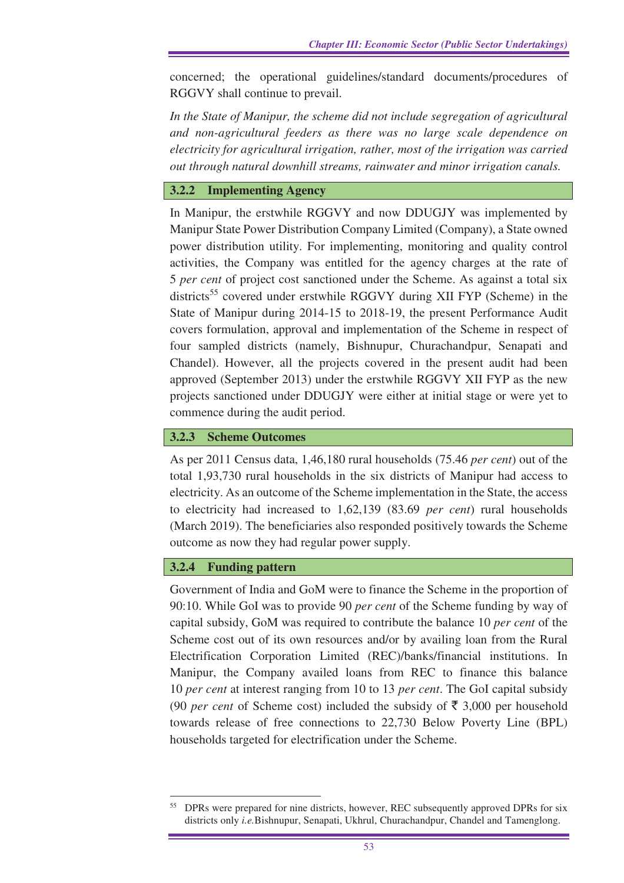concerned; the operational guidelines/standard documents/procedures of RGGVY shall continue to prevail.

*In the State of Manipur, the scheme did not include segregation of agricultural and non-agricultural feeders as there was no large scale dependence on electricity for agricultural irrigation, rather, most of the irrigation was carried out through natural downhill streams, rainwater and minor irrigation canals.*

### 3.2.2 Implementing Agency

In Manipur, the erstwhile RGGVY and now DDUGJY was implemented by Manipur State Power Distribution Company Limited (Company), a State owned power distribution utility. For implementing, monitoring and quality control activities, the Company was entitled for the agency charges at the rate of 5 *per cent* of project cost sanctioned under the Scheme. As against a total six districts[55] covered under erstwhile RGGVY during XII FYP (Scheme) in the State of Manipur during 2014-15 to 2018-19, the present Performance Audit covers formulation, approval and implementation of the Scheme in respect of four sampled districts (namely, Bishnupur, Churachandpur, Senapati and Chandel). However, all the projects covered in the present audit had been approved (September 2013) under the erstwhile RGGVY XII FYP as the new projects sanctioned under DDUGJY were either at initial stage or were yet to commence during the audit period.

### 3.2.3 Scheme Outcomes

As per 2011 Census data, 1,46,180 rural households (75.46 *per cent*) out of the total 1,93,730 rural households in the six districts of Manipur had access to electricity. As an outcome of the Scheme implementation in the State, the access to electricity had increased to 1,62,139 (83.69 *per cent*) rural households (March 2019). The beneficiaries also responded positively towards the Scheme outcome as now they had regular power supply.

### 3.2.4 Funding pattern

Government of India and GoM were to finance the Scheme in the proportion of 90:10. While GoI was to provide 90 *per cent* of the Scheme funding by way of capital subsidy, GoM was required to contribute the balance 10 *per cent* of the Scheme cost out of its own resources and/or by availing loan from the Rural Electrification Corporation Limited (REC)/banks/financial institutions. In Manipur, the Company availed loans from REC to finance this balance 10 *per cent* at interest ranging from 10 to 13 *per cent*. The GoI capital subsidy (90 *per cent* of Scheme cost) included the subsidy of ₹ 3,000 per household towards release of free connections to 22,730 Below Poverty Line (BPL) households targeted for electrification under the Scheme.

---

[55] DPRs were prepared for nine districts, however, REC subsequently approved DPRs for six districts only *i.e.* Bishnupur, Senapati, Ukhrul, Churachandpur, Chandel and Tamenglong.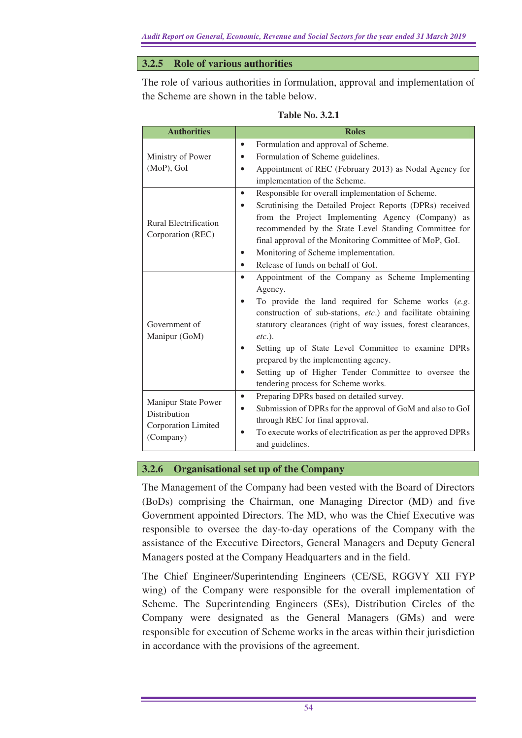### 3.2.5 Role of various authorities

The role of various authorities in formulation, approval and implementation of the Scheme are shown in the table below.

**Table No. 3.2.1**

| Authorities | Roles |
|---|---|
| Ministry of Power (MoP), GoI | • Formulation and approval of Scheme.<br>• Formulation of Scheme guidelines.<br>• Appointment of REC (February 2013) as Nodal Agency for implementation of the Scheme. |
| Rural Electrification Corporation (REC) | • Responsible for overall implementation of Scheme.<br>• Scrutinising the Detailed Project Reports (DPRs) received from the Project Implementing Agency (Company) as recommended by the State Level Standing Committee for final approval of the Monitoring Committee of MoP, GoI.<br>• Monitoring of Scheme implementation.<br>• Release of funds on behalf of GoI. |
| Government of Manipur (GoM) | • Appointment of the Company as Scheme Implementing Agency.<br>• To provide the land required for Scheme works (*e.g.* construction of sub-stations, *etc.*) and facilitate obtaining statutory clearances (right of way issues, forest clearances, *etc.*).<br>• Setting up of State Level Committee to examine DPRs prepared by the implementing agency.<br>• Setting up of Higher Tender Committee to oversee the tendering process for Scheme works. |
| Manipur State Power Distribution Corporation Limited (Company) | • Preparing DPRs based on detailed survey.<br>• Submission of DPRs for the approval of GoM and also to GoI through REC for final approval.<br>• To execute works of electrification as per the approved DPRs and guidelines. |

### 3.2.6 Organisational set up of the Company

The Management of the Company had been vested with the Board of Directors (BoDs) comprising the Chairman, one Managing Director (MD) and five Government appointed Directors. The MD, who was the Chief Executive was responsible to oversee the day-to-day operations of the Company with the assistance of the Executive Directors, General Managers and Deputy General Managers posted at the Company Headquarters and in the field.

The Chief Engineer/Superintending Engineers (CE/SE, RGGVY XII FYP wing) of the Company were responsible for the overall implementation of Scheme. The Superintending Engineers (SEs), Distribution Circles of the Company were designated as the General Managers (GMs) and were responsible for execution of Scheme works in the areas within their jurisdiction in accordance with the provisions of the agreement.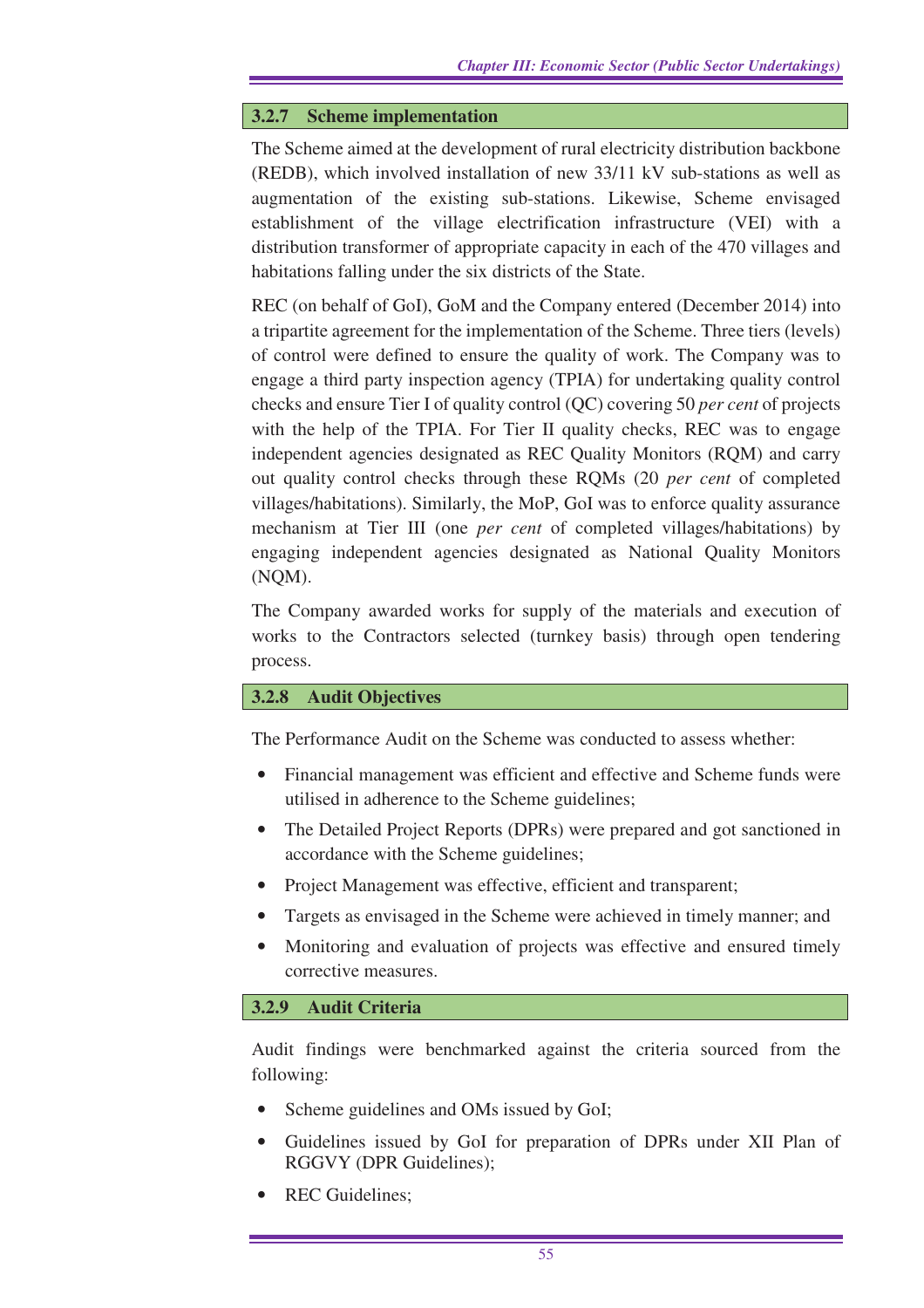### 3.2.7 Scheme implementation

The Scheme aimed at the development of rural electricity distribution backbone (REDB), which involved installation of new 33/11 kV sub-stations as well as augmentation of the existing sub-stations. Likewise, Scheme envisaged establishment of the village electrification infrastructure (VEI) with a distribution transformer of appropriate capacity in each of the 470 villages and habitations falling under the six districts of the State.

REC (on behalf of GoI), GoM and the Company entered (December 2014) into a tripartite agreement for the implementation of the Scheme. Three tiers (levels) of control were defined to ensure the quality of work. The Company was to engage a third party inspection agency (TPIA) for undertaking quality control checks and ensure Tier I of quality control (QC) covering 50 *per cent* of projects with the help of the TPIA. For Tier II quality checks, REC was to engage independent agencies designated as REC Quality Monitors (RQM) and carry out quality control checks through these RQMs (20 *per cent* of completed villages/habitations). Similarly, the MoP, GoI was to enforce quality assurance mechanism at Tier III (one *per cent* of completed villages/habitations) by engaging independent agencies designated as National Quality Monitors (NQM).

The Company awarded works for supply of the materials and execution of works to the Contractors selected (turnkey basis) through open tendering process.

### 3.2.8 Audit Objectives

The Performance Audit on the Scheme was conducted to assess whether:

- Financial management was efficient and effective and Scheme funds were utilised in adherence to the Scheme guidelines;
- The Detailed Project Reports (DPRs) were prepared and got sanctioned in accordance with the Scheme guidelines;
- Project Management was effective, efficient and transparent;
- Targets as envisaged in the Scheme were achieved in timely manner; and
- Monitoring and evaluation of projects was effective and ensured timely corrective measures.

### 3.2.9 Audit Criteria

Audit findings were benchmarked against the criteria sourced from the following:

- Scheme guidelines and OMs issued by GoI;
- Guidelines issued by GoI for preparation of DPRs under XII Plan of RGGVY (DPR Guidelines);
- REC Guidelines;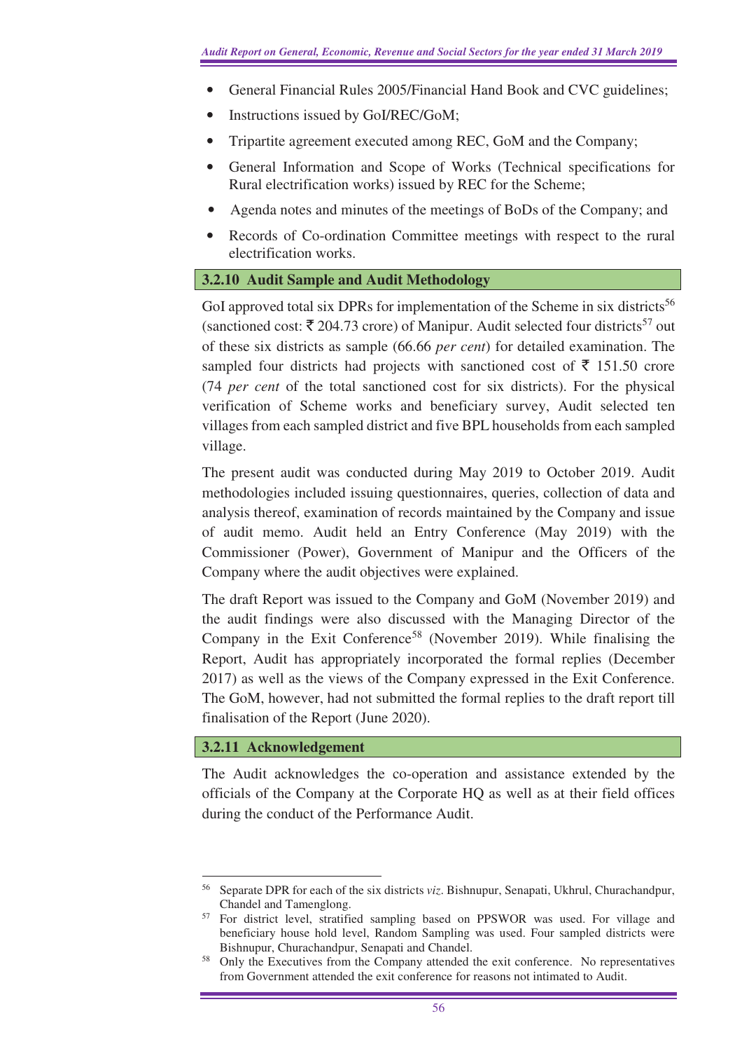- General Financial Rules 2005/Financial Hand Book and CVC guidelines;
- Instructions issued by GoI/REC/GoM;
- Tripartite agreement executed among REC, GoM and the Company;
- General Information and Scope of Works (Technical specifications for Rural electrification works) issued by REC for the Scheme;
- Agenda notes and minutes of the meetings of BoDs of the Company; and
- Records of Co-ordination Committee meetings with respect to the rural electrification works.

### 3.2.10 Audit Sample and Audit Methodology

GoI approved total six DPRs for implementation of the Scheme in six districts[56] (sanctioned cost: ₹ 204.73 crore) of Manipur. Audit selected four districts[57] out of these six districts as sample (66.66 *per cent*) for detailed examination. The sampled four districts had projects with sanctioned cost of ₹ 151.50 crore (74 *per cent* of the total sanctioned cost for six districts). For the physical verification of Scheme works and beneficiary survey, Audit selected ten villages from each sampled district and five BPL households from each sampled village.

The present audit was conducted during May 2019 to October 2019. Audit methodologies included issuing questionnaires, queries, collection of data and analysis thereof, examination of records maintained by the Company and issue of audit memo. Audit held an Entry Conference (May 2019) with the Commissioner (Power), Government of Manipur and the Officers of the Company where the audit objectives were explained.

The draft Report was issued to the Company and GoM (November 2019) and the audit findings were also discussed with the Managing Director of the Company in the Exit Conference[58] (November 2019). While finalising the Report, Audit has appropriately incorporated the formal replies (December 2017) as well as the views of the Company expressed in the Exit Conference. The GoM, however, had not submitted the formal replies to the draft report till finalisation of the Report (June 2020).

### 3.2.11 Acknowledgement

The Audit acknowledges the co-operation and assistance extended by the officials of the Company at the Corporate HQ as well as at their field offices during the conduct of the Performance Audit.

---

[56] Separate DPR for each of the six districts *viz*. Bishnupur, Senapati, Ukhrul, Churachandpur, Chandel and Tamenglong.

[57] For district level, stratified sampling based on PPSWOR was used. For village and beneficiary house hold level, Random Sampling was used. Four sampled districts were Bishnupur, Churachandpur, Senapati and Chandel.

[58] Only the Executives from the Company attended the exit conference. No representatives from Government attended the exit conference for reasons not intimated to Audit.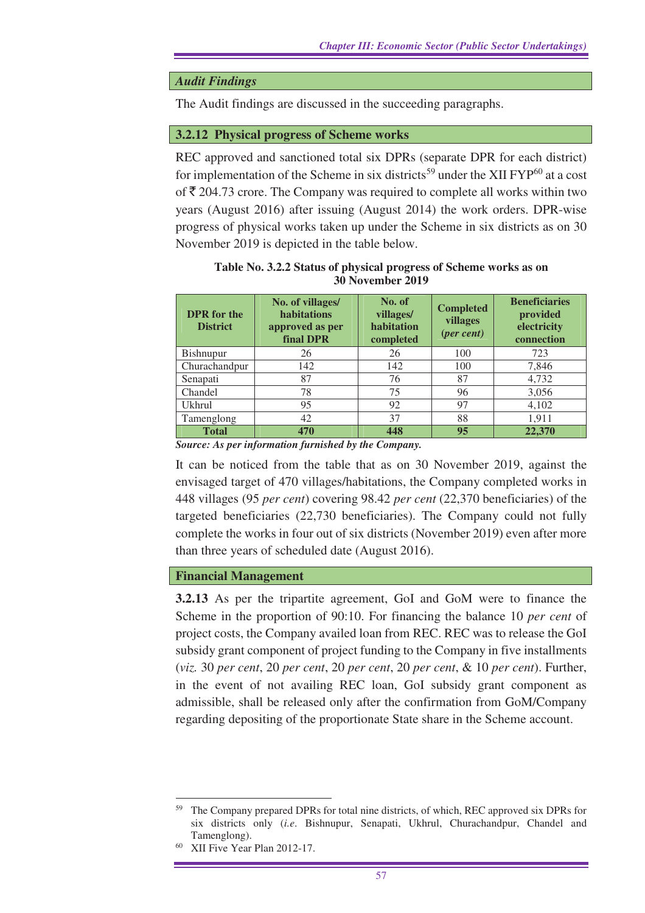### Audit Findings

The Audit findings are discussed in the succeeding paragraphs.

### 3.2.12 Physical progress of Scheme works

REC approved and sanctioned total six DPRs (separate DPR for each district) for implementation of the Scheme in six districts[59] under the XII FYP[60] at a cost of ₹ 204.73 crore. The Company was required to complete all works within two years (August 2016) after issuing (August 2014) the work orders. DPR-wise progress of physical works taken up under the Scheme in six districts as on 30 November 2019 is depicted in the table below.

**Table No. 3.2.2 Status of physical progress of Scheme works as on 30 November 2019**

| DPR for the District | No. of villages/ habitations approved as per final DPR | No. of villages/ habitation completed | Completed villages (*per cent*) | Beneficiaries provided electricity connection |
|---|---|---|---|---|
| Bishnupur | 26 | 26 | 100 | 723 |
| Churachandpur | 142 | 142 | 100 | 7,846 |
| Senapati | 87 | 76 | 87 | 4,732 |
| Chandel | 78 | 75 | 96 | 3,056 |
| Ukhrul | 95 | 92 | 97 | 4,102 |
| Tamenglong | 42 | 37 | 88 | 1,911 |
| **Total** | **470** | **448** | **95** | **22,370** |

***Source: As per information furnished by the Company.***

It can be noticed from the table that as on 30 November 2019, against the envisaged target of 470 villages/habitations, the Company completed works in 448 villages (95 *per cent*) covering 98.42 *per cent* (22,370 beneficiaries) of the targeted beneficiaries (22,730 beneficiaries). The Company could not fully complete the works in four out of six districts (November 2019) even after more than three years of scheduled date (August 2016).

### Financial Management

**3.2.13** As per the tripartite agreement, GoI and GoM were to finance the Scheme in the proportion of 90:10. For financing the balance 10 *per cent* of project costs, the Company availed loan from REC. REC was to release the GoI subsidy grant component of project funding to the Company in five installments (*viz.* 30 *per cent*, 20 *per cent*, 20 *per cent*, 20 *per cent*, & 10 *per cent*). Further, in the event of not availing REC loan, GoI subsidy grant component as admissible, shall be released only after the confirmation from GoM/Company regarding depositing of the proportionate State share in the Scheme account.

---

[59] The Company prepared DPRs for total nine districts, of which, REC approved six DPRs for six districts only (*i.e.* Bishnupur, Senapati, Ukhrul, Churachandpur, Chandel and Tamenglong).

[60] XII Five Year Plan 2012-17.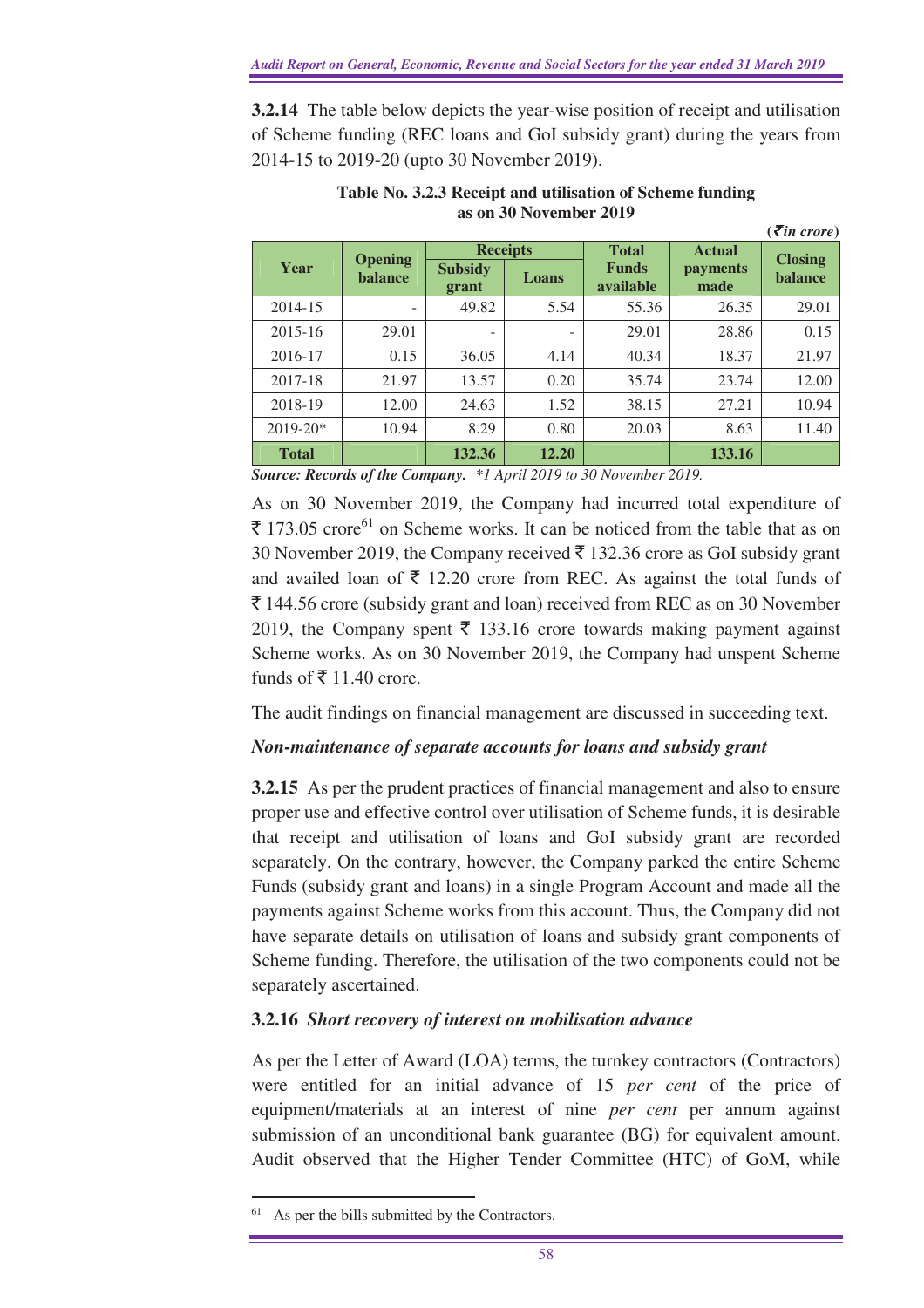**3.2.14** The table below depicts the year-wise position of receipt and utilisation of Scheme funding (REC loans and GoI subsidy grant) during the years from 2014-15 to 2019-20 (upto 30 November 2019).

**Table No. 3.2.3 Receipt and utilisation of Scheme funding as on 30 November 2019**

(*₹in crore*)

| Year | Opening balance | Receipts | | Total Funds available | Actual payments made | Closing balance |
|---|---|---|---|---|---|---|
| | | Subsidy grant | Loans | | | |
| 2014-15 | - | 49.82 | 5.54 | 55.36 | 26.35 | 29.01 |
| 2015-16 | 29.01 | - | - | 29.01 | 28.86 | 0.15 |
| 2016-17 | 0.15 | 36.05 | 4.14 | 40.34 | 18.37 | 21.97 |
| 2017-18 | 21.97 | 13.57 | 0.20 | 35.74 | 23.74 | 12.00 |
| 2018-19 | 12.00 | 24.63 | 1.52 | 38.15 | 27.21 | 10.94 |
| 2019-20* | 10.94 | 8.29 | 0.80 | 20.03 | 8.63 | 11.40 |
| **Total** | | **132.36** | **12.20** | | **133.16** | |

***Source: Records of the Company.*** *\*1 April 2019 to 30 November 2019.*

As on 30 November 2019, the Company had incurred total expenditure of ₹ 173.05 crore[61] on Scheme works. It can be noticed from the table that as on 30 November 2019, the Company received ₹ 132.36 crore as GoI subsidy grant and availed loan of ₹ 12.20 crore from REC. As against the total funds of ₹ 144.56 crore (subsidy grant and loan) received from REC as on 30 November 2019, the Company spent ₹ 133.16 crore towards making payment against Scheme works. As on 30 November 2019, the Company had unspent Scheme funds of ₹ 11.40 crore.

The audit findings on financial management are discussed in succeeding text.

***Non-maintenance of separate accounts for loans and subsidy grant***

**3.2.15** As per the prudent practices of financial management and also to ensure proper use and effective control over utilisation of Scheme funds, it is desirable that receipt and utilisation of loans and GoI subsidy grant are recorded separately. On the contrary, however, the Company parked the entire Scheme Funds (subsidy grant and loans) in a single Program Account and made all the payments against Scheme works from this account. Thus, the Company did not have separate details on utilisation of loans and subsidy grant components of Scheme funding. Therefore, the utilisation of the two components could not be separately ascertained.

**3.2.16** ***Short recovery of interest on mobilisation advance***

As per the Letter of Award (LOA) terms, the turnkey contractors (Contractors) were entitled for an initial advance of 15 *per cent* of the price of equipment/materials at an interest of nine *per cent* per annum against submission of an unconditional bank guarantee (BG) for equivalent amount. Audit observed that the Higher Tender Committee (HTC) of GoM, while

[61] As per the bills submitted by the Contractors.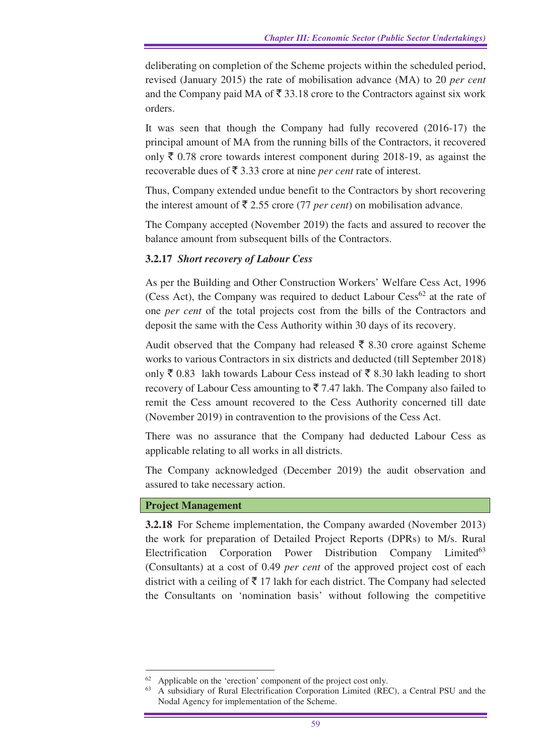deliberating on completion of the Scheme projects within the scheduled period, revised (January 2015) the rate of mobilisation advance (MA) to 20 *per cent* and the Company paid MA of ₹ 33.18 crore to the Contractors against six work orders.

It was seen that though the Company had fully recovered (2016-17) the principal amount of MA from the running bills of the Contractors, it recovered only ₹ 0.78 crore towards interest component during 2018-19, as against the recoverable dues of ₹ 3.33 crore at nine *per cent* rate of interest.

Thus, Company extended undue benefit to the Contractors by short recovering the interest amount of ₹ 2.55 crore (77 *per cent*) on mobilisation advance.

The Company accepted (November 2019) the facts and assured to recover the balance amount from subsequent bills of the Contractors.

### 3.2.17 *Short recovery of Labour Cess*

As per the Building and Other Construction Workers' Welfare Cess Act, 1996 (Cess Act), the Company was required to deduct Labour Cess[62] at the rate of one *per cent* of the total projects cost from the bills of the Contractors and deposit the same with the Cess Authority within 30 days of its recovery.

Audit observed that the Company had released ₹ 8.30 crore against Scheme works to various Contractors in six districts and deducted (till September 2018) only ₹ 0.83 lakh towards Labour Cess instead of ₹ 8.30 lakh leading to short recovery of Labour Cess amounting to ₹ 7.47 lakh. The Company also failed to remit the Cess amount recovered to the Cess Authority concerned till date (November 2019) in contravention to the provisions of the Cess Act.

There was no assurance that the Company had deducted Labour Cess as applicable relating to all works in all districts.

The Company acknowledged (December 2019) the audit observation and assured to take necessary action.

## Project Management

**3.2.18** For Scheme implementation, the Company awarded (November 2013) the work for preparation of Detailed Project Reports (DPRs) to M/s. Rural Electrification Corporation Power Distribution Company Limited[63] (Consultants) at a cost of 0.49 *per cent* of the approved project cost of each district with a ceiling of ₹ 17 lakh for each district. The Company had selected the Consultants on 'nomination basis' without following the competitive

---

[62] Applicable on the 'erection' component of the project cost only.

[63] A subsidiary of Rural Electrification Corporation Limited (REC), a Central PSU and the Nodal Agency for implementation of the Scheme.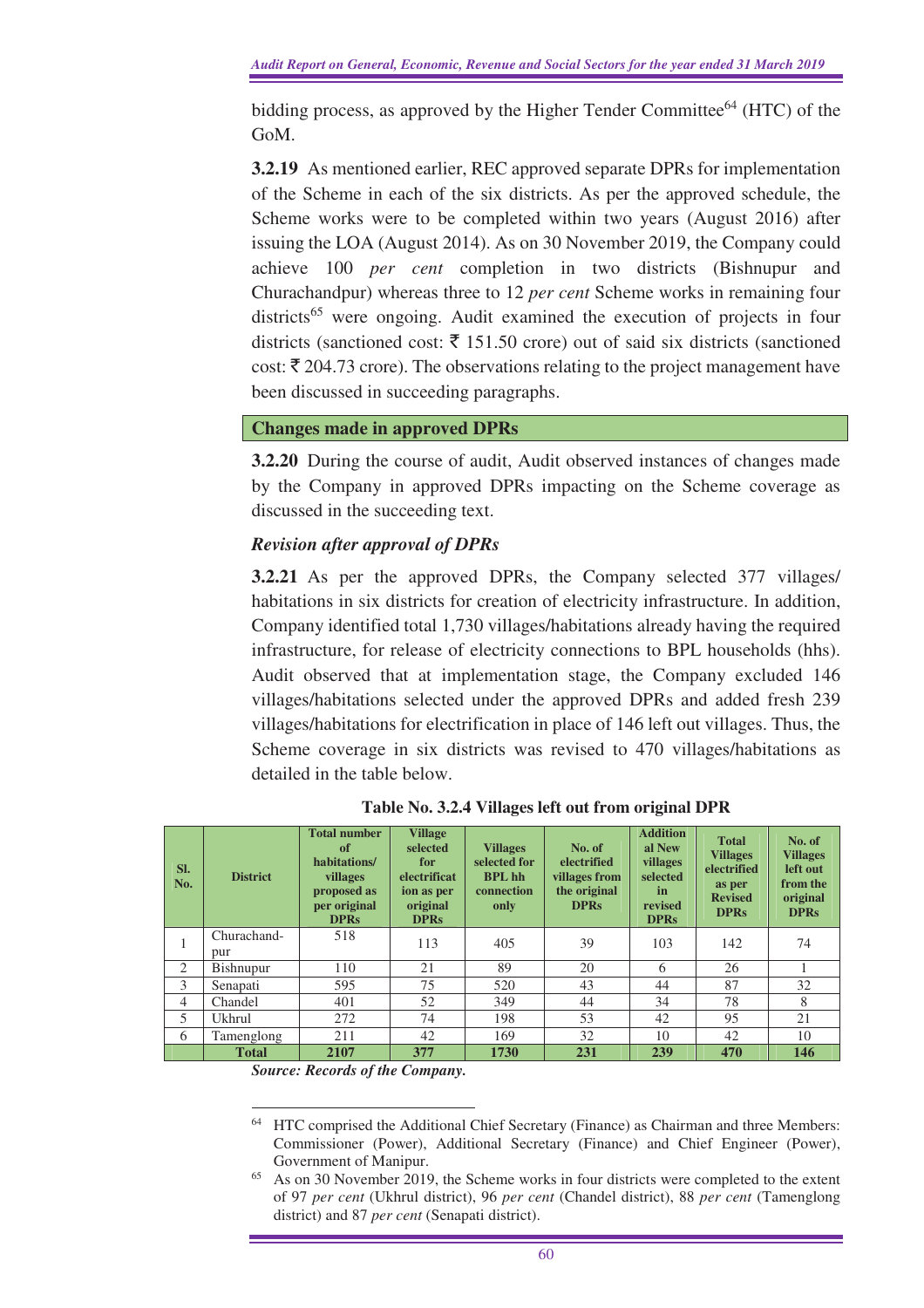bidding process, as approved by the Higher Tender Committee[64] (HTC) of the GoM.

**3.2.19** As mentioned earlier, REC approved separate DPRs for implementation of the Scheme in each of the six districts. As per the approved schedule, the Scheme works were to be completed within two years (August 2016) after issuing the LOA (August 2014). As on 30 November 2019, the Company could achieve 100 *per cent* completion in two districts (Bishnupur and Churachandpur) whereas three to 12 *per cent* Scheme works in remaining four districts[65] were ongoing. Audit examined the execution of projects in four districts (sanctioned cost: ₹ 151.50 crore) out of said six districts (sanctioned cost: ₹ 204.73 crore). The observations relating to the project management have been discussed in succeeding paragraphs.

## Changes made in approved DPRs

**3.2.20** During the course of audit, Audit observed instances of changes made by the Company in approved DPRs impacting on the Scheme coverage as discussed in the succeeding text.

### *Revision after approval of DPRs*

**3.2.21** As per the approved DPRs, the Company selected 377 villages/ habitations in six districts for creation of electricity infrastructure. In addition, Company identified total 1,730 villages/habitations already having the required infrastructure, for release of electricity connections to BPL households (hhs). Audit observed that at implementation stage, the Company excluded 146 villages/habitations selected under the approved DPRs and added fresh 239 villages/habitations for electrification in place of 146 left out villages. Thus, the Scheme coverage in six districts was revised to 470 villages/habitations as detailed in the table below.

**Table No. 3.2.4 Villages left out from original DPR**

| Sl. No. | District | Total number of habitations/ villages proposed as per original DPRs | Village selected for electrification as per original DPRs | Villages selected for BPL hh connection only | No. of electrified villages from the original DPRs | Additional New villages selected in revised DPRs | Total Villages electrified as per Revised DPRs | No. of Villages left out from the original DPRs |
|---|---|---|---|---|---|---|---|---|
| 1 | Churachand-pur | 518 | 113 | 405 | 39 | 103 | 142 | 74 |
| 2 | Bishnupur | 110 | 21 | 89 | 20 | 6 | 26 | 1 |
| 3 | Senapati | 595 | 75 | 520 | 43 | 44 | 87 | 32 |
| 4 | Chandel | 401 | 52 | 349 | 44 | 34 | 78 | 8 |
| 5 | Ukhrul | 272 | 74 | 198 | 53 | 42 | 95 | 21 |
| 6 | Tamenglong | 211 | 42 | 169 | 32 | 10 | 42 | 10 |
| | **Total** | **2107** | **377** | **1730** | **231** | **239** | **470** | **146** |

***Source: Records of the Company.***

---

[64] HTC comprised the Additional Chief Secretary (Finance) as Chairman and three Members: Commissioner (Power), Additional Secretary (Finance) and Chief Engineer (Power), Government of Manipur.

[65] As on 30 November 2019, the Scheme works in four districts were completed to the extent of 97 *per cent* (Ukhrul district), 96 *per cent* (Chandel district), 88 *per cent* (Tamenglong district) and 87 *per cent* (Senapati district).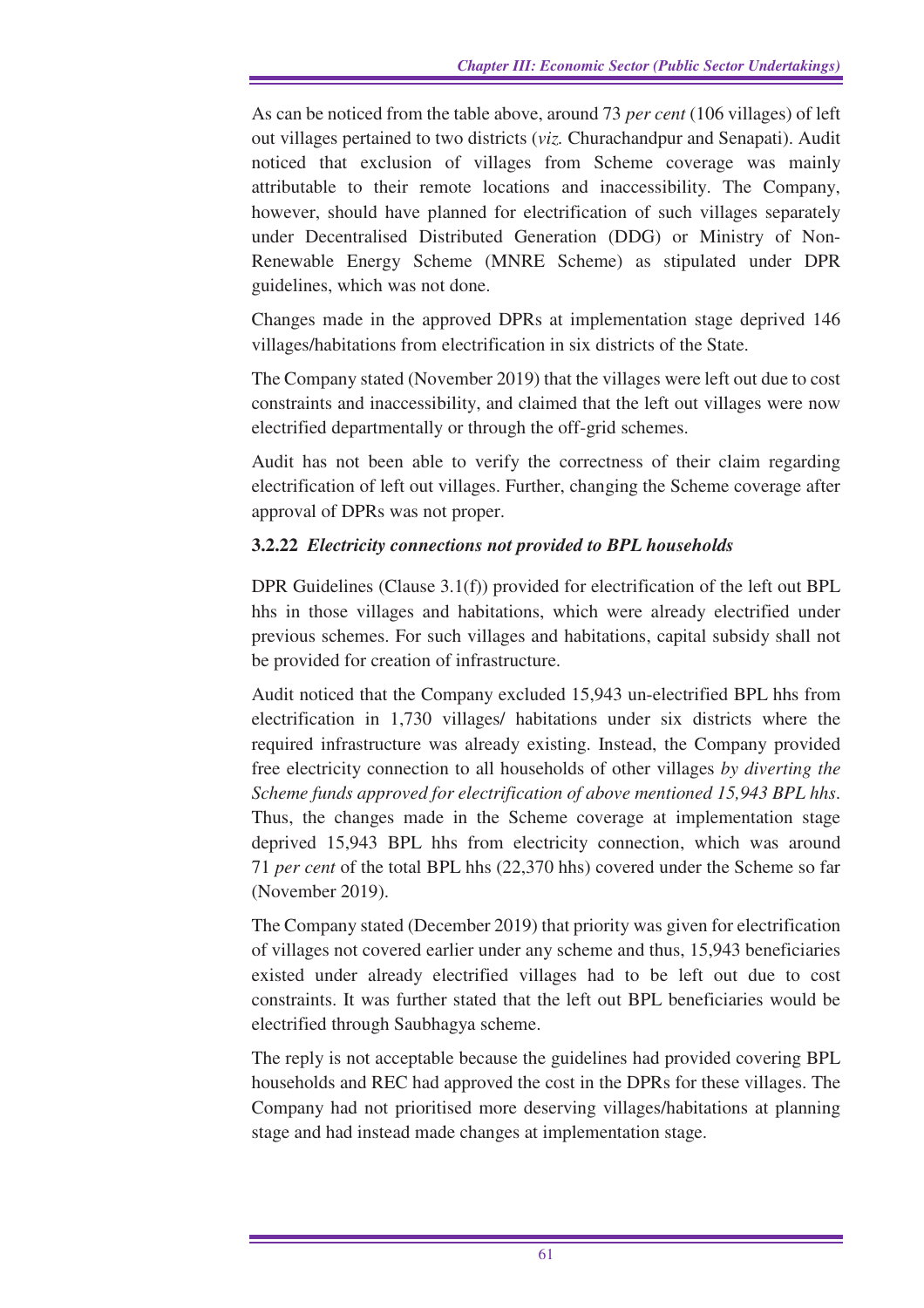As can be noticed from the table above, around 73 *per cent* (106 villages) of left out villages pertained to two districts (*viz.* Churachandpur and Senapati). Audit noticed that exclusion of villages from Scheme coverage was mainly attributable to their remote locations and inaccessibility. The Company, however, should have planned for electrification of such villages separately under Decentralised Distributed Generation (DDG) or Ministry of Non-Renewable Energy Scheme (MNRE Scheme) as stipulated under DPR guidelines, which was not done.

Changes made in the approved DPRs at implementation stage deprived 146 villages/habitations from electrification in six districts of the State.

The Company stated (November 2019) that the villages were left out due to cost constraints and inaccessibility, and claimed that the left out villages were now electrified departmentally or through the off-grid schemes.

Audit has not been able to verify the correctness of their claim regarding electrification of left out villages. Further, changing the Scheme coverage after approval of DPRs was not proper.

### 3.2.22 *Electricity connections not provided to BPL households*

DPR Guidelines (Clause 3.1(f)) provided for electrification of the left out BPL hhs in those villages and habitations, which were already electrified under previous schemes. For such villages and habitations, capital subsidy shall not be provided for creation of infrastructure.

Audit noticed that the Company excluded 15,943 un-electrified BPL hhs from electrification in 1,730 villages/ habitations under six districts where the required infrastructure was already existing. Instead, the Company provided free electricity connection to all households of other villages *by diverting the Scheme funds approved for electrification of above mentioned 15,943 BPL hhs*. Thus, the changes made in the Scheme coverage at implementation stage deprived 15,943 BPL hhs from electricity connection, which was around 71 *per cent* of the total BPL hhs (22,370 hhs) covered under the Scheme so far (November 2019).

The Company stated (December 2019) that priority was given for electrification of villages not covered earlier under any scheme and thus, 15,943 beneficiaries existed under already electrified villages had to be left out due to cost constraints. It was further stated that the left out BPL beneficiaries would be electrified through Saubhagya scheme.

The reply is not acceptable because the guidelines had provided covering BPL households and REC had approved the cost in the DPRs for these villages. The Company had not prioritised more deserving villages/habitations at planning stage and had instead made changes at implementation stage.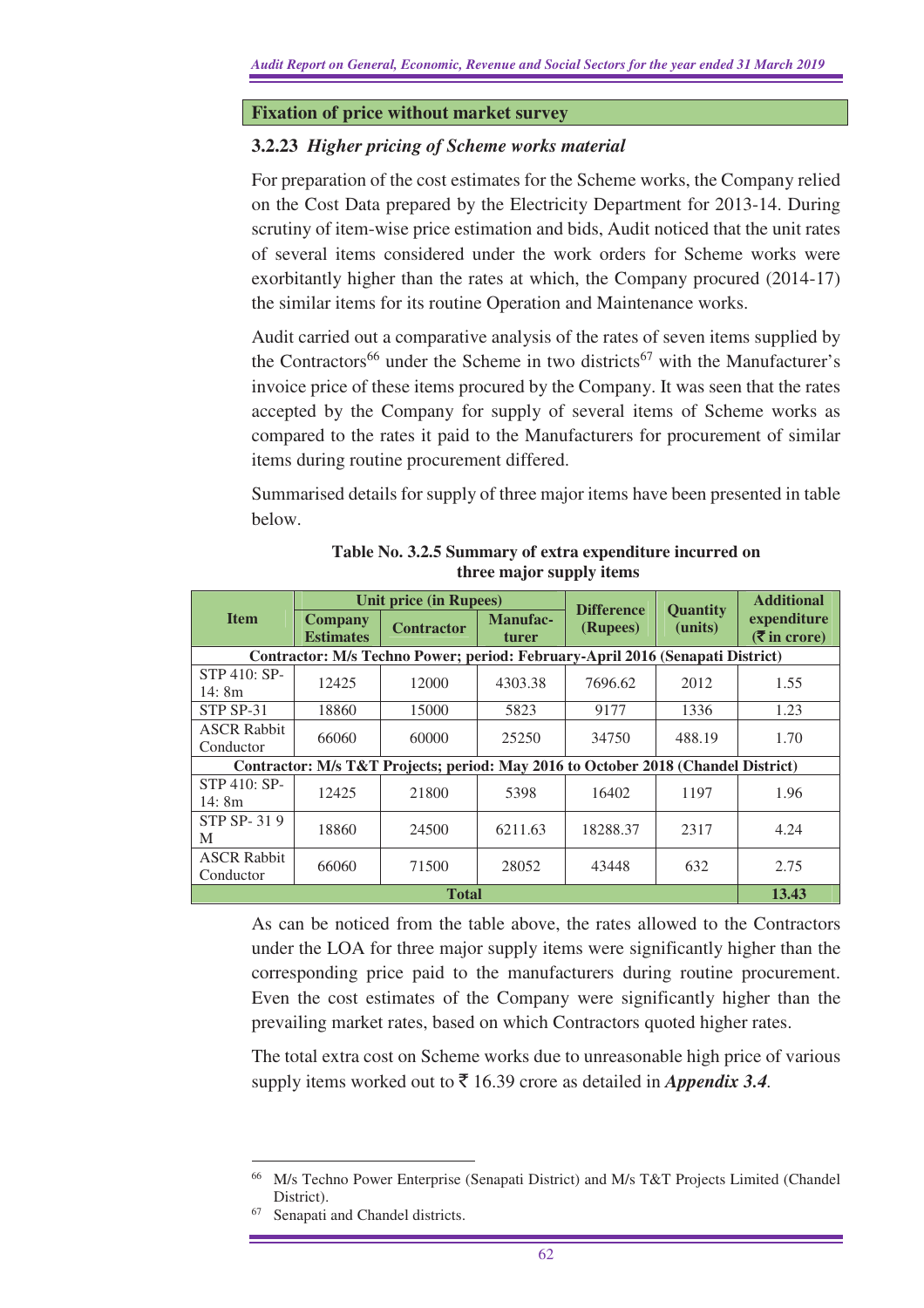## Fixation of price without market survey

### 3.2.23 *Higher pricing of Scheme works material*

For preparation of the cost estimates for the Scheme works, the Company relied on the Cost Data prepared by the Electricity Department for 2013-14. During scrutiny of item-wise price estimation and bids, Audit noticed that the unit rates of several items considered under the work orders for Scheme works were exorbitantly higher than the rates at which, the Company procured (2014-17) the similar items for its routine Operation and Maintenance works.

Audit carried out a comparative analysis of the rates of seven items supplied by the Contractors[66] under the Scheme in two districts[67] with the Manufacturer's invoice price of these items procured by the Company. It was seen that the rates accepted by the Company for supply of several items of Scheme works as compared to the rates it paid to the Manufacturers for procurement of similar items during routine procurement differed.

Summarised details for supply of three major items have been presented in table below.

**Table No. 3.2.5 Summary of extra expenditure incurred on three major supply items**

| Item | Unit price (in Rupees) | | | Difference (Rupees) | Quantity (units) | Additional expenditure (₹ in crore) |
|---|---|---|---|---|---|---|
| | Company Estimates | Contractor | Manufacturer | | | |
| **Contractor: M/s Techno Power; period: February-April 2016 (Senapati District)** | | | | | | |
| STP 410: SP-14: 8m | 12425 | 12000 | 4303.38 | 7696.62 | 2012 | 1.55 |
| STP SP-31 | 18860 | 15000 | 5823 | 9177 | 1336 | 1.23 |
| ASCR Rabbit Conductor | 66060 | 60000 | 25250 | 34750 | 488.19 | 1.70 |
| **Contractor: M/s T&T Projects; period: May 2016 to October 2018 (Chandel District)** | | | | | | |
| STP 410: SP-14: 8m | 12425 | 21800 | 5398 | 16402 | 1197 | 1.96 |
| STP SP- 31 9 M | 18860 | 24500 | 6211.63 | 18288.37 | 2317 | 4.24 |
| ASCR Rabbit Conductor | 66060 | 71500 | 28052 | 43448 | 632 | 2.75 |
| **Total** | | | | | | **13.43** |

As can be noticed from the table above, the rates allowed to the Contractors under the LOA for three major supply items were significantly higher than the corresponding price paid to the manufacturers during routine procurement. Even the cost estimates of the Company were significantly higher than the prevailing market rates, based on which Contractors quoted higher rates.

The total extra cost on Scheme works due to unreasonable high price of various supply items worked out to ₹ 16.39 crore as detailed in ***Appendix 3.4***.

---

[66] M/s Techno Power Enterprise (Senapati District) and M/s T&T Projects Limited (Chandel District).

[67] Senapati and Chandel districts.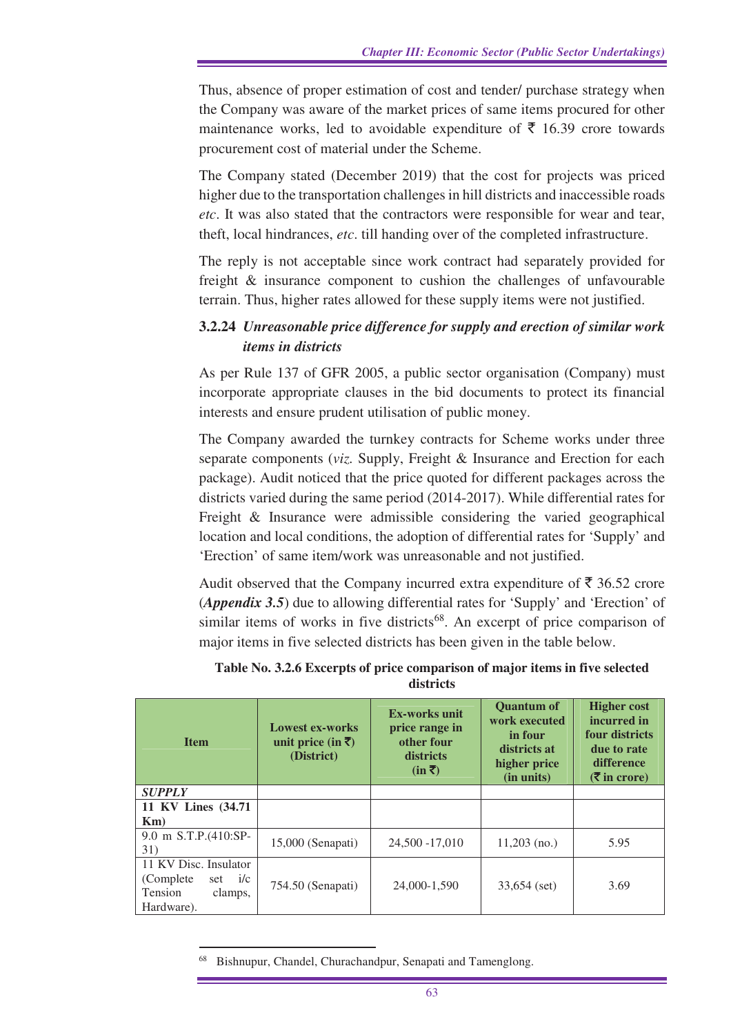Thus, absence of proper estimation of cost and tender/ purchase strategy when the Company was aware of the market prices of same items procured for other maintenance works, led to avoidable expenditure of ₹ 16.39 crore towards procurement cost of material under the Scheme.

The Company stated (December 2019) that the cost for projects was priced higher due to the transportation challenges in hill districts and inaccessible roads *etc*. It was also stated that the contractors were responsible for wear and tear, theft, local hindrances, *etc*. till handing over of the completed infrastructure.

The reply is not acceptable since work contract had separately provided for freight & insurance component to cushion the challenges of unfavourable terrain. Thus, higher rates allowed for these supply items were not justified.

### 3.2.24 *Unreasonable price difference for supply and erection of similar work items in districts*

As per Rule 137 of GFR 2005, a public sector organisation (Company) must incorporate appropriate clauses in the bid documents to protect its financial interests and ensure prudent utilisation of public money.

The Company awarded the turnkey contracts for Scheme works under three separate components (*viz.* Supply, Freight & Insurance and Erection for each package). Audit noticed that the price quoted for different packages across the districts varied during the same period (2014-2017). While differential rates for Freight & Insurance were admissible considering the varied geographical location and local conditions, the adoption of differential rates for 'Supply' and 'Erection' of same item/work was unreasonable and not justified.

Audit observed that the Company incurred extra expenditure of ₹ 36.52 crore (***Appendix 3.5***) due to allowing differential rates for 'Supply' and 'Erection' of similar items of works in five districts[68]. An excerpt of price comparison of major items in five selected districts has been given in the table below.

**Table No. 3.2.6 Excerpts of price comparison of major items in five selected districts**

| Item | Lowest ex-works unit price (in ₹) (District) | Ex-works unit price range in other four districts (in ₹) | Quantum of work executed in four districts at higher price (in units) | Higher cost incurred in four districts due to rate difference (₹ in crore) |
|---|---|---|---|---|
| ***SUPPLY*** | | | | |
| **11 KV Lines (34.71 Km)** | | | | |
| 9.0 m S.T.P.(410:SP-31) | 15,000 (Senapati) | 24,500 -17,010 | 11,203 (no.) | 5.95 |
| 11 KV Disc. Insulator (Complete set i/c Tension clamps, Hardware). | 754.50 (Senapati) | 24,000-1,590 | 33,654 (set) | 3.69 |

[68] Bishnupur, Chandel, Churachandpur, Senapati and Tamenglong.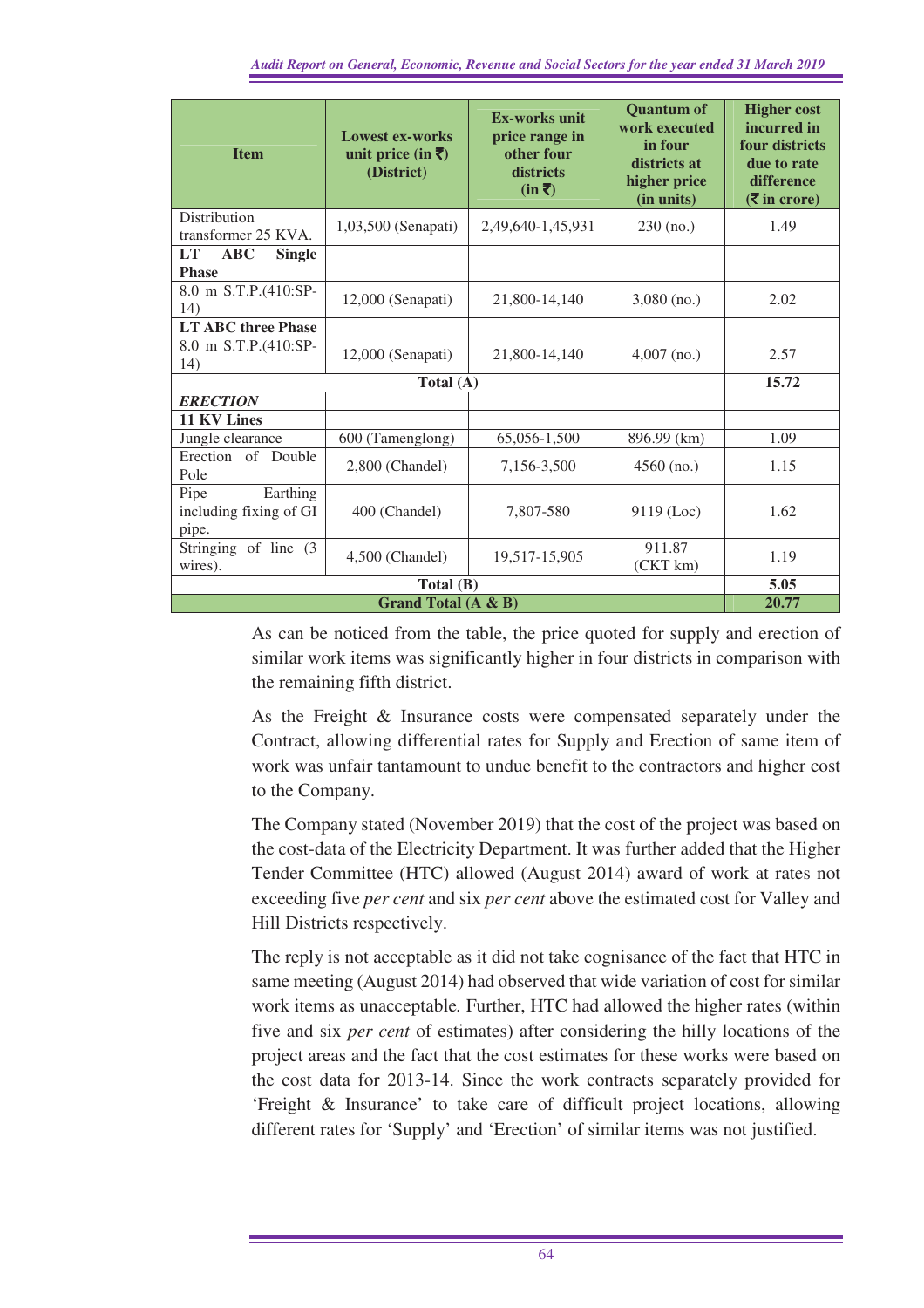| Item | Lowest ex-works unit price (in ₹) (District) | Ex-works unit price range in other four districts (in ₹) | Quantum of work executed in four districts at higher price (in units) | Higher cost incurred in four districts due to rate difference (₹ in crore) |
|---|---|---|---|---|
| Distribution transformer 25 KVA. | 1,03,500 (Senapati) | 2,49,640-1,45,931 | 230 (no.) | 1.49 |
| **LT ABC Single Phase** | | | | |
| 8.0 m S.T.P.(410:SP-14) | 12,000 (Senapati) | 21,800-14,140 | 3,080 (no.) | 2.02 |
| **LT ABC three Phase** | | | | |
| 8.0 m S.T.P.(410:SP-14) | 12,000 (Senapati) | 21,800-14,140 | 4,007 (no.) | 2.57 |
| **Total (A)** | | | | **15.72** |
| ***ERECTION*** | | | | |
| **11 KV Lines** | | | | |
| Jungle clearance | 600 (Tamenglong) | 65,056-1,500 | 896.99 (km) | 1.09 |
| Erection of Double Pole | 2,800 (Chandel) | 7,156-3,500 | 4560 (no.) | 1.15 |
| Pipe Earthing including fixing of GI pipe. | 400 (Chandel) | 7,807-580 | 9119 (Loc) | 1.62 |
| Stringing of line (3 wires). | 4,500 (Chandel) | 19,517-15,905 | 911.87 (CKT km) | 1.19 |
| **Total (B)** | | | | **5.05** |
| **Grand Total (A & B)** | | | | **20.77** |

As can be noticed from the table, the price quoted for supply and erection of similar work items was significantly higher in four districts in comparison with the remaining fifth district.

As the Freight & Insurance costs were compensated separately under the Contract, allowing differential rates for Supply and Erection of same item of work was unfair tantamount to undue benefit to the contractors and higher cost to the Company.

The Company stated (November 2019) that the cost of the project was based on the cost-data of the Electricity Department. It was further added that the Higher Tender Committee (HTC) allowed (August 2014) award of work at rates not exceeding five *per cent* and six *per cent* above the estimated cost for Valley and Hill Districts respectively.

The reply is not acceptable as it did not take cognisance of the fact that HTC in same meeting (August 2014) had observed that wide variation of cost for similar work items as unacceptable. Further, HTC had allowed the higher rates (within five and six *per cent* of estimates) after considering the hilly locations of the project areas and the fact that the cost estimates for these works were based on the cost data for 2013-14. Since the work contracts separately provided for 'Freight & Insurance' to take care of difficult project locations, allowing different rates for 'Supply' and 'Erection' of similar items was not justified.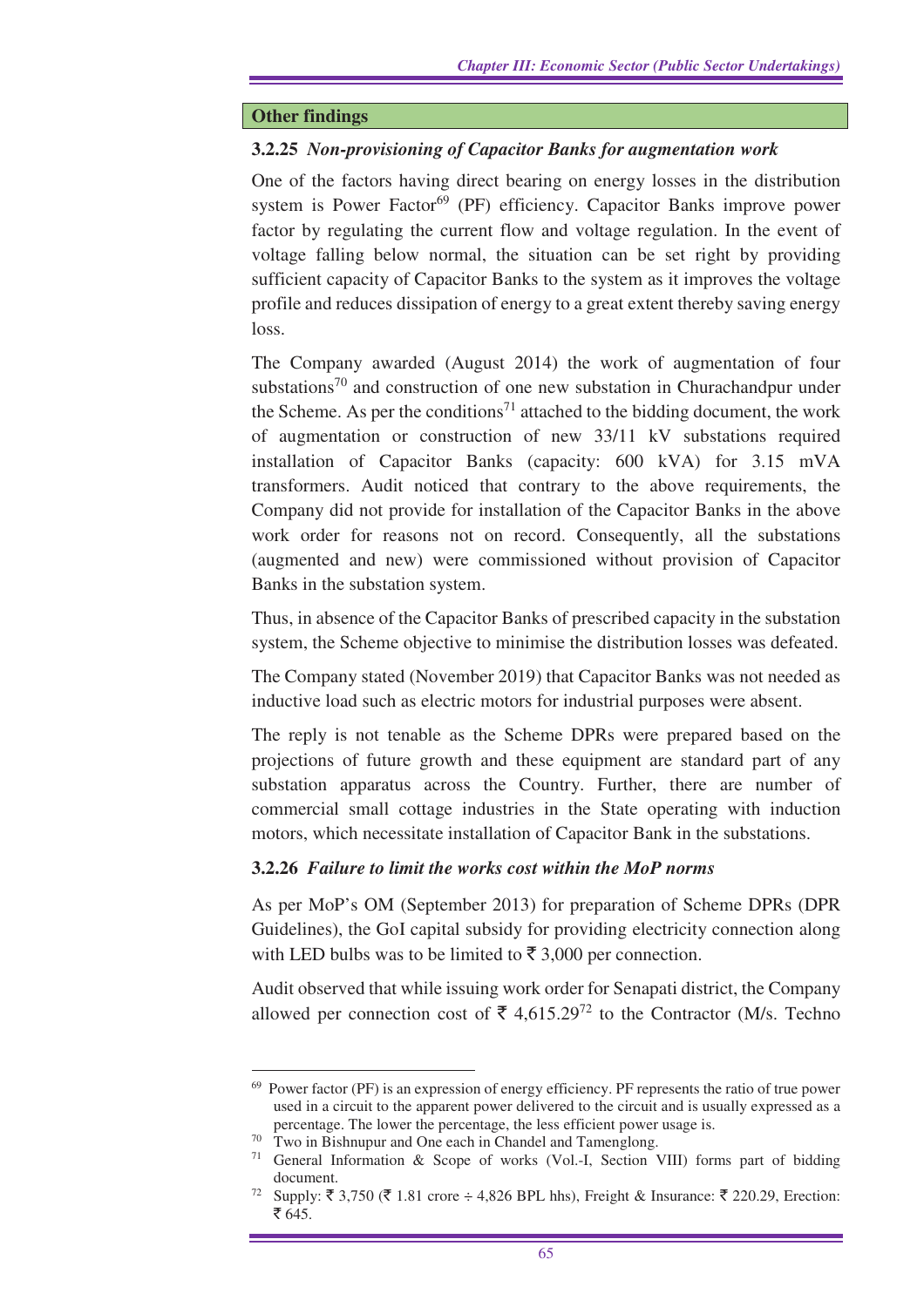## Other findings

### 3.2.25 *Non-provisioning of Capacitor Banks for augmentation work*

One of the factors having direct bearing on energy losses in the distribution system is Power Factor[69] (PF) efficiency. Capacitor Banks improve power factor by regulating the current flow and voltage regulation. In the event of voltage falling below normal, the situation can be set right by providing sufficient capacity of Capacitor Banks to the system as it improves the voltage profile and reduces dissipation of energy to a great extent thereby saving energy loss.

The Company awarded (August 2014) the work of augmentation of four substations[70] and construction of one new substation in Churachandpur under the Scheme. As per the conditions[71] attached to the bidding document, the work of augmentation or construction of new 33/11 kV substations required installation of Capacitor Banks (capacity: 600 kVA) for 3.15 mVA transformers. Audit noticed that contrary to the above requirements, the Company did not provide for installation of the Capacitor Banks in the above work order for reasons not on record. Consequently, all the substations (augmented and new) were commissioned without provision of Capacitor Banks in the substation system.

Thus, in absence of the Capacitor Banks of prescribed capacity in the substation system, the Scheme objective to minimise the distribution losses was defeated.

The Company stated (November 2019) that Capacitor Banks was not needed as inductive load such as electric motors for industrial purposes were absent.

The reply is not tenable as the Scheme DPRs were prepared based on the projections of future growth and these equipment are standard part of any substation apparatus across the Country. Further, there are number of commercial small cottage industries in the State operating with induction motors, which necessitate installation of Capacitor Bank in the substations.

### 3.2.26 *Failure to limit the works cost within the MoP norms*

As per MoP's OM (September 2013) for preparation of Scheme DPRs (DPR Guidelines), the GoI capital subsidy for providing electricity connection along with LED bulbs was to be limited to ₹ 3,000 per connection.

Audit observed that while issuing work order for Senapati district, the Company allowed per connection cost of ₹ 4,615.29[72] to the Contractor (M/s. Techno

---

[69] Power factor (PF) is an expression of energy efficiency. PF represents the ratio of true power used in a circuit to the apparent power delivered to the circuit and is usually expressed as a percentage. The lower the percentage, the less efficient power usage is.

[70] Two in Bishnupur and One each in Chandel and Tamenglong.

[71] General Information & Scope of works (Vol.-I, Section VIII) forms part of bidding document.

[72] Supply: ₹ 3,750 (₹ 1.81 crore ÷ 4,826 BPL hhs), Freight & Insurance: ₹ 220.29, Erection: ₹ 645.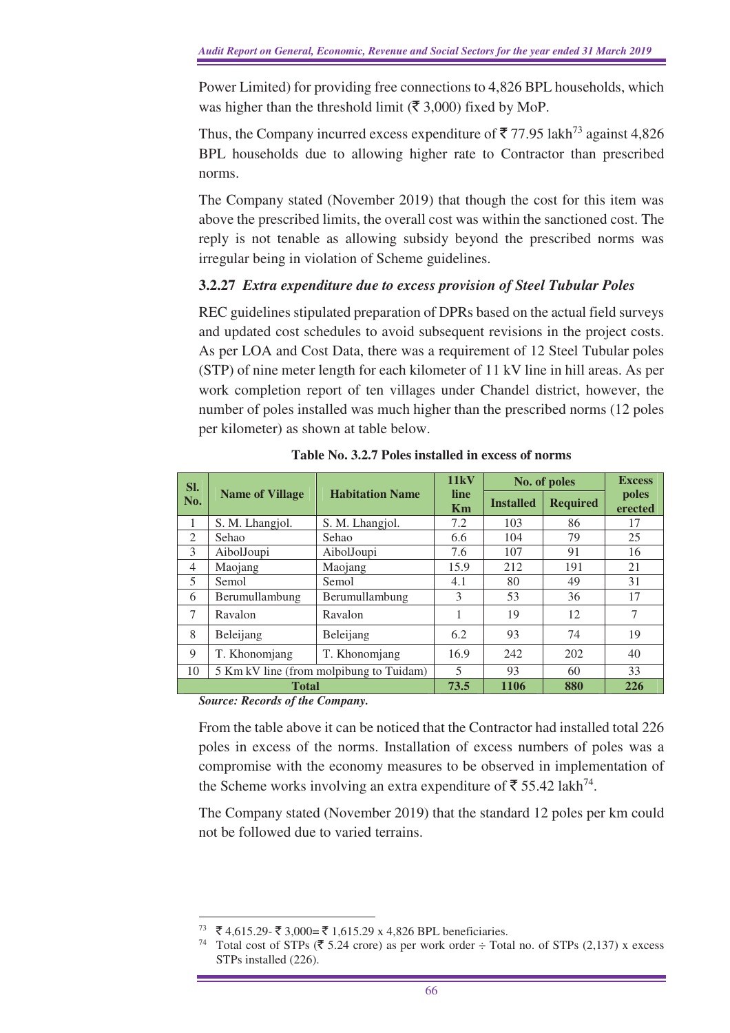Power Limited) for providing free connections to 4,826 BPL households, which was higher than the threshold limit (₹ 3,000) fixed by MoP.

Thus, the Company incurred excess expenditure of ₹ 77.95 lakh[73] against 4,826 BPL households due to allowing higher rate to Contractor than prescribed norms.

The Company stated (November 2019) that though the cost for this item was above the prescribed limits, the overall cost was within the sanctioned cost. The reply is not tenable as allowing subsidy beyond the prescribed norms was irregular being in violation of Scheme guidelines.

### 3.2.27 *Extra expenditure due to excess provision of Steel Tubular Poles*

REC guidelines stipulated preparation of DPRs based on the actual field surveys and updated cost schedules to avoid subsequent revisions in the project costs. As per LOA and Cost Data, there was a requirement of 12 Steel Tubular poles (STP) of nine meter length for each kilometer of 11 kV line in hill areas. As per work completion report of ten villages under Chandel district, however, the number of poles installed was much higher than the prescribed norms (12 poles per kilometer) as shown at table below.

**Table No. 3.2.7 Poles installed in excess of norms**

| Sl. No. | Name of Village | Habitation Name | 11kV line Km | No. of poles | | Excess poles erected |
|---|---|---|---|---|---|---|
| | | | | Installed | Required | |
| 1 | S. M. Lhangjol. | S. M. Lhangjol. | 7.2 | 103 | 86 | 17 |
| 2 | Sehao | Sehao | 6.6 | 104 | 79 | 25 |
| 3 | AibolJoupi | AibolJoupi | 7.6 | 107 | 91 | 16 |
| 4 | Maojang | Maojang | 15.9 | 212 | 191 | 21 |
| 5 | Semol | Semol | 4.1 | 80 | 49 | 31 |
| 6 | Berumullambung | Berumullambung | 3 | 53 | 36 | 17 |
| 7 | Ravalon | Ravalon | 1 | 19 | 12 | 7 |
| 8 | Beleijang | Beleijang | 6.2 | 93 | 74 | 19 |
| 9 | T. Khonomjang | T. Khonomjang | 16.9 | 242 | 202 | 40 |
| 10 | 5 Km kV line (from molpibung to Tuidam) | | 5 | 93 | 60 | 33 |
| **Total** | | | **73.5** | **1106** | **880** | **226** |

***Source: Records of the Company.***

From the table above it can be noticed that the Contractor had installed total 226 poles in excess of the norms. Installation of excess numbers of poles was a compromise with the economy measures to be observed in implementation of the Scheme works involving an extra expenditure of ₹ 55.42 lakh[74].

The Company stated (November 2019) that the standard 12 poles per km could not be followed due to varied terrains.

---

[73] ₹ 4,615.29- ₹ 3,000= ₹ 1,615.29 x 4,826 BPL beneficiaries.

[74] Total cost of STPs (₹ 5.24 crore) as per work order ÷ Total no. of STPs (2,137) x excess STPs installed (226).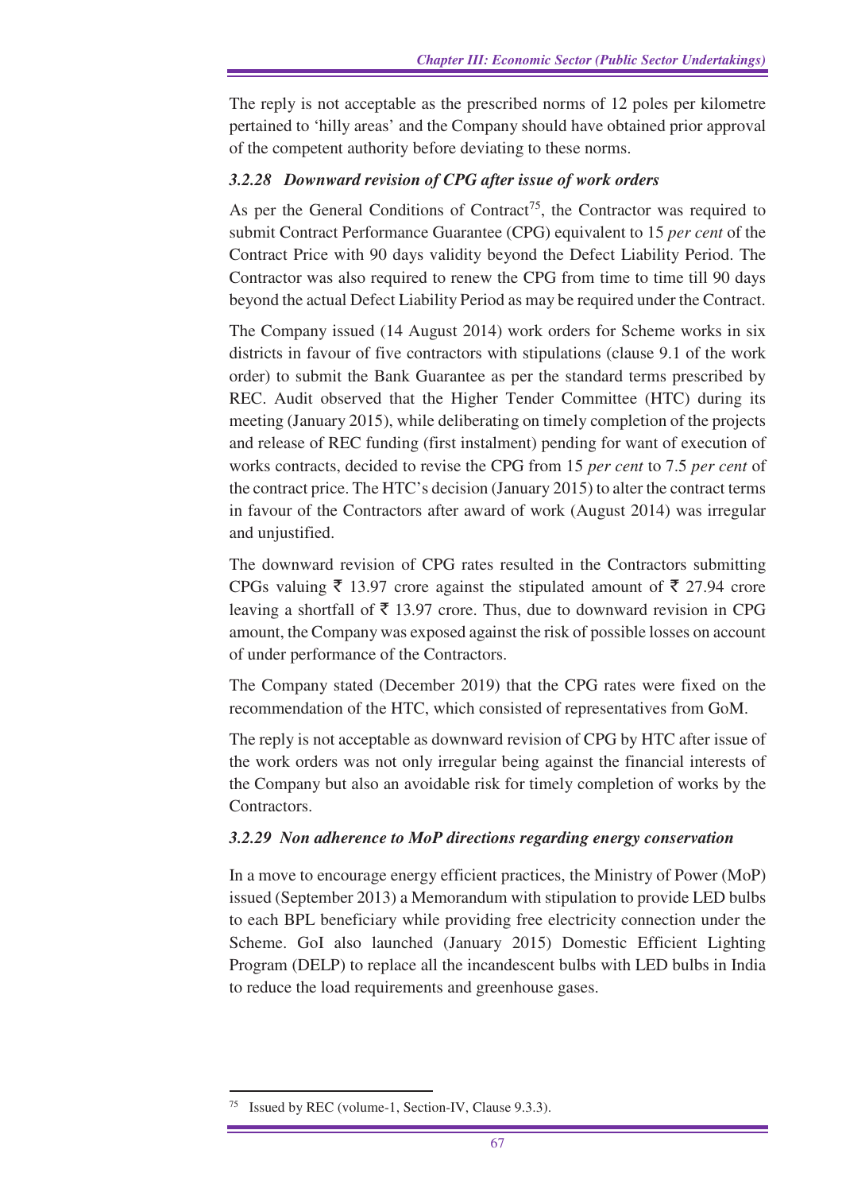The reply is not acceptable as the prescribed norms of 12 poles per kilometre pertained to 'hilly areas' and the Company should have obtained prior approval of the competent authority before deviating to these norms.

### *3.2.28 Downward revision of CPG after issue of work orders*

As per the General Conditions of Contract[75], the Contractor was required to submit Contract Performance Guarantee (CPG) equivalent to 15 *per cent* of the Contract Price with 90 days validity beyond the Defect Liability Period. The Contractor was also required to renew the CPG from time to time till 90 days beyond the actual Defect Liability Period as may be required under the Contract.

The Company issued (14 August 2014) work orders for Scheme works in six districts in favour of five contractors with stipulations (clause 9.1 of the work order) to submit the Bank Guarantee as per the standard terms prescribed by REC. Audit observed that the Higher Tender Committee (HTC) during its meeting (January 2015), while deliberating on timely completion of the projects and release of REC funding (first instalment) pending for want of execution of works contracts, decided to revise the CPG from 15 *per cent* to 7.5 *per cent* of the contract price. The HTC's decision (January 2015) to alter the contract terms in favour of the Contractors after award of work (August 2014) was irregular and unjustified.

The downward revision of CPG rates resulted in the Contractors submitting CPGs valuing ₹ 13.97 crore against the stipulated amount of ₹ 27.94 crore leaving a shortfall of ₹ 13.97 crore. Thus, due to downward revision in CPG amount, the Company was exposed against the risk of possible losses on account of under performance of the Contractors.

The Company stated (December 2019) that the CPG rates were fixed on the recommendation of the HTC, which consisted of representatives from GoM.

The reply is not acceptable as downward revision of CPG by HTC after issue of the work orders was not only irregular being against the financial interests of the Company but also an avoidable risk for timely completion of works by the Contractors.

### *3.2.29 Non adherence to MoP directions regarding energy conservation*

In a move to encourage energy efficient practices, the Ministry of Power (MoP) issued (September 2013) a Memorandum with stipulation to provide LED bulbs to each BPL beneficiary while providing free electricity connection under the Scheme. GoI also launched (January 2015) Domestic Efficient Lighting Program (DELP) to replace all the incandescent bulbs with LED bulbs in India to reduce the load requirements and greenhouse gases.

---

[75] Issued by REC (volume-1, Section-IV, Clause 9.3.3).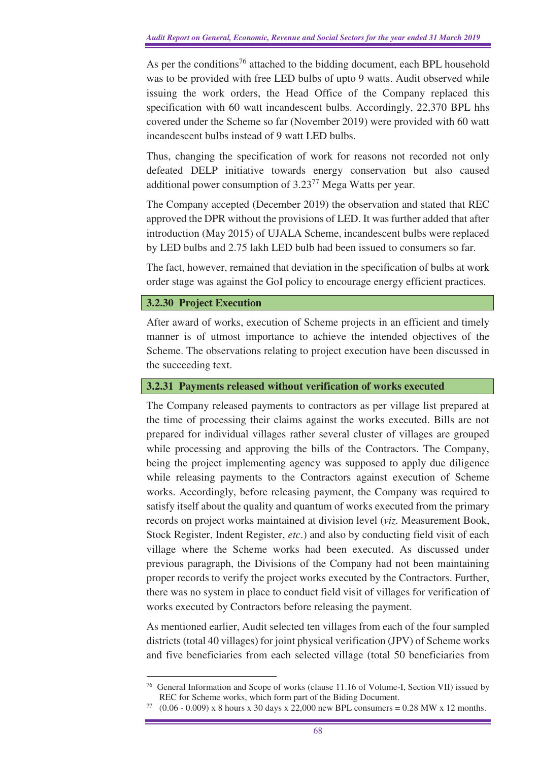As per the conditions[76] attached to the bidding document, each BPL household was to be provided with free LED bulbs of upto 9 watts. Audit observed while issuing the work orders, the Head Office of the Company replaced this specification with 60 watt incandescent bulbs. Accordingly, 22,370 BPL hhs covered under the Scheme so far (November 2019) were provided with 60 watt incandescent bulbs instead of 9 watt LED bulbs.

Thus, changing the specification of work for reasons not recorded not only defeated DELP initiative towards energy conservation but also caused additional power consumption of 3.23[77] Mega Watts per year.

The Company accepted (December 2019) the observation and stated that REC approved the DPR without the provisions of LED. It was further added that after introduction (May 2015) of UJALA Scheme, incandescent bulbs were replaced by LED bulbs and 2.75 lakh LED bulb had been issued to consumers so far.

The fact, however, remained that deviation in the specification of bulbs at work order stage was against the GoI policy to encourage energy efficient practices.

### 3.2.30 Project Execution

After award of works, execution of Scheme projects in an efficient and timely manner is of utmost importance to achieve the intended objectives of the Scheme. The observations relating to project execution have been discussed in the succeeding text.

### 3.2.31 Payments released without verification of works executed

The Company released payments to contractors as per village list prepared at the time of processing their claims against the works executed. Bills are not prepared for individual villages rather several cluster of villages are grouped while processing and approving the bills of the Contractors. The Company, being the project implementing agency was supposed to apply due diligence while releasing payments to the Contractors against execution of Scheme works. Accordingly, before releasing payment, the Company was required to satisfy itself about the quality and quantum of works executed from the primary records on project works maintained at division level (*viz.* Measurement Book, Stock Register, Indent Register, *etc*.) and also by conducting field visit of each village where the Scheme works had been executed. As discussed under previous paragraph, the Divisions of the Company had not been maintaining proper records to verify the project works executed by the Contractors. Further, there was no system in place to conduct field visit of villages for verification of works executed by Contractors before releasing the payment.

As mentioned earlier, Audit selected ten villages from each of the four sampled districts (total 40 villages) for joint physical verification (JPV) of Scheme works and five beneficiaries from each selected village (total 50 beneficiaries from

---

[76] General Information and Scope of works (clause 11.16 of Volume-I, Section VII) issued by REC for Scheme works, which form part of the Biding Document.

[77] (0.06 - 0.009) x 8 hours x 30 days x 22,000 new BPL consumers = 0.28 MW x 12 months.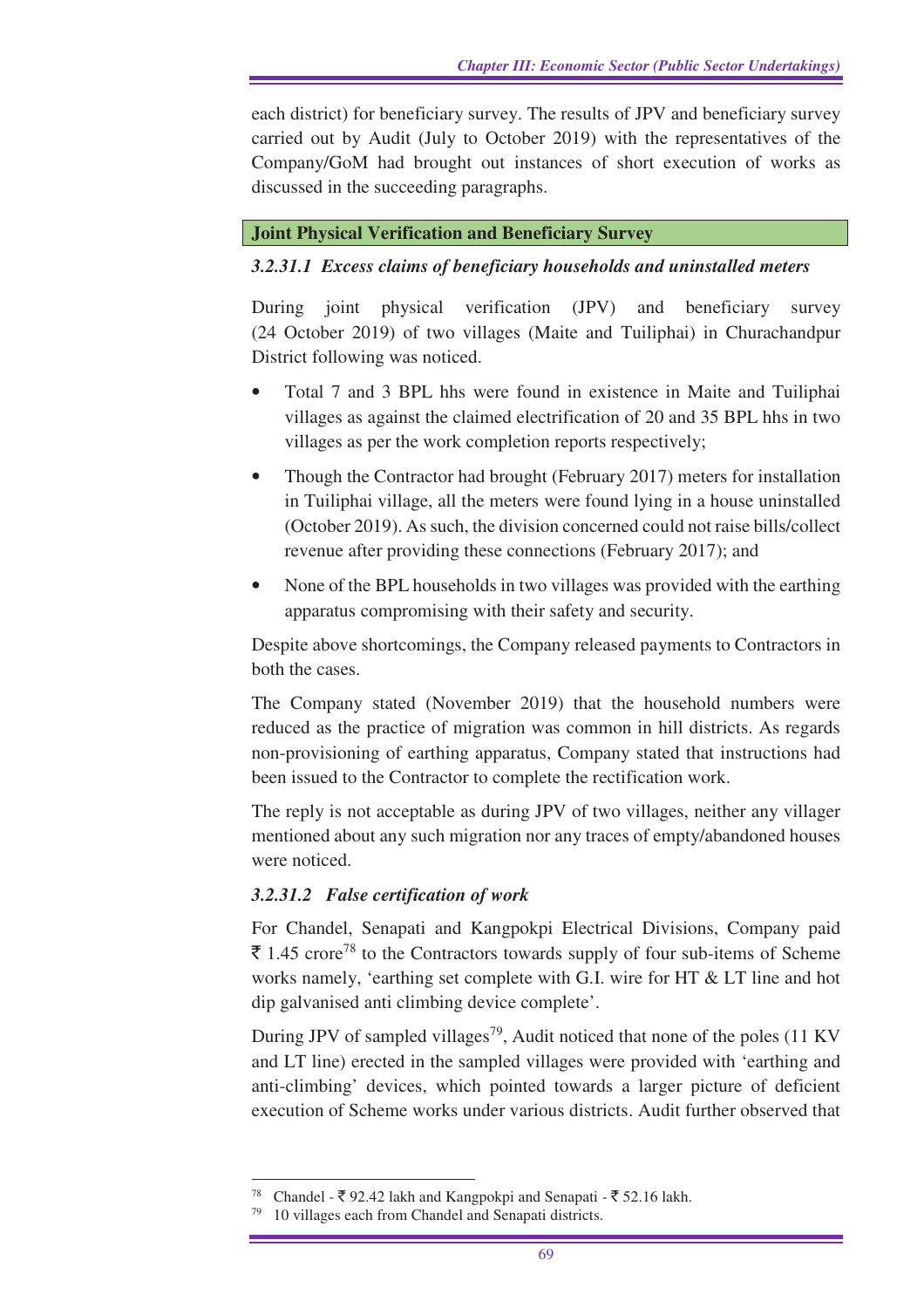each district) for beneficiary survey. The results of JPV and beneficiary survey carried out by Audit (July to October 2019) with the representatives of the Company/GoM had brought out instances of short execution of works as discussed in the succeeding paragraphs.

**Joint Physical Verification and Beneficiary Survey**

### *3.2.31.1 Excess claims of beneficiary households and uninstalled meters*

During joint physical verification (JPV) and beneficiary survey (24 October 2019) of two villages (Maite and Tuiliphai) in Churachandpur District following was noticed.

- Total 7 and 3 BPL hhs were found in existence in Maite and Tuiliphai villages as against the claimed electrification of 20 and 35 BPL hhs in two villages as per the work completion reports respectively;
- Though the Contractor had brought (February 2017) meters for installation in Tuiliphai village, all the meters were found lying in a house uninstalled (October 2019). As such, the division concerned could not raise bills/collect revenue after providing these connections (February 2017); and
- None of the BPL households in two villages was provided with the earthing apparatus compromising with their safety and security.

Despite above shortcomings, the Company released payments to Contractors in both the cases.

The Company stated (November 2019) that the household numbers were reduced as the practice of migration was common in hill districts. As regards non-provisioning of earthing apparatus, Company stated that instructions had been issued to the Contractor to complete the rectification work.

The reply is not acceptable as during JPV of two villages, neither any villager mentioned about any such migration nor any traces of empty/abandoned houses were noticed.

### *3.2.31.2 False certification of work*

For Chandel, Senapati and Kangpokpi Electrical Divisions, Company paid ₹ 1.45 crore[78] to the Contractors towards supply of four sub-items of Scheme works namely, 'earthing set complete with G.I. wire for HT & LT line and hot dip galvanised anti climbing device complete'.

During JPV of sampled villages[79], Audit noticed that none of the poles (11 KV and LT line) erected in the sampled villages were provided with 'earthing and anti-climbing' devices, which pointed towards a larger picture of deficient execution of Scheme works under various districts. Audit further observed that

---

[78] Chandel - ₹ 92.42 lakh and Kangpokpi and Senapati - ₹ 52.16 lakh.

[79] 10 villages each from Chandel and Senapati districts.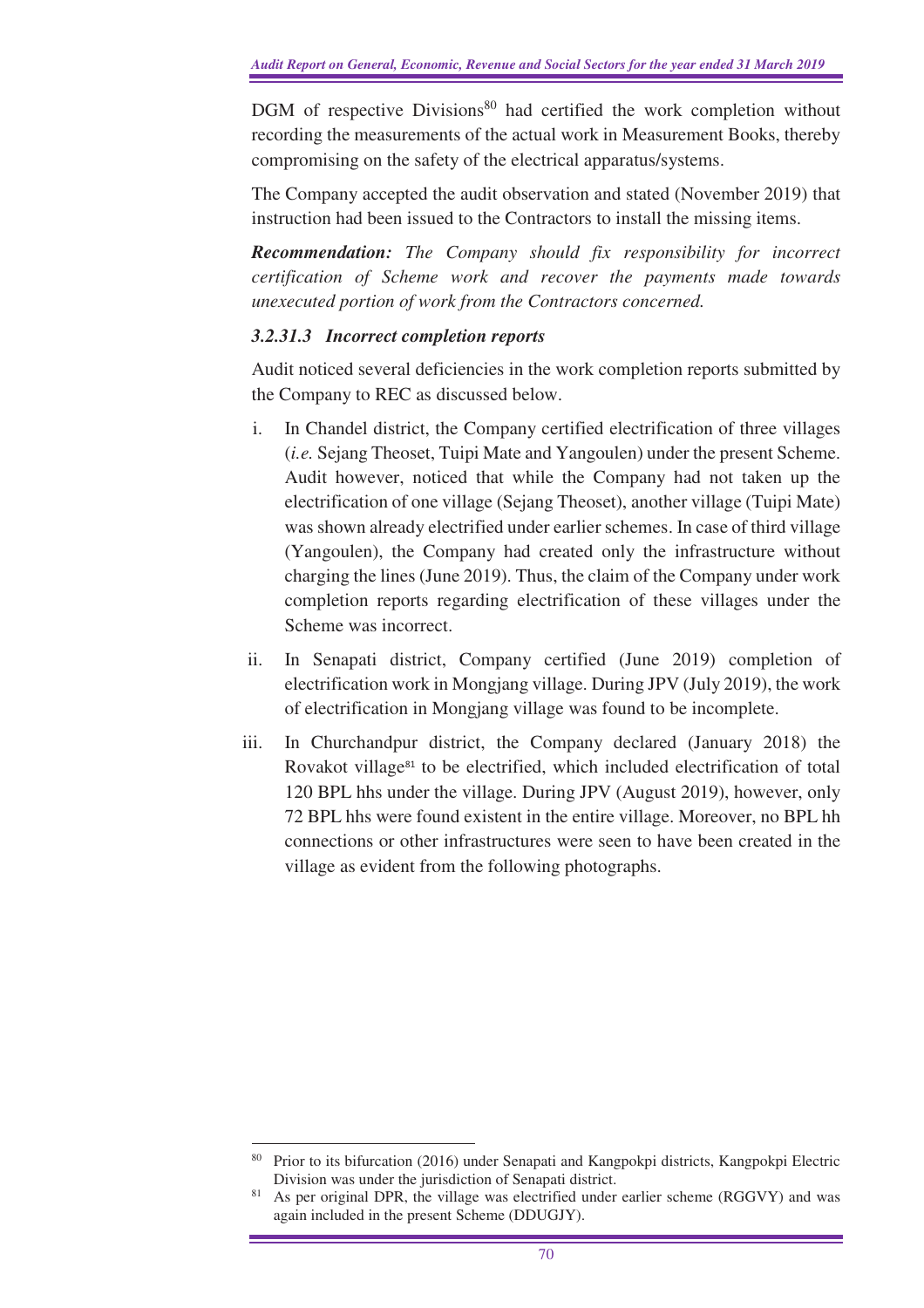DGM of respective Divisions[80] had certified the work completion without recording the measurements of the actual work in Measurement Books, thereby compromising on the safety of the electrical apparatus/systems.

The Company accepted the audit observation and stated (November 2019) that instruction had been issued to the Contractors to install the missing items.

***Recommendation:*** *The Company should fix responsibility for incorrect certification of Scheme work and recover the payments made towards unexecuted portion of work from the Contractors concerned.*

#### *3.2.31.3 Incorrect completion reports*

Audit noticed several deficiencies in the work completion reports submitted by the Company to REC as discussed below.

i. In Chandel district, the Company certified electrification of three villages (*i.e.* Sejang Theoset, Tuipi Mate and Yangoulen) under the present Scheme. Audit however, noticed that while the Company had not taken up the electrification of one village (Sejang Theoset), another village (Tuipi Mate) was shown already electrified under earlier schemes. In case of third village (Yangoulen), the Company had created only the infrastructure without charging the lines (June 2019). Thus, the claim of the Company under work completion reports regarding electrification of these villages under the Scheme was incorrect.

ii. In Senapati district, Company certified (June 2019) completion of electrification work in Mongjang village. During JPV (July 2019), the work of electrification in Mongjang village was found to be incomplete.

iii. In Churchandpur district, the Company declared (January 2018) the Rovakot village[81] to be electrified, which included electrification of total 120 BPL hhs under the village. During JPV (August 2019), however, only 72 BPL hhs were found existent in the entire village. Moreover, no BPL hh connections or other infrastructures were seen to have been created in the village as evident from the following photographs.

---

[80] Prior to its bifurcation (2016) under Senapati and Kangpokpi districts, Kangpokpi Electric Division was under the jurisdiction of Senapati district.

[81] As per original DPR, the village was electrified under earlier scheme (RGGVY) and was again included in the present Scheme (DDUGJY).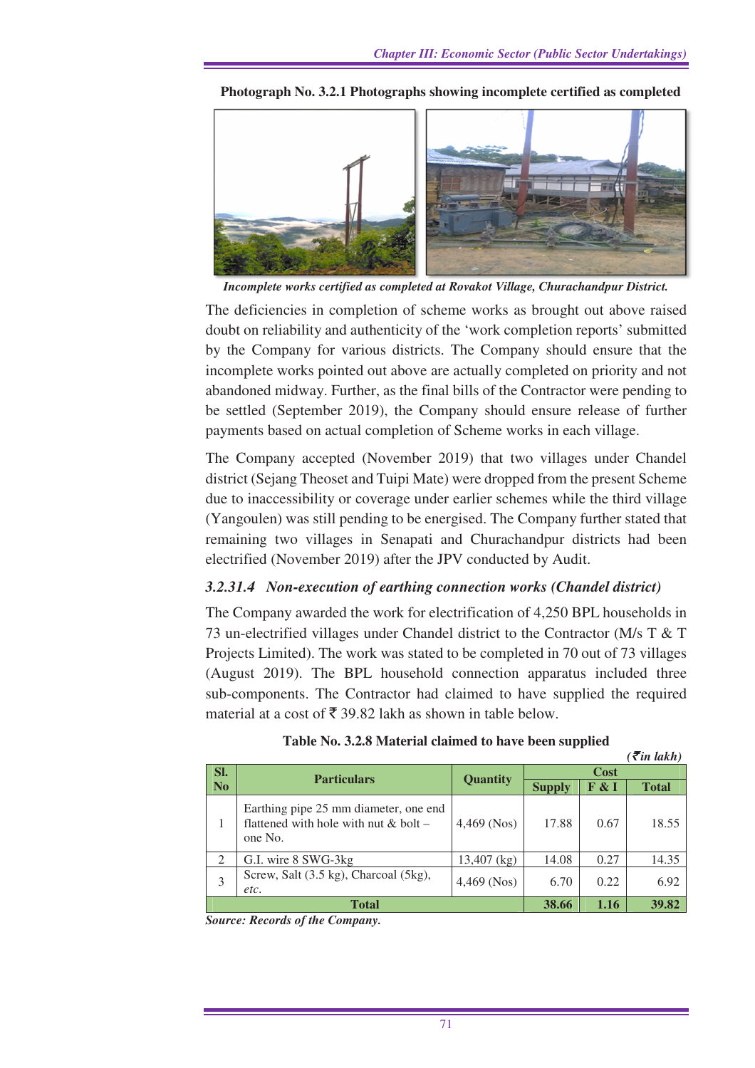**Photograph No. 3.2.1 Photographs showing incomplete certified as completed**

*Incomplete works certified as completed at Rovakot Village, Churachandpur District.*

The deficiencies in completion of scheme works as brought out above raised doubt on reliability and authenticity of the 'work completion reports' submitted by the Company for various districts. The Company should ensure that the incomplete works pointed out above are actually completed on priority and not abandoned midway. Further, as the final bills of the Contractor were pending to be settled (September 2019), the Company should ensure release of further payments based on actual completion of Scheme works in each village.

The Company accepted (November 2019) that two villages under Chandel district (Sejang Theoset and Tuipi Mate) were dropped from the present Scheme due to inaccessibility or coverage under earlier schemes while the third village (Yangoulen) was still pending to be energised. The Company further stated that remaining two villages in Senapati and Churachandpur districts had been electrified (November 2019) after the JPV conducted by Audit.

### *3.2.31.4 Non-execution of earthing connection works (Chandel district)*

The Company awarded the work for electrification of 4,250 BPL households in 73 un-electrified villages under Chandel district to the Contractor (M/s T & T Projects Limited). The work was stated to be completed in 70 out of 73 villages (August 2019). The BPL household connection apparatus included three sub-components. The Contractor had claimed to have supplied the required material at a cost of ₹ 39.82 lakh as shown in table below.

**Table No. 3.2.8 Material claimed to have been supplied**

*(₹in lakh)*

| Sl. No | Particulars | Quantity | Cost | | |
|---|---|---|---|---|---|
| | | | Supply | F & I | Total |
| 1 | Earthing pipe 25 mm diameter, one end flattened with hole with nut & bolt – one No. | 4,469 (Nos) | 17.88 | 0.67 | 18.55 |
| 2 | G.I. wire 8 SWG-3kg | 13,407 (kg) | 14.08 | 0.27 | 14.35 |
| 3 | Screw, Salt (3.5 kg), Charcoal (5kg), *etc.* | 4,469 (Nos) | 6.70 | 0.22 | 6.92 |
| | **Total** | | **38.66** | **1.16** | **39.82** |

*Source: Records of the Company.*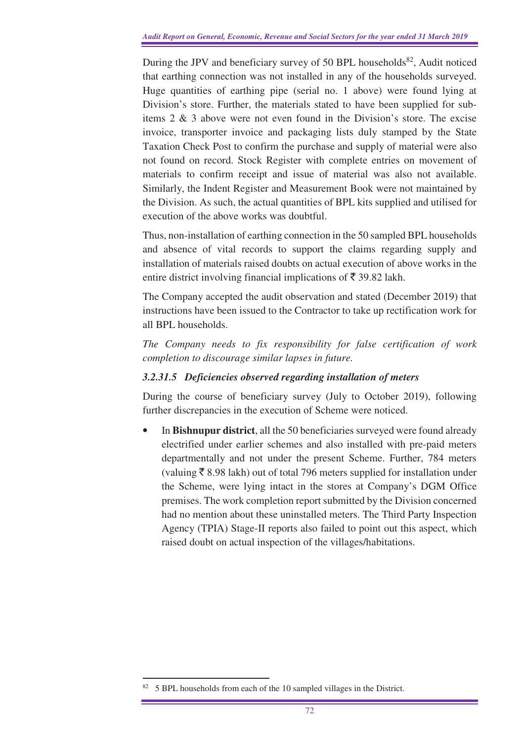During the JPV and beneficiary survey of 50 BPL households[82], Audit noticed that earthing connection was not installed in any of the households surveyed. Huge quantities of earthing pipe (serial no. 1 above) were found lying at Division's store. Further, the materials stated to have been supplied for sub-items 2 & 3 above were not even found in the Division's store. The excise invoice, transporter invoice and packaging lists duly stamped by the State Taxation Check Post to confirm the purchase and supply of material were also not found on record. Stock Register with complete entries on movement of materials to confirm receipt and issue of material was also not available. Similarly, the Indent Register and Measurement Book were not maintained by the Division. As such, the actual quantities of BPL kits supplied and utilised for execution of the above works was doubtful.

Thus, non-installation of earthing connection in the 50 sampled BPL households and absence of vital records to support the claims regarding supply and installation of materials raised doubts on actual execution of above works in the entire district involving financial implications of ₹ 39.82 lakh.

The Company accepted the audit observation and stated (December 2019) that instructions have been issued to the Contractor to take up rectification work for all BPL households.

*The Company needs to fix responsibility for false certification of work completion to discourage similar lapses in future.*

### *3.2.31.5 Deficiencies observed regarding installation of meters*

During the course of beneficiary survey (July to October 2019), following further discrepancies in the execution of Scheme were noticed.

- In **Bishnupur district**, all the 50 beneficiaries surveyed were found already electrified under earlier schemes and also installed with pre-paid meters departmentally and not under the present Scheme. Further, 784 meters (valuing ₹ 8.98 lakh) out of total 796 meters supplied for installation under the Scheme, were lying intact in the stores at Company's DGM Office premises. The work completion report submitted by the Division concerned had no mention about these uninstalled meters. The Third Party Inspection Agency (TPIA) Stage-II reports also failed to point out this aspect, which raised doubt on actual inspection of the villages/habitations.

---

[82] 5 BPL households from each of the 10 sampled villages in the District.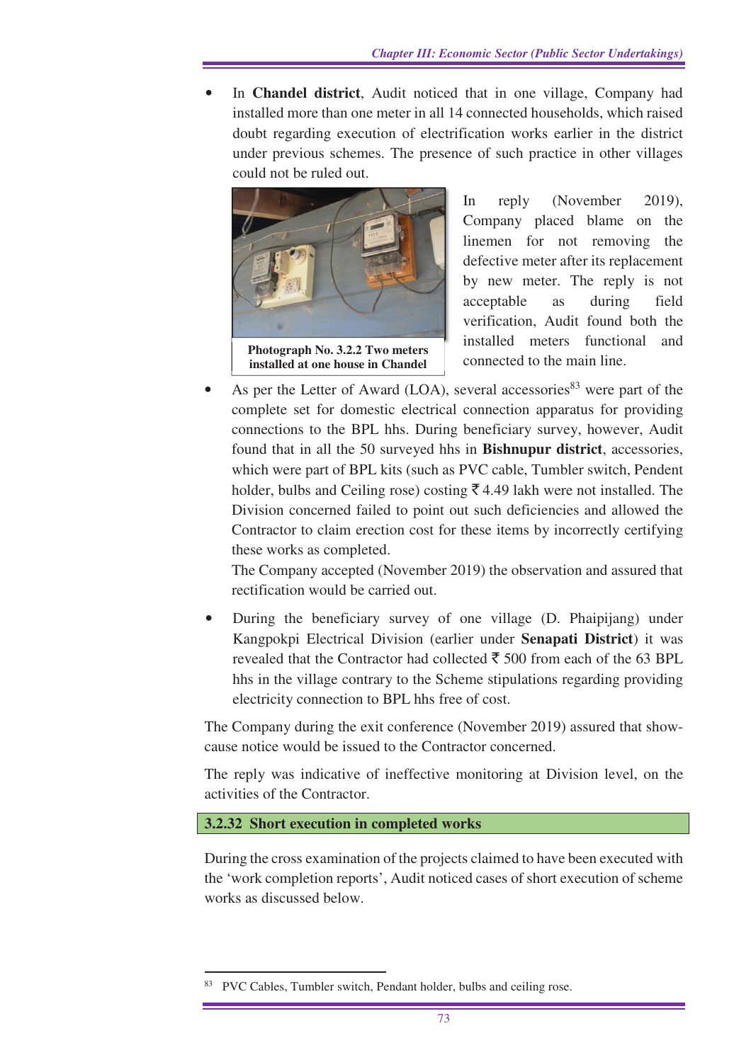- In **Chandel district**, Audit noticed that in one village, Company had installed more than one meter in all 14 connected households, which raised doubt regarding execution of electrification works earlier in the district under previous schemes. The presence of such practice in other villages could not be ruled out.

**Photograph No. 3.2.2 Two meters installed at one house in Chandel**

In reply (November 2019), Company placed blame on the linemen for not removing the defective meter after its replacement by new meter. The reply is not acceptable as during field verification, Audit found both the installed meters functional and connected to the main line.

- As per the Letter of Award (LOA), several accessories[83] were part of the complete set for domestic electrical connection apparatus for providing connections to the BPL hhs. During beneficiary survey, however, Audit found that in all the 50 surveyed hhs in **Bishnupur district**, accessories, which were part of BPL kits (such as PVC cable, Tumbler switch, Pendent holder, bulbs and Ceiling rose) costing ₹ 4.49 lakh were not installed. The Division concerned failed to point out such deficiencies and allowed the Contractor to claim erection cost for these items by incorrectly certifying these works as completed.

  The Company accepted (November 2019) the observation and assured that rectification would be carried out.

- During the beneficiary survey of one village (D. Phaipijang) under Kangpokpi Electrical Division (earlier under **Senapati District**) it was revealed that the Contractor had collected ₹ 500 from each of the 63 BPL hhs in the village contrary to the Scheme stipulations regarding providing electricity connection to BPL hhs free of cost.

The Company during the exit conference (November 2019) assured that show-cause notice would be issued to the Contractor concerned.

The reply was indicative of ineffective monitoring at Division level, on the activities of the Contractor.

### 3.2.32 Short execution in completed works

During the cross examination of the projects claimed to have been executed with the 'work completion reports', Audit noticed cases of short execution of scheme works as discussed below.

[83] PVC Cables, Tumbler switch, Pendant holder, bulbs and ceiling rose.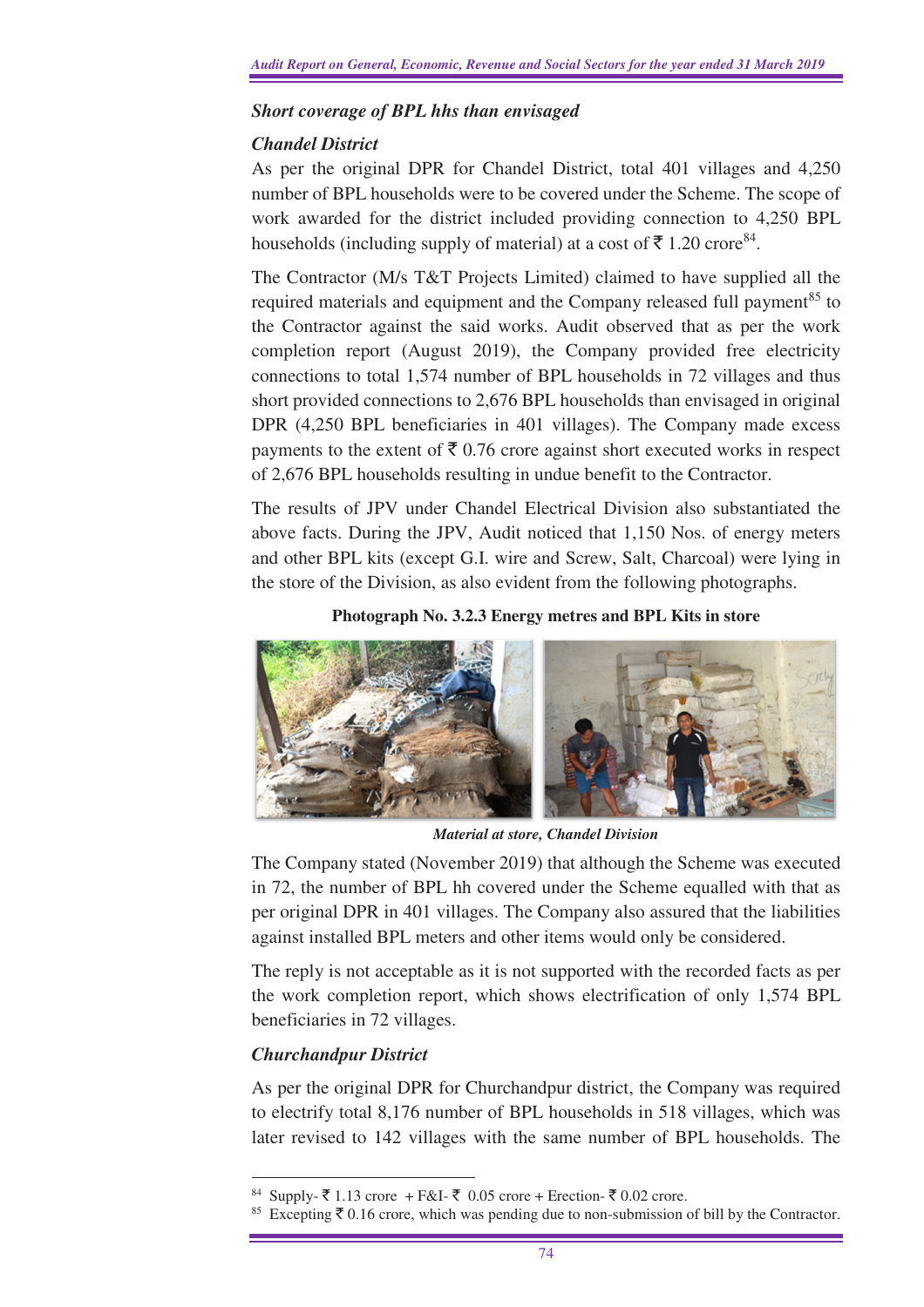***Short coverage of BPL hhs than envisaged***

***Chandel District***

As per the original DPR for Chandel District, total 401 villages and 4,250 number of BPL households were to be covered under the Scheme. The scope of work awarded for the district included providing connection to 4,250 BPL households (including supply of material) at a cost of ₹ 1.20 crore[84].

The Contractor (M/s T&T Projects Limited) claimed to have supplied all the required materials and equipment and the Company released full payment[85] to the Contractor against the said works. Audit observed that as per the work completion report (August 2019), the Company provided free electricity connections to total 1,574 number of BPL households in 72 villages and thus short provided connections to 2,676 BPL households than envisaged in original DPR (4,250 BPL beneficiaries in 401 villages). The Company made excess payments to the extent of ₹ 0.76 crore against short executed works in respect of 2,676 BPL households resulting in undue benefit to the Contractor.

The results of JPV under Chandel Electrical Division also substantiated the above facts. During the JPV, Audit noticed that 1,150 Nos. of energy meters and other BPL kits (except G.I. wire and Screw, Salt, Charcoal) were lying in the store of the Division, as also evident from the following photographs.

**Photograph No. 3.2.3 Energy metres and BPL Kits in store**

*Material at store, Chandel Division*

The Company stated (November 2019) that although the Scheme was executed in 72, the number of BPL hh covered under the Scheme equalled with that as per original DPR in 401 villages. The Company also assured that the liabilities against installed BPL meters and other items would only be considered.

The reply is not acceptable as it is not supported with the recorded facts as per the work completion report, which shows electrification of only 1,574 BPL beneficiaries in 72 villages.

***Churchandpur District***

As per the original DPR for Churchandpur district, the Company was required to electrify total 8,176 number of BPL households in 518 villages, which was later revised to 142 villages with the same number of BPL households. The

---

[84] Supply- ₹ 1.13 crore + F&I- ₹ 0.05 crore + Erection- ₹ 0.02 crore.

[85] Excepting ₹ 0.16 crore, which was pending due to non-submission of bill by the Contractor.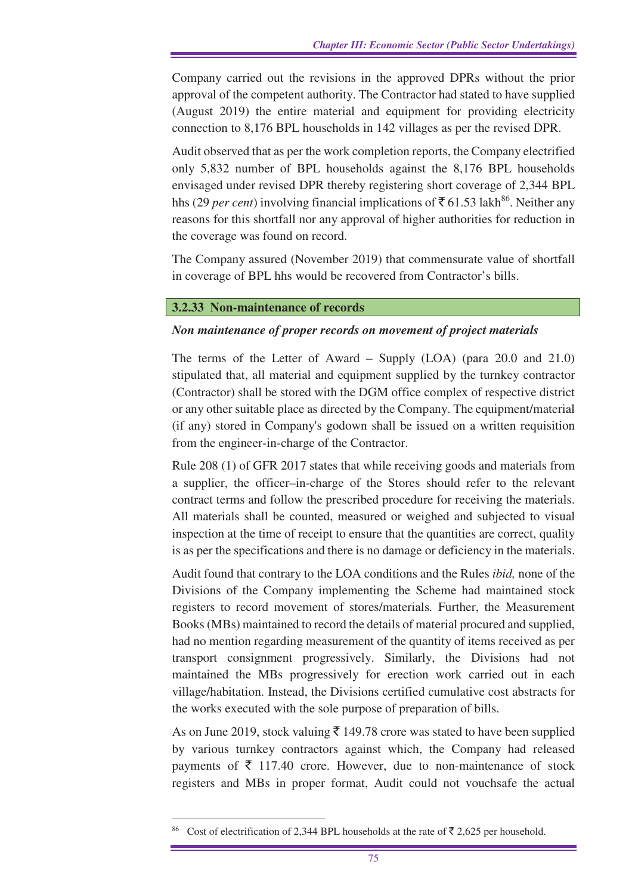Company carried out the revisions in the approved DPRs without the prior approval of the competent authority. The Contractor had stated to have supplied (August 2019) the entire material and equipment for providing electricity connection to 8,176 BPL households in 142 villages as per the revised DPR.

Audit observed that as per the work completion reports, the Company electrified only 5,832 number of BPL households against the 8,176 BPL households envisaged under revised DPR thereby registering short coverage of 2,344 BPL hhs (29 *per cent*) involving financial implications of ₹ 61.53 lakh[86]. Neither any reasons for this shortfall nor any approval of higher authorities for reduction in the coverage was found on record.

The Company assured (November 2019) that commensurate value of shortfall in coverage of BPL hhs would be recovered from Contractor's bills.

### 3.2.33 Non-maintenance of records

***Non maintenance of proper records on movement of project materials***

The terms of the Letter of Award – Supply (LOA) (para 20.0 and 21.0) stipulated that, all material and equipment supplied by the turnkey contractor (Contractor) shall be stored with the DGM office complex of respective district or any other suitable place as directed by the Company. The equipment/material (if any) stored in Company's godown shall be issued on a written requisition from the engineer-in-charge of the Contractor.

Rule 208 (1) of GFR 2017 states that while receiving goods and materials from a supplier, the officer–in-charge of the Stores should refer to the relevant contract terms and follow the prescribed procedure for receiving the materials. All materials shall be counted, measured or weighed and subjected to visual inspection at the time of receipt to ensure that the quantities are correct, quality is as per the specifications and there is no damage or deficiency in the materials.

Audit found that contrary to the LOA conditions and the Rules *ibid,* none of the Divisions of the Company implementing the Scheme had maintained stock registers to record movement of stores/materials. Further, the Measurement Books (MBs) maintained to record the details of material procured and supplied, had no mention regarding measurement of the quantity of items received as per transport consignment progressively. Similarly, the Divisions had not maintained the MBs progressively for erection work carried out in each village/habitation. Instead, the Divisions certified cumulative cost abstracts for the works executed with the sole purpose of preparation of bills.

As on June 2019, stock valuing ₹ 149.78 crore was stated to have been supplied by various turnkey contractors against which, the Company had released payments of ₹ 117.40 crore. However, due to non-maintenance of stock registers and MBs in proper format, Audit could not vouchsafe the actual

---

[86] Cost of electrification of 2,344 BPL households at the rate of ₹ 2,625 per household.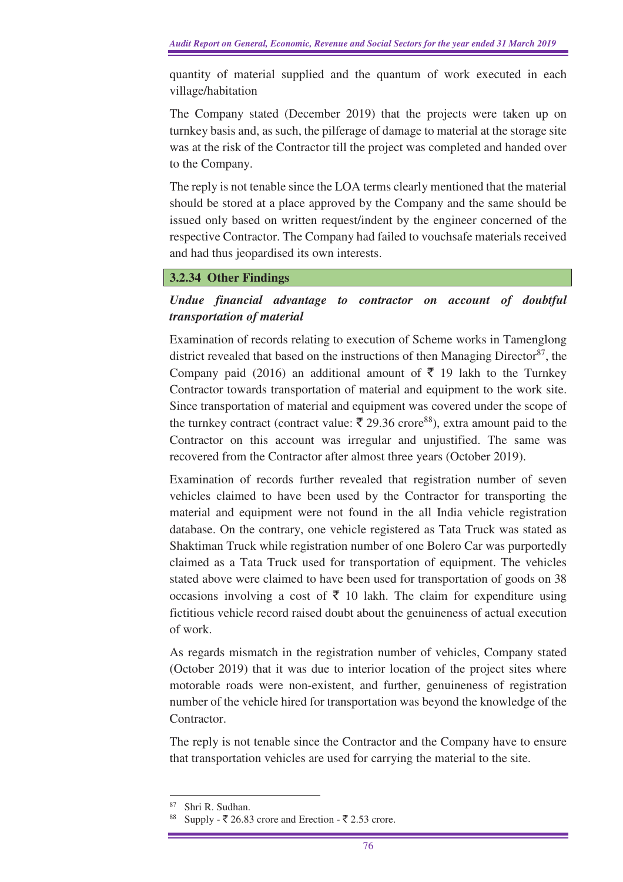quantity of material supplied and the quantum of work executed in each village/habitation

The Company stated (December 2019) that the projects were taken up on turnkey basis and, as such, the pilferage of damage to material at the storage site was at the risk of the Contractor till the project was completed and handed over to the Company.

The reply is not tenable since the LOA terms clearly mentioned that the material should be stored at a place approved by the Company and the same should be issued only based on written request/indent by the engineer concerned of the respective Contractor. The Company had failed to vouchsafe materials received and had thus jeopardised its own interests.

### 3.2.34 Other Findings

***Undue financial advantage to contractor on account of doubtful transportation of material***

Examination of records relating to execution of Scheme works in Tamenglong district revealed that based on the instructions of then Managing Director[87], the Company paid (2016) an additional amount of ₹ 19 lakh to the Turnkey Contractor towards transportation of material and equipment to the work site. Since transportation of material and equipment was covered under the scope of the turnkey contract (contract value: ₹ 29.36 crore[88]), extra amount paid to the Contractor on this account was irregular and unjustified. The same was recovered from the Contractor after almost three years (October 2019).

Examination of records further revealed that registration number of seven vehicles claimed to have been used by the Contractor for transporting the material and equipment were not found in the all India vehicle registration database. On the contrary, one vehicle registered as Tata Truck was stated as Shaktiman Truck while registration number of one Bolero Car was purportedly claimed as a Tata Truck used for transportation of equipment. The vehicles stated above were claimed to have been used for transportation of goods on 38 occasions involving a cost of ₹ 10 lakh. The claim for expenditure using fictitious vehicle record raised doubt about the genuineness of actual execution of work.

As regards mismatch in the registration number of vehicles, Company stated (October 2019) that it was due to interior location of the project sites where motorable roads were non-existent, and further, genuineness of registration number of the vehicle hired for transportation was beyond the knowledge of the Contractor.

The reply is not tenable since the Contractor and the Company have to ensure that transportation vehicles are used for carrying the material to the site.

---

[87] Shri R. Sudhan.

[88] Supply - ₹ 26.83 crore and Erection - ₹ 2.53 crore.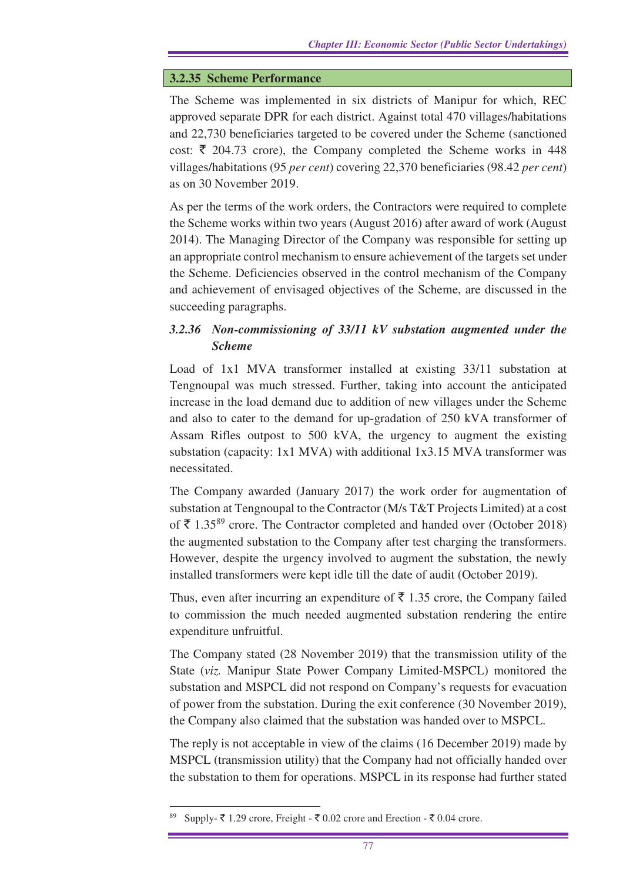### 3.2.35 Scheme Performance

The Scheme was implemented in six districts of Manipur for which, REC approved separate DPR for each district. Against total 470 villages/habitations and 22,730 beneficiaries targeted to be covered under the Scheme (sanctioned cost: ₹ 204.73 crore), the Company completed the Scheme works in 448 villages/habitations (95 *per cent*) covering 22,370 beneficiaries (98.42 *per cent*) as on 30 November 2019.

As per the terms of the work orders, the Contractors were required to complete the Scheme works within two years (August 2016) after award of work (August 2014). The Managing Director of the Company was responsible for setting up an appropriate control mechanism to ensure achievement of the targets set under the Scheme. Deficiencies observed in the control mechanism of the Company and achievement of envisaged objectives of the Scheme, are discussed in the succeeding paragraphs.

### *3.2.36 Non-commissioning of 33/11 kV substation augmented under the Scheme*

Load of 1x1 MVA transformer installed at existing 33/11 substation at Tengnoupal was much stressed. Further, taking into account the anticipated increase in the load demand due to addition of new villages under the Scheme and also to cater to the demand for up-gradation of 250 kVA transformer of Assam Rifles outpost to 500 kVA, the urgency to augment the existing substation (capacity: 1x1 MVA) with additional 1x3.15 MVA transformer was necessitated.

The Company awarded (January 2017) the work order for augmentation of substation at Tengnoupal to the Contractor (M/s T&T Projects Limited) at a cost of ₹ 1.35[89] crore. The Contractor completed and handed over (October 2018) the augmented substation to the Company after test charging the transformers. However, despite the urgency involved to augment the substation, the newly installed transformers were kept idle till the date of audit (October 2019).

Thus, even after incurring an expenditure of ₹ 1.35 crore, the Company failed to commission the much needed augmented substation rendering the entire expenditure unfruitful.

The Company stated (28 November 2019) that the transmission utility of the State (*viz.* Manipur State Power Company Limited-MSPCL) monitored the substation and MSPCL did not respond on Company's requests for evacuation of power from the substation. During the exit conference (30 November 2019), the Company also claimed that the substation was handed over to MSPCL.

The reply is not acceptable in view of the claims (16 December 2019) made by MSPCL (transmission utility) that the Company had not officially handed over the substation to them for operations. MSPCL in its response had further stated

---

[89] Supply- ₹ 1.29 crore, Freight - ₹ 0.02 crore and Erection - ₹ 0.04 crore.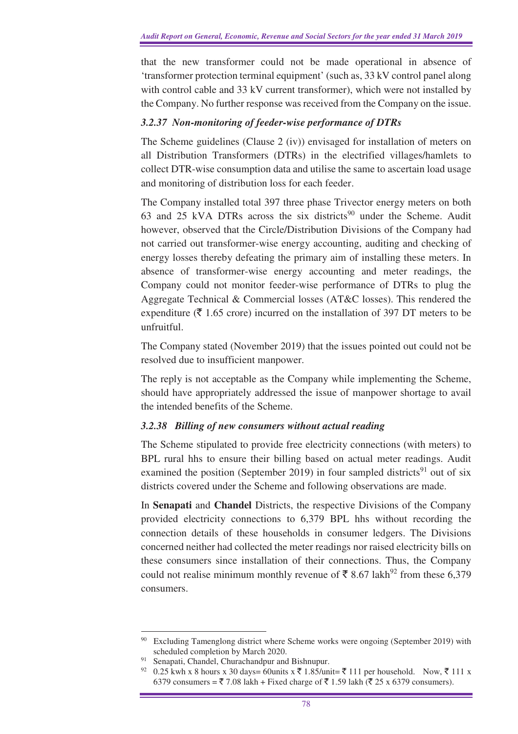that the new transformer could not be made operational in absence of 'transformer protection terminal equipment' (such as, 33 kV control panel along with control cable and 33 kV current transformer), which were not installed by the Company. No further response was received from the Company on the issue.

### *3.2.37 Non-monitoring of feeder-wise performance of DTRs*

The Scheme guidelines (Clause 2 (iv)) envisaged for installation of meters on all Distribution Transformers (DTRs) in the electrified villages/hamlets to collect DTR-wise consumption data and utilise the same to ascertain load usage and monitoring of distribution loss for each feeder.

The Company installed total 397 three phase Trivector energy meters on both 63 and 25 kVA DTRs across the six districts[90] under the Scheme. Audit however, observed that the Circle/Distribution Divisions of the Company had not carried out transformer-wise energy accounting, auditing and checking of energy losses thereby defeating the primary aim of installing these meters. In absence of transformer-wise energy accounting and meter readings, the Company could not monitor feeder-wise performance of DTRs to plug the Aggregate Technical & Commercial losses (AT&C losses). This rendered the expenditure (₹ 1.65 crore) incurred on the installation of 397 DT meters to be unfruitful.

The Company stated (November 2019) that the issues pointed out could not be resolved due to insufficient manpower.

The reply is not acceptable as the Company while implementing the Scheme, should have appropriately addressed the issue of manpower shortage to avail the intended benefits of the Scheme.

### *3.2.38 Billing of new consumers without actual reading*

The Scheme stipulated to provide free electricity connections (with meters) to BPL rural hhs to ensure their billing based on actual meter readings. Audit examined the position (September 2019) in four sampled districts[91] out of six districts covered under the Scheme and following observations are made.

In **Senapati** and **Chandel** Districts, the respective Divisions of the Company provided electricity connections to 6,379 BPL hhs without recording the connection details of these households in consumer ledgers. The Divisions concerned neither had collected the meter readings nor raised electricity bills on these consumers since installation of their connections. Thus, the Company could not realise minimum monthly revenue of ₹ 8.67 lakh[92] from these 6,379 consumers.

---

[90] Excluding Tamenglong district where Scheme works were ongoing (September 2019) with scheduled completion by March 2020.

[91] Senapati, Chandel, Churachandpur and Bishnupur.

[92] 0.25 kwh x 8 hours x 30 days= 60units x ₹ 1.85/unit= ₹ 111 per household. Now, ₹ 111 x 6379 consumers = ₹ 7.08 lakh + Fixed charge of ₹ 1.59 lakh (₹ 25 x 6379 consumers).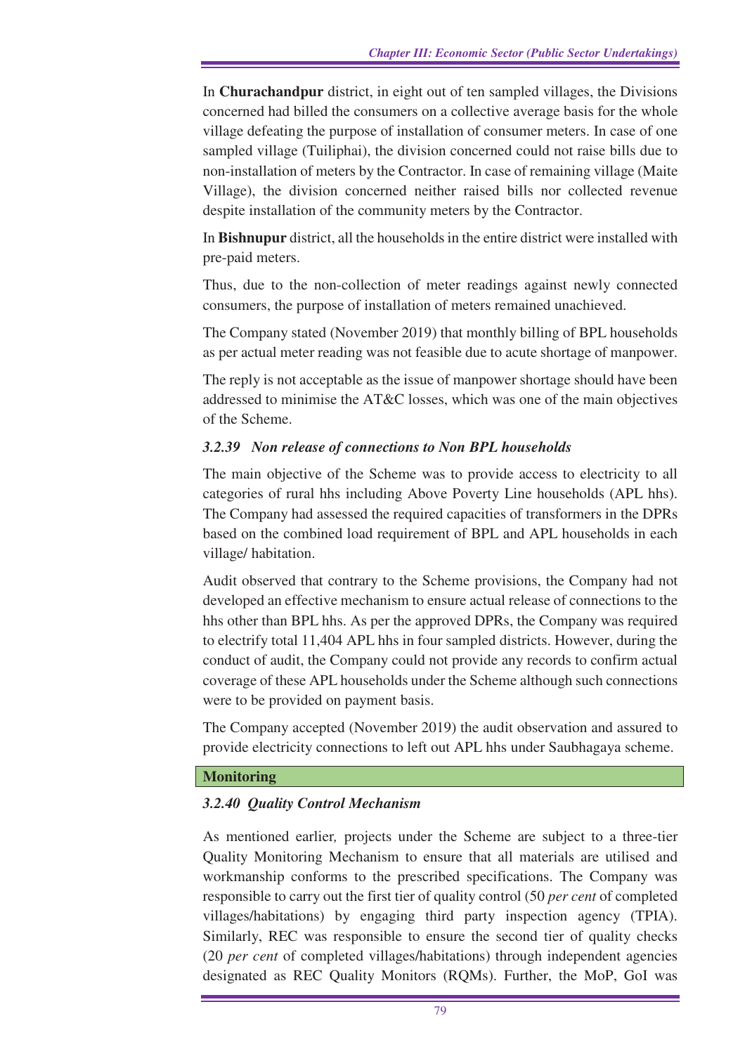In **Churachandpur** district, in eight out of ten sampled villages, the Divisions concerned had billed the consumers on a collective average basis for the whole village defeating the purpose of installation of consumer meters. In case of one sampled village (Tuiliphai), the division concerned could not raise bills due to non-installation of meters by the Contractor. In case of remaining village (Maite Village), the division concerned neither raised bills nor collected revenue despite installation of the community meters by the Contractor.

In **Bishnupur** district, all the households in the entire district were installed with pre-paid meters.

Thus, due to the non-collection of meter readings against newly connected consumers, the purpose of installation of meters remained unachieved.

The Company stated (November 2019) that monthly billing of BPL households as per actual meter reading was not feasible due to acute shortage of manpower.

The reply is not acceptable as the issue of manpower shortage should have been addressed to minimise the AT&C losses, which was one of the main objectives of the Scheme.

### *3.2.39 Non release of connections to Non BPL households*

The main objective of the Scheme was to provide access to electricity to all categories of rural hhs including Above Poverty Line households (APL hhs). The Company had assessed the required capacities of transformers in the DPRs based on the combined load requirement of BPL and APL households in each village/ habitation.

Audit observed that contrary to the Scheme provisions, the Company had not developed an effective mechanism to ensure actual release of connections to the hhs other than BPL hhs. As per the approved DPRs, the Company was required to electrify total 11,404 APL hhs in four sampled districts. However, during the conduct of audit, the Company could not provide any records to confirm actual coverage of these APL households under the Scheme although such connections were to be provided on payment basis.

The Company accepted (November 2019) the audit observation and assured to provide electricity connections to left out APL hhs under Saubhagaya scheme.

## Monitoring

### *3.2.40 Quality Control Mechanism*

As mentioned earlier*,* projects under the Scheme are subject to a three-tier Quality Monitoring Mechanism to ensure that all materials are utilised and workmanship conforms to the prescribed specifications. The Company was responsible to carry out the first tier of quality control (50 *per cent* of completed villages/habitations) by engaging third party inspection agency (TPIA). Similarly, REC was responsible to ensure the second tier of quality checks (20 *per cent* of completed villages/habitations) through independent agencies designated as REC Quality Monitors (RQMs). Further, the MoP, GoI was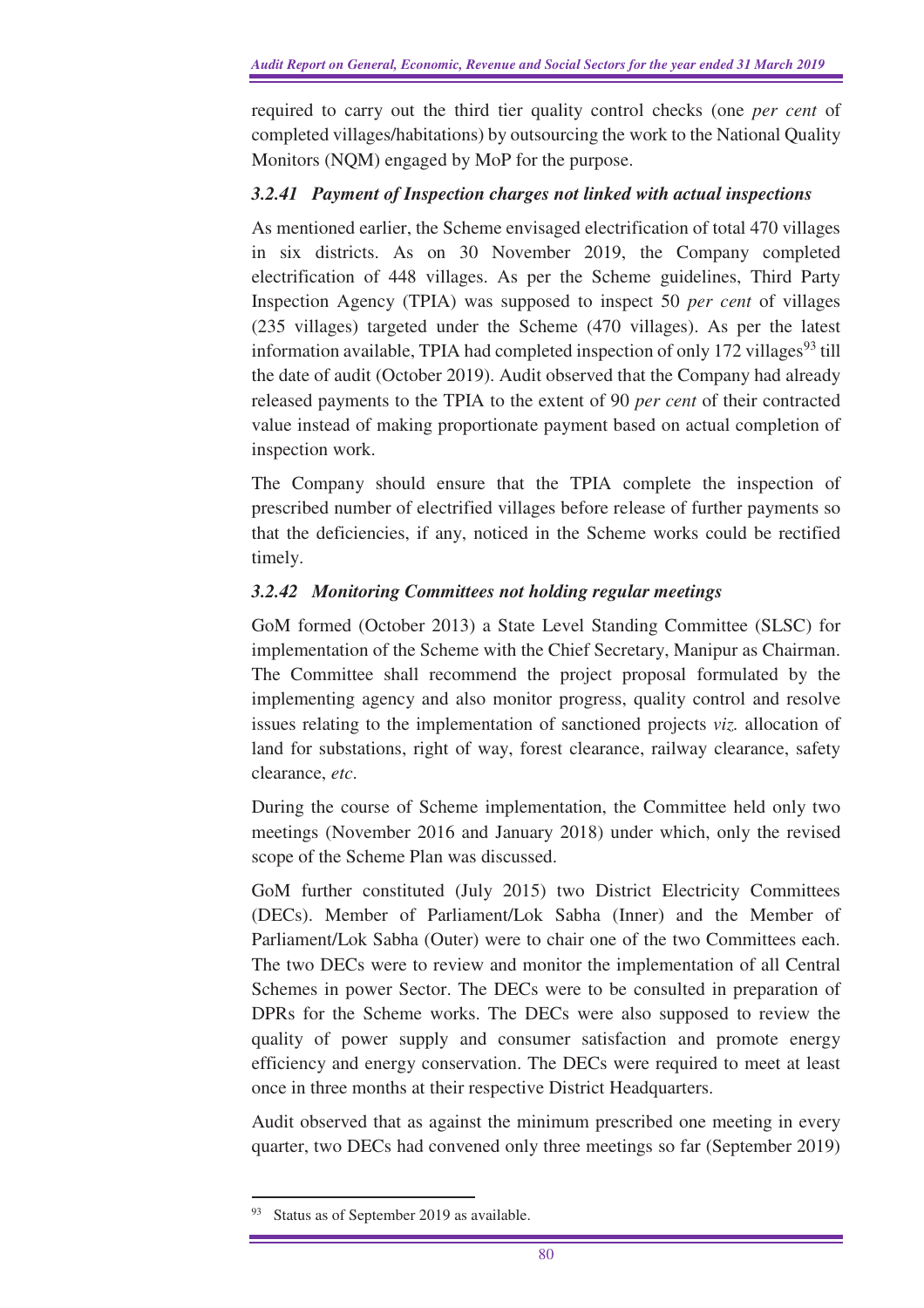required to carry out the third tier quality control checks (one *per cent* of completed villages/habitations) by outsourcing the work to the National Quality Monitors (NQM) engaged by MoP for the purpose.

### *3.2.41 Payment of Inspection charges not linked with actual inspections*

As mentioned earlier, the Scheme envisaged electrification of total 470 villages in six districts. As on 30 November 2019, the Company completed electrification of 448 villages. As per the Scheme guidelines, Third Party Inspection Agency (TPIA) was supposed to inspect 50 *per cent* of villages (235 villages) targeted under the Scheme (470 villages). As per the latest information available, TPIA had completed inspection of only 172 villages[93] till the date of audit (October 2019). Audit observed that the Company had already released payments to the TPIA to the extent of 90 *per cent* of their contracted value instead of making proportionate payment based on actual completion of inspection work.

The Company should ensure that the TPIA complete the inspection of prescribed number of electrified villages before release of further payments so that the deficiencies, if any, noticed in the Scheme works could be rectified timely.

### *3.2.42 Monitoring Committees not holding regular meetings*

GoM formed (October 2013) a State Level Standing Committee (SLSC) for implementation of the Scheme with the Chief Secretary, Manipur as Chairman. The Committee shall recommend the project proposal formulated by the implementing agency and also monitor progress, quality control and resolve issues relating to the implementation of sanctioned projects *viz.* allocation of land for substations, right of way, forest clearance, railway clearance, safety clearance, *etc*.

During the course of Scheme implementation, the Committee held only two meetings (November 2016 and January 2018) under which, only the revised scope of the Scheme Plan was discussed.

GoM further constituted (July 2015) two District Electricity Committees (DECs). Member of Parliament/Lok Sabha (Inner) and the Member of Parliament/Lok Sabha (Outer) were to chair one of the two Committees each. The two DECs were to review and monitor the implementation of all Central Schemes in power Sector. The DECs were to be consulted in preparation of DPRs for the Scheme works. The DECs were also supposed to review the quality of power supply and consumer satisfaction and promote energy efficiency and energy conservation. The DECs were required to meet at least once in three months at their respective District Headquarters.

Audit observed that as against the minimum prescribed one meeting in every quarter, two DECs had convened only three meetings so far (September 2019)

[93] Status as of September 2019 as available.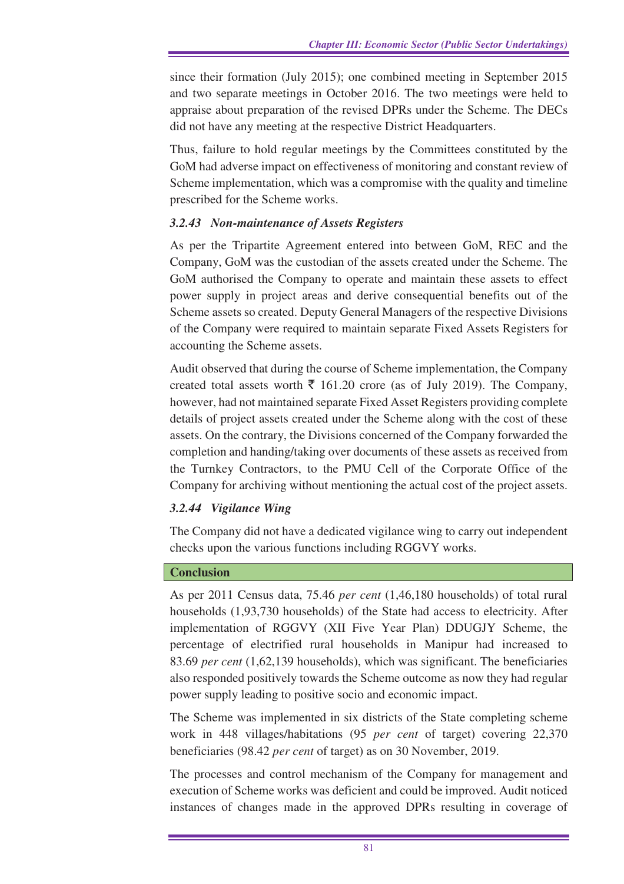since their formation (July 2015); one combined meeting in September 2015 and two separate meetings in October 2016. The two meetings were held to appraise about preparation of the revised DPRs under the Scheme. The DECs did not have any meeting at the respective District Headquarters.

Thus, failure to hold regular meetings by the Committees constituted by the GoM had adverse impact on effectiveness of monitoring and constant review of Scheme implementation, which was a compromise with the quality and timeline prescribed for the Scheme works.

### *3.2.43 Non-maintenance of Assets Registers*

As per the Tripartite Agreement entered into between GoM, REC and the Company, GoM was the custodian of the assets created under the Scheme. The GoM authorised the Company to operate and maintain these assets to effect power supply in project areas and derive consequential benefits out of the Scheme assets so created. Deputy General Managers of the respective Divisions of the Company were required to maintain separate Fixed Assets Registers for accounting the Scheme assets.

Audit observed that during the course of Scheme implementation, the Company created total assets worth ₹ 161.20 crore (as of July 2019). The Company, however, had not maintained separate Fixed Asset Registers providing complete details of project assets created under the Scheme along with the cost of these assets. On the contrary, the Divisions concerned of the Company forwarded the completion and handing/taking over documents of these assets as received from the Turnkey Contractors, to the PMU Cell of the Corporate Office of the Company for archiving without mentioning the actual cost of the project assets.

### *3.2.44 Vigilance Wing*

The Company did not have a dedicated vigilance wing to carry out independent checks upon the various functions including RGGVY works.

### Conclusion

As per 2011 Census data, 75.46 *per cent* (1,46,180 households) of total rural households (1,93,730 households) of the State had access to electricity. After implementation of RGGVY (XII Five Year Plan) DDUGJY Scheme, the percentage of electrified rural households in Manipur had increased to 83.69 *per cent* (1,62,139 households), which was significant. The beneficiaries also responded positively towards the Scheme outcome as now they had regular power supply leading to positive socio and economic impact.

The Scheme was implemented in six districts of the State completing scheme work in 448 villages/habitations (95 *per cent* of target) covering 22,370 beneficiaries (98.42 *per cent* of target) as on 30 November, 2019.

The processes and control mechanism of the Company for management and execution of Scheme works was deficient and could be improved. Audit noticed instances of changes made in the approved DPRs resulting in coverage of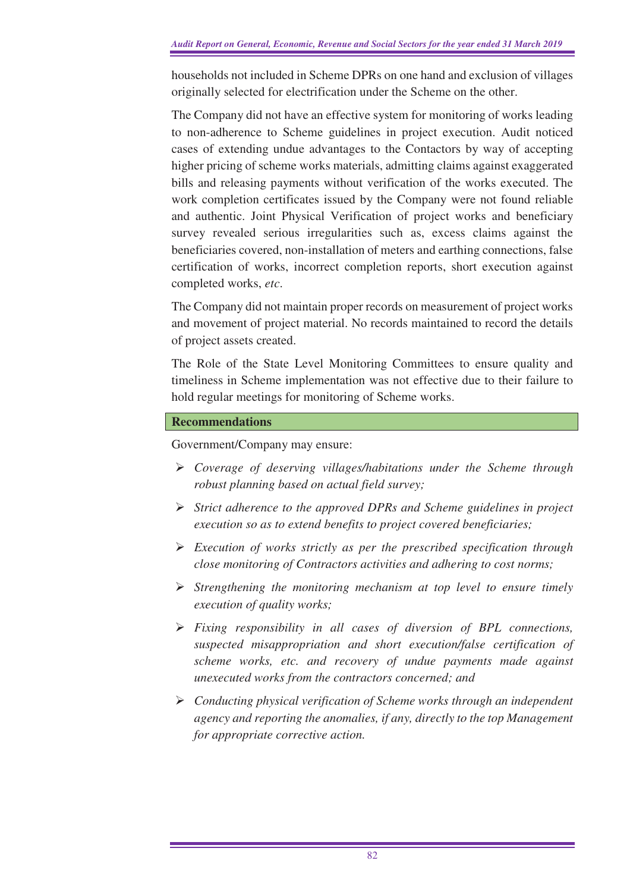households not included in Scheme DPRs on one hand and exclusion of villages originally selected for electrification under the Scheme on the other.

The Company did not have an effective system for monitoring of works leading to non-adherence to Scheme guidelines in project execution. Audit noticed cases of extending undue advantages to the Contactors by way of accepting higher pricing of scheme works materials, admitting claims against exaggerated bills and releasing payments without verification of the works executed. The work completion certificates issued by the Company were not found reliable and authentic. Joint Physical Verification of project works and beneficiary survey revealed serious irregularities such as, excess claims against the beneficiaries covered, non-installation of meters and earthing connections, false certification of works, incorrect completion reports, short execution against completed works, *etc*.

The Company did not maintain proper records on measurement of project works and movement of project material. No records maintained to record the details of project assets created.

The Role of the State Level Monitoring Committees to ensure quality and timeliness in Scheme implementation was not effective due to their failure to hold regular meetings for monitoring of Scheme works.

**Recommendations**

Government/Company may ensure:

- *Coverage of deserving villages/habitations under the Scheme through robust planning based on actual field survey;*
- *Strict adherence to the approved DPRs and Scheme guidelines in project execution so as to extend benefits to project covered beneficiaries;*
- *Execution of works strictly as per the prescribed specification through close monitoring of Contractors activities and adhering to cost norms;*
- *Strengthening the monitoring mechanism at top level to ensure timely execution of quality works;*
- *Fixing responsibility in all cases of diversion of BPL connections, suspected misappropriation and short execution/false certification of scheme works, etc. and recovery of undue payments made against unexecuted works from the contractors concerned; and*
- *Conducting physical verification of Scheme works through an independent agency and reporting the anomalies, if any, directly to the top Management for appropriate corrective action.*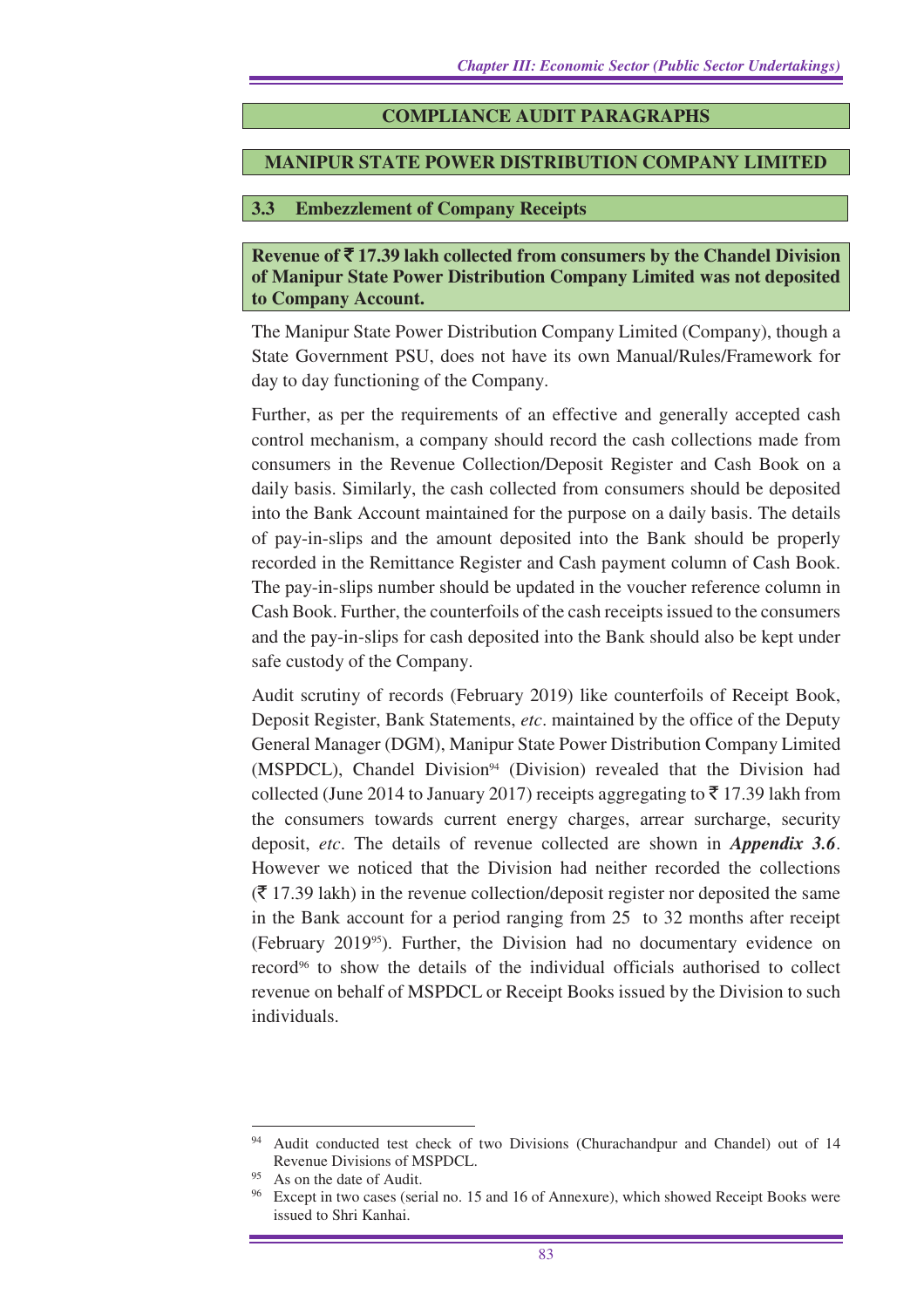## COMPLIANCE AUDIT PARAGRAPHS

## MANIPUR STATE POWER DISTRIBUTION COMPANY LIMITED

### 3.3 Embezzlement of Company Receipts

**Revenue of ₹ 17.39 lakh collected from consumers by the Chandel Division of Manipur State Power Distribution Company Limited was not deposited to Company Account.**

The Manipur State Power Distribution Company Limited (Company), though a State Government PSU, does not have its own Manual/Rules/Framework for day to day functioning of the Company.

Further, as per the requirements of an effective and generally accepted cash control mechanism, a company should record the cash collections made from consumers in the Revenue Collection/Deposit Register and Cash Book on a daily basis. Similarly, the cash collected from consumers should be deposited into the Bank Account maintained for the purpose on a daily basis. The details of pay-in-slips and the amount deposited into the Bank should be properly recorded in the Remittance Register and Cash payment column of Cash Book. The pay-in-slips number should be updated in the voucher reference column in Cash Book. Further, the counterfoils of the cash receipts issued to the consumers and the pay-in-slips for cash deposited into the Bank should also be kept under safe custody of the Company.

Audit scrutiny of records (February 2019) like counterfoils of Receipt Book, Deposit Register, Bank Statements, *etc*. maintained by the office of the Deputy General Manager (DGM), Manipur State Power Distribution Company Limited (MSPDCL), Chandel Division[94] (Division) revealed that the Division had collected (June 2014 to January 2017) receipts aggregating to ₹ 17.39 lakh from the consumers towards current energy charges, arrear surcharge, security deposit, *etc*. The details of revenue collected are shown in ***Appendix 3.6***. However we noticed that the Division had neither recorded the collections (₹ 17.39 lakh) in the revenue collection/deposit register nor deposited the same in the Bank account for a period ranging from 25 to 32 months after receipt (February 2019[95]). Further, the Division had no documentary evidence on record[96] to show the details of the individual officials authorised to collect revenue on behalf of MSPDCL or Receipt Books issued by the Division to such individuals.

---

[94] Audit conducted test check of two Divisions (Churachandpur and Chandel) out of 14 Revenue Divisions of MSPDCL.

[95] As on the date of Audit.

[96] Except in two cases (serial no. 15 and 16 of Annexure), which showed Receipt Books were issued to Shri Kanhai.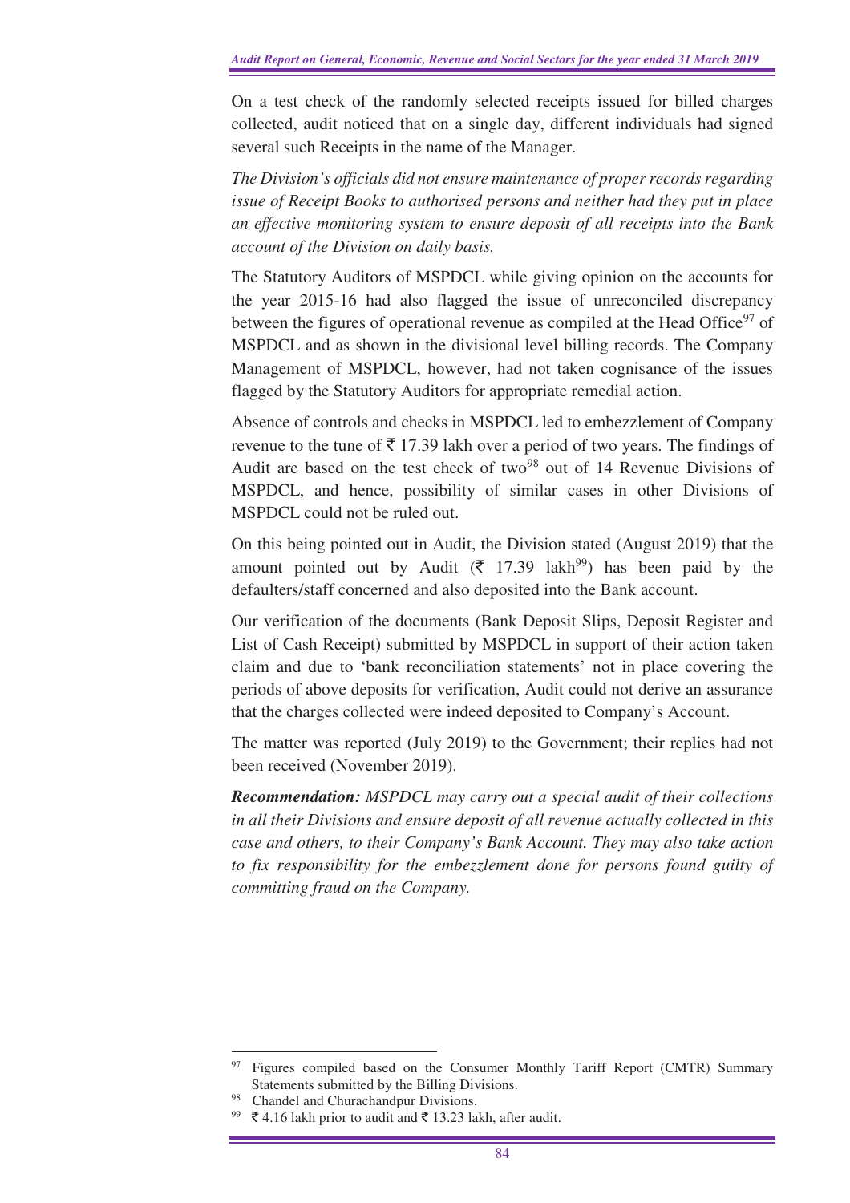On a test check of the randomly selected receipts issued for billed charges collected, audit noticed that on a single day, different individuals had signed several such Receipts in the name of the Manager.

*The Division's officials did not ensure maintenance of proper records regarding issue of Receipt Books to authorised persons and neither had they put in place an effective monitoring system to ensure deposit of all receipts into the Bank account of the Division on daily basis.*

The Statutory Auditors of MSPDCL while giving opinion on the accounts for the year 2015-16 had also flagged the issue of unreconciled discrepancy between the figures of operational revenue as compiled at the Head Office[97] of MSPDCL and as shown in the divisional level billing records. The Company Management of MSPDCL, however, had not taken cognisance of the issues flagged by the Statutory Auditors for appropriate remedial action.

Absence of controls and checks in MSPDCL led to embezzlement of Company revenue to the tune of ₹ 17.39 lakh over a period of two years. The findings of Audit are based on the test check of two[98] out of 14 Revenue Divisions of MSPDCL, and hence, possibility of similar cases in other Divisions of MSPDCL could not be ruled out.

On this being pointed out in Audit, the Division stated (August 2019) that the amount pointed out by Audit (₹ 17.39 lakh[99]) has been paid by the defaulters/staff concerned and also deposited into the Bank account.

Our verification of the documents (Bank Deposit Slips, Deposit Register and List of Cash Receipt) submitted by MSPDCL in support of their action taken claim and due to 'bank reconciliation statements' not in place covering the periods of above deposits for verification, Audit could not derive an assurance that the charges collected were indeed deposited to Company's Account.

The matter was reported (July 2019) to the Government; their replies had not been received (November 2019).

***Recommendation:*** *MSPDCL may carry out a special audit of their collections in all their Divisions and ensure deposit of all revenue actually collected in this case and others, to their Company's Bank Account. They may also take action to fix responsibility for the embezzlement done for persons found guilty of committing fraud on the Company.*

---

[97] Figures compiled based on the Consumer Monthly Tariff Report (CMTR) Summary Statements submitted by the Billing Divisions.

[98] Chandel and Churachandpur Divisions.

[99] ₹ 4.16 lakh prior to audit and ₹ 13.23 lakh, after audit.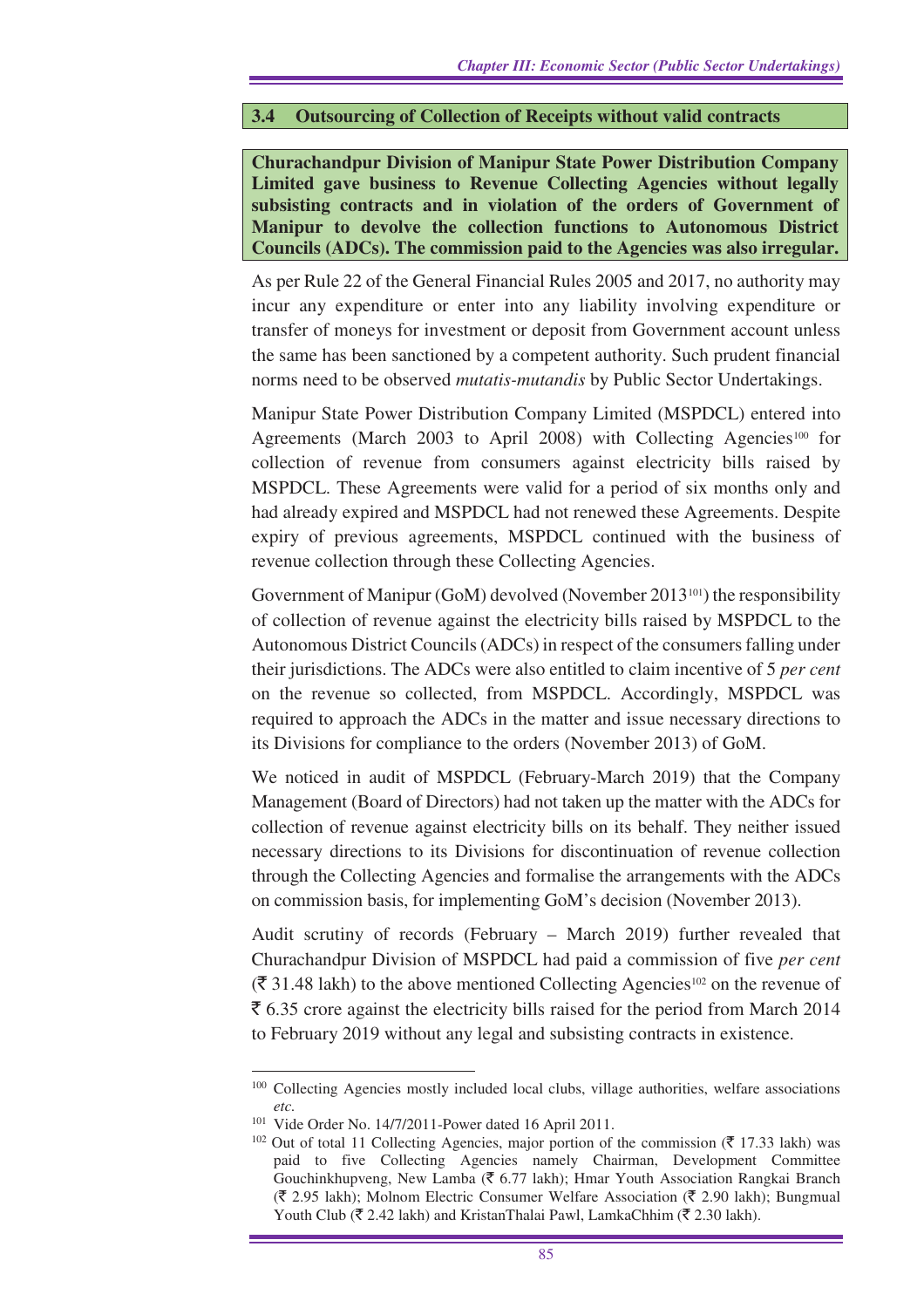## 3.4 Outsourcing of Collection of Receipts without valid contracts

**Churachandpur Division of Manipur State Power Distribution Company Limited gave business to Revenue Collecting Agencies without legally subsisting contracts and in violation of the orders of Government of Manipur to devolve the collection functions to Autonomous District Councils (ADCs). The commission paid to the Agencies was also irregular.**

As per Rule 22 of the General Financial Rules 2005 and 2017, no authority may incur any expenditure or enter into any liability involving expenditure or transfer of moneys for investment or deposit from Government account unless the same has been sanctioned by a competent authority. Such prudent financial norms need to be observed *mutatis-mutandis* by Public Sector Undertakings.

Manipur State Power Distribution Company Limited (MSPDCL) entered into Agreements (March 2003 to April 2008) with Collecting Agencies[100] for collection of revenue from consumers against electricity bills raised by MSPDCL. These Agreements were valid for a period of six months only and had already expired and MSPDCL had not renewed these Agreements. Despite expiry of previous agreements, MSPDCL continued with the business of revenue collection through these Collecting Agencies.

Government of Manipur (GoM) devolved (November 2013[101]) the responsibility of collection of revenue against the electricity bills raised by MSPDCL to the Autonomous District Councils (ADCs) in respect of the consumers falling under their jurisdictions. The ADCs were also entitled to claim incentive of 5 *per cent* on the revenue so collected, from MSPDCL. Accordingly, MSPDCL was required to approach the ADCs in the matter and issue necessary directions to its Divisions for compliance to the orders (November 2013) of GoM.

We noticed in audit of MSPDCL (February-March 2019) that the Company Management (Board of Directors) had not taken up the matter with the ADCs for collection of revenue against electricity bills on its behalf. They neither issued necessary directions to its Divisions for discontinuation of revenue collection through the Collecting Agencies and formalise the arrangements with the ADCs on commission basis, for implementing GoM's decision (November 2013).

Audit scrutiny of records (February – March 2019) further revealed that Churachandpur Division of MSPDCL had paid a commission of five *per cent* (₹ 31.48 lakh) to the above mentioned Collecting Agencies[102] on the revenue of ₹ 6.35 crore against the electricity bills raised for the period from March 2014 to February 2019 without any legal and subsisting contracts in existence.

---

[100] Collecting Agencies mostly included local clubs, village authorities, welfare associations *etc*.

[101] Vide Order No. 14/7/2011-Power dated 16 April 2011.

[102] Out of total 11 Collecting Agencies, major portion of the commission (₹ 17.33 lakh) was paid to five Collecting Agencies namely Chairman, Development Committee Gouchinkhupveng, New Lamba (₹ 6.77 lakh); Hmar Youth Association Rangkai Branch (₹ 2.95 lakh); Molnom Electric Consumer Welfare Association (₹ 2.90 lakh); Bungmual Youth Club (₹ 2.42 lakh) and KristanThalai Pawl, LamkaChhim (₹ 2.30 lakh).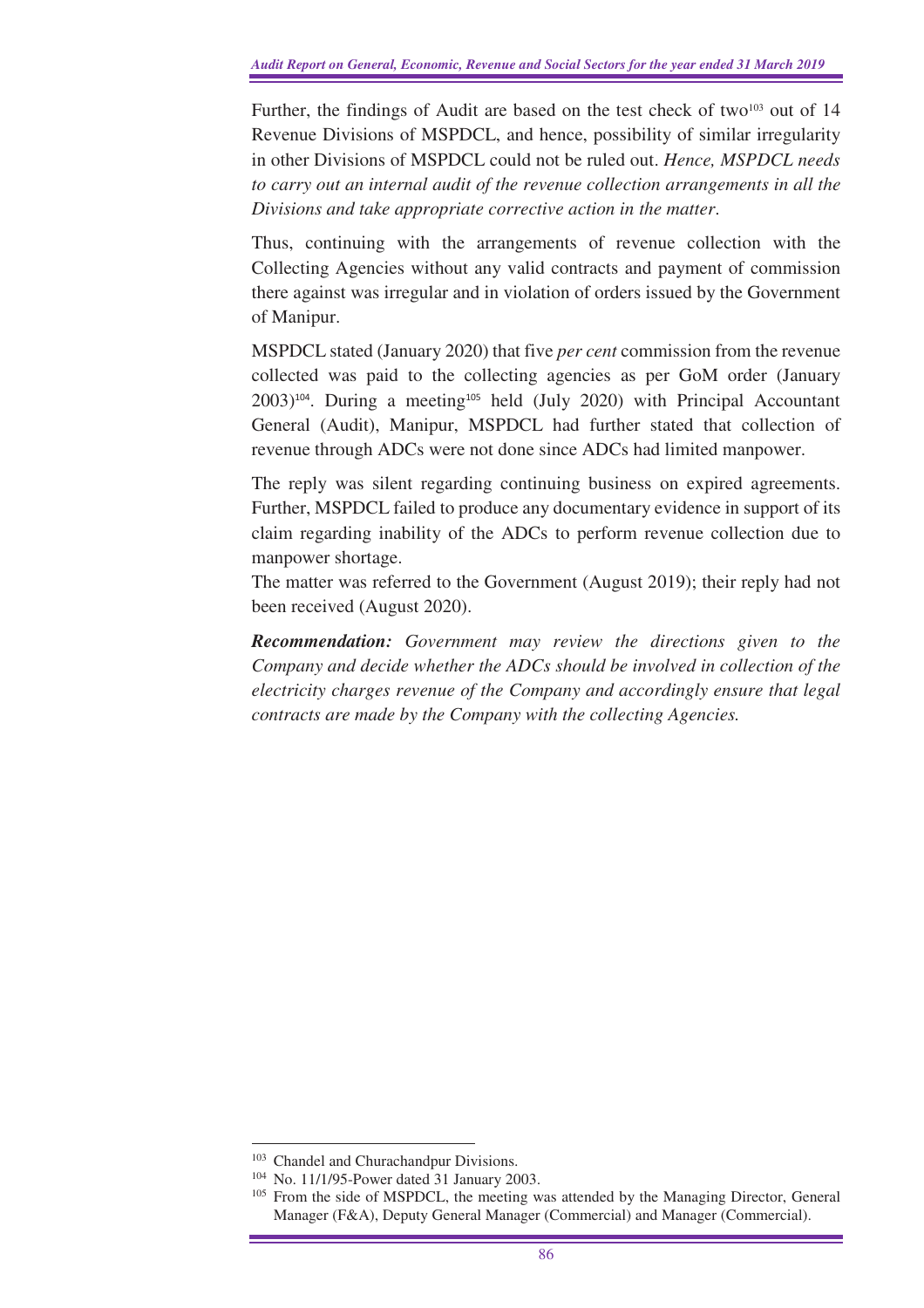Further, the findings of Audit are based on the test check of two[103] out of 14 Revenue Divisions of MSPDCL, and hence, possibility of similar irregularity in other Divisions of MSPDCL could not be ruled out. *Hence, MSPDCL needs to carry out an internal audit of the revenue collection arrangements in all the Divisions and take appropriate corrective action in the matter*.

Thus, continuing with the arrangements of revenue collection with the Collecting Agencies without any valid contracts and payment of commission there against was irregular and in violation of orders issued by the Government of Manipur.

MSPDCL stated (January 2020) that five *per cent* commission from the revenue collected was paid to the collecting agencies as per GoM order (January 2003)[104]. During a meeting[105] held (July 2020) with Principal Accountant General (Audit), Manipur, MSPDCL had further stated that collection of revenue through ADCs were not done since ADCs had limited manpower.

The reply was silent regarding continuing business on expired agreements. Further, MSPDCL failed to produce any documentary evidence in support of its claim regarding inability of the ADCs to perform revenue collection due to manpower shortage.

The matter was referred to the Government (August 2019); their reply had not been received (August 2020).

***Recommendation:*** *Government may review the directions given to the Company and decide whether the ADCs should be involved in collection of the electricity charges revenue of the Company and accordingly ensure that legal contracts are made by the Company with the collecting Agencies.*

---

[103] Chandel and Churachandpur Divisions.

[104] No. 11/1/95-Power dated 31 January 2003.

[105] From the side of MSPDCL, the meeting was attended by the Managing Director, General Manager (F&A), Deputy General Manager (Commercial) and Manager (Commercial).